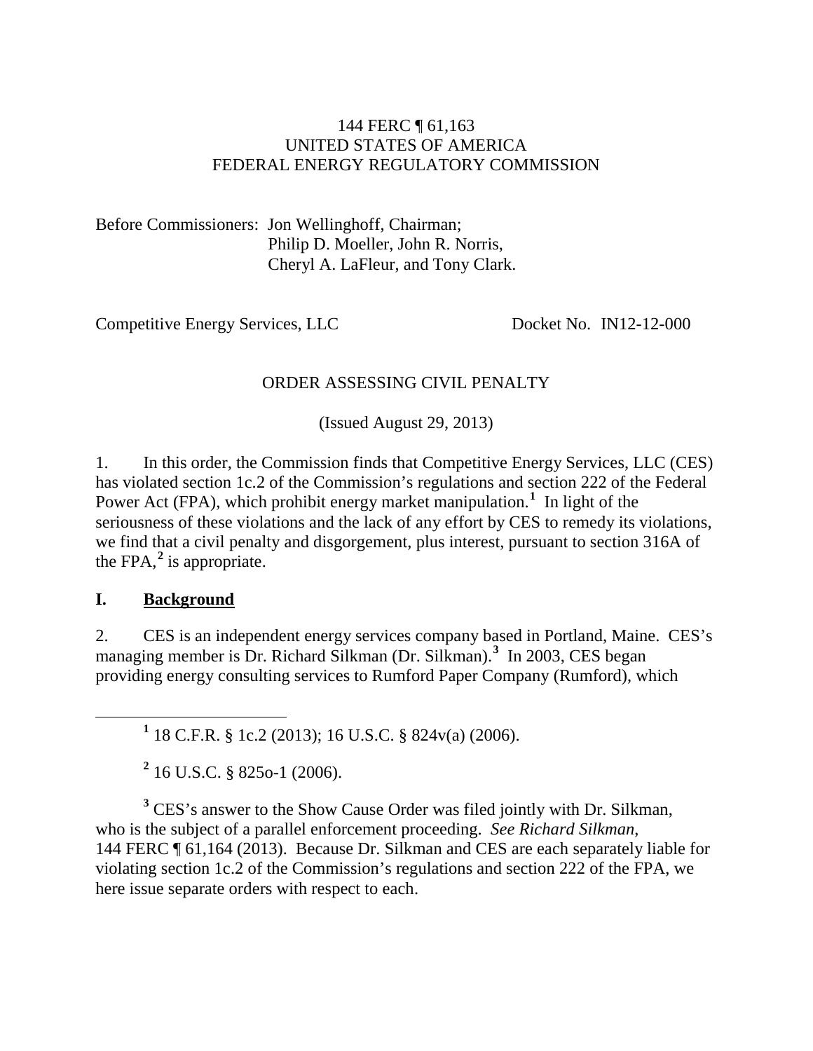144 FERC ¶ 61,163
UNITED STATES OF AMERICA
FEDERAL ENERGY REGULATORY COMMISSION

Before Commissioners: Jon Wellinghoff, Chairman;
Philip D. Moeller, John R. Norris,
Cheryl A. LaFleur, and Tony Clark.

Competitive Energy Services, LLC — Docket No. IN12-12-000

ORDER ASSESSING CIVIL PENALTY

(Issued August 29, 2013)

1. In this order, the Commission finds that Competitive Energy Services, LLC (CES) has violated section 1c.2 of the Commission's regulations and section 222 of the Federal Power Act (FPA), which prohibit energy market manipulation.[1] In light of the seriousness of these violations and the lack of any effort by CES to remedy its violations, we find that a civil penalty and disgorgement, plus interest, pursuant to section 316A of the FPA,[2] is appropriate.

## I. Background

2. CES is an independent energy services company based in Portland, Maine. CES's managing member is Dr. Richard Silkman (Dr. Silkman).[3] In 2003, CES began providing energy consulting services to Rumford Paper Company (Rumford), which

[1] 18 C.F.R. § 1c.2 (2013); 16 U.S.C. § 824v(a) (2006).

[2] 16 U.S.C. § 825o-1 (2006).

[3] CES's answer to the Show Cause Order was filed jointly with Dr. Silkman, who is the subject of a parallel enforcement proceeding. *See Richard Silkman*, 144 FERC ¶ 61,164 (2013). Because Dr. Silkman and CES are each separately liable for violating section 1c.2 of the Commission's regulations and section 222 of the FPA, we here issue separate orders with respect to each.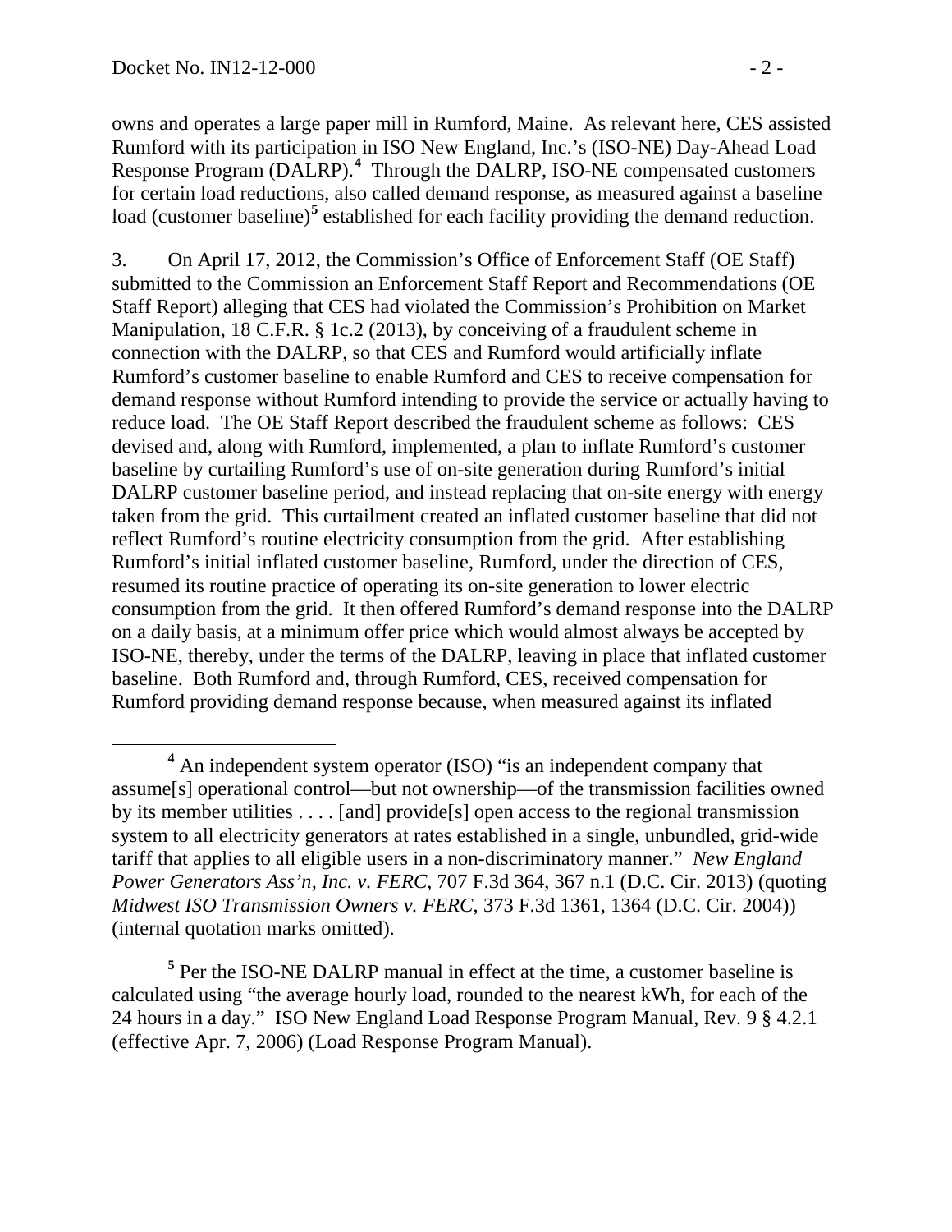owns and operates a large paper mill in Rumford, Maine. As relevant here, CES assisted Rumford with its participation in ISO New England, Inc.'s (ISO-NE) Day-Ahead Load Response Program (DALRP).[4] Through the DALRP, ISO-NE compensated customers for certain load reductions, also called demand response, as measured against a baseline load (customer baseline)[5] established for each facility providing the demand reduction.

3. On April 17, 2012, the Commission's Office of Enforcement Staff (OE Staff) submitted to the Commission an Enforcement Staff Report and Recommendations (OE Staff Report) alleging that CES had violated the Commission's Prohibition on Market Manipulation, 18 C.F.R. § 1c.2 (2013), by conceiving of a fraudulent scheme in connection with the DALRP, so that CES and Rumford would artificially inflate Rumford's customer baseline to enable Rumford and CES to receive compensation for demand response without Rumford intending to provide the service or actually having to reduce load. The OE Staff Report described the fraudulent scheme as follows: CES devised and, along with Rumford, implemented, a plan to inflate Rumford's customer baseline by curtailing Rumford's use of on-site generation during Rumford's initial DALRP customer baseline period, and instead replacing that on-site energy with energy taken from the grid. This curtailment created an inflated customer baseline that did not reflect Rumford's routine electricity consumption from the grid. After establishing Rumford's initial inflated customer baseline, Rumford, under the direction of CES, resumed its routine practice of operating its on-site generation to lower electric consumption from the grid. It then offered Rumford's demand response into the DALRP on a daily basis, at a minimum offer price which would almost always be accepted by ISO-NE, thereby, under the terms of the DALRP, leaving in place that inflated customer baseline. Both Rumford and, through Rumford, CES, received compensation for Rumford providing demand response because, when measured against its inflated

[4] An independent system operator (ISO) "is an independent company that assume[s] operational control—but not ownership—of the transmission facilities owned by its member utilities . . . . [and] provide[s] open access to the regional transmission system to all electricity generators at rates established in a single, unbundled, grid-wide tariff that applies to all eligible users in a non-discriminatory manner." *New England Power Generators Ass'n, Inc. v. FERC*, 707 F.3d 364, 367 n.1 (D.C. Cir. 2013) (quoting *Midwest ISO Transmission Owners v. FERC*, 373 F.3d 1361, 1364 (D.C. Cir. 2004)) (internal quotation marks omitted).

[5] Per the ISO-NE DALRP manual in effect at the time, a customer baseline is calculated using "the average hourly load, rounded to the nearest kWh, for each of the 24 hours in a day." ISO New England Load Response Program Manual, Rev. 9 § 4.2.1 (effective Apr. 7, 2006) (Load Response Program Manual).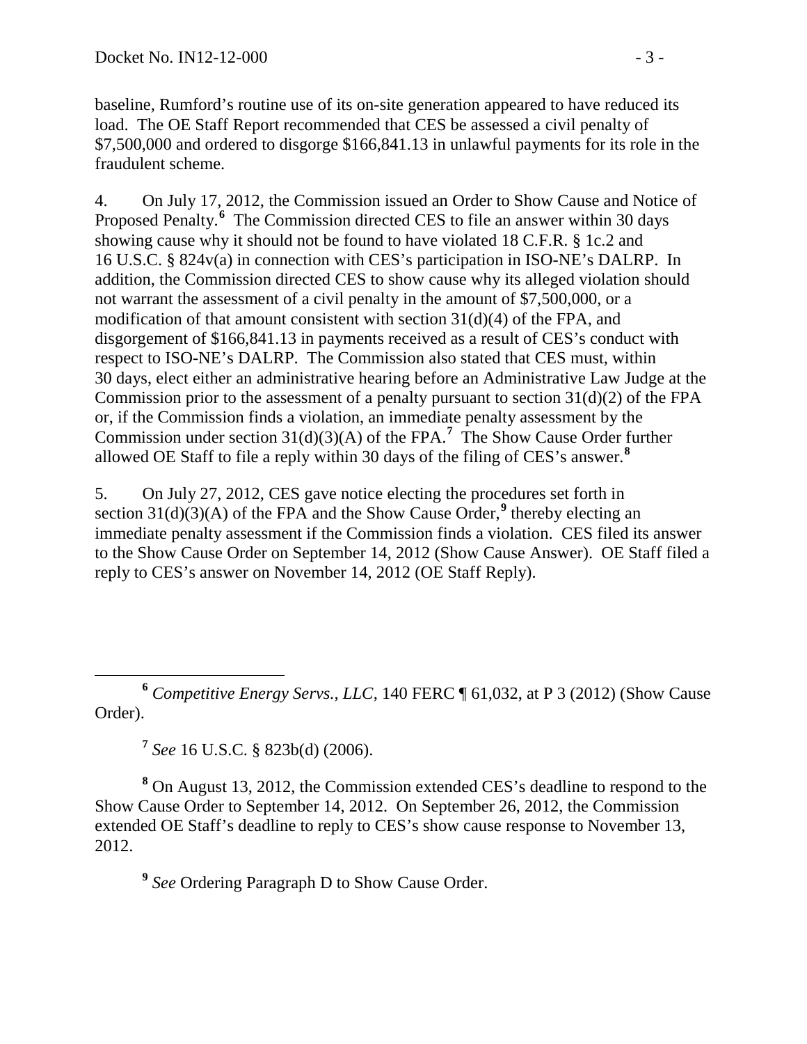baseline, Rumford's routine use of its on-site generation appeared to have reduced its load. The OE Staff Report recommended that CES be assessed a civil penalty of $7,500,000 and ordered to disgorge $166,841.13 in unlawful payments for its role in the fraudulent scheme.

4. On July 17, 2012, the Commission issued an Order to Show Cause and Notice of Proposed Penalty.[6] The Commission directed CES to file an answer within 30 days showing cause why it should not be found to have violated 18 C.F.R. § 1c.2 and 16 U.S.C. § 824v(a) in connection with CES's participation in ISO-NE's DALRP. In addition, the Commission directed CES to show cause why its alleged violation should not warrant the assessment of a civil penalty in the amount of $7,500,000, or a modification of that amount consistent with section 31(d)(4) of the FPA, and disgorgement of $166,841.13 in payments received as a result of CES's conduct with respect to ISO-NE's DALRP. The Commission also stated that CES must, within 30 days, elect either an administrative hearing before an Administrative Law Judge at the Commission prior to the assessment of a penalty pursuant to section 31(d)(2) of the FPA or, if the Commission finds a violation, an immediate penalty assessment by the Commission under section 31(d)(3)(A) of the FPA.[7] The Show Cause Order further allowed OE Staff to file a reply within 30 days of the filing of CES's answer.[8]

5. On July 27, 2012, CES gave notice electing the procedures set forth in section 31(d)(3)(A) of the FPA and the Show Cause Order,[9] thereby electing an immediate penalty assessment if the Commission finds a violation. CES filed its answer to the Show Cause Order on September 14, 2012 (Show Cause Answer). OE Staff filed a reply to CES's answer on November 14, 2012 (OE Staff Reply).

---

[6] *Competitive Energy Servs., LLC*, 140 FERC ¶ 61,032, at P 3 (2012) (Show Cause Order).

[7] *See* 16 U.S.C. § 823b(d) (2006).

[8] On August 13, 2012, the Commission extended CES's deadline to respond to the Show Cause Order to September 14, 2012. On September 26, 2012, the Commission extended OE Staff's deadline to reply to CES's show cause response to November 13, 2012.

[9] *See* Ordering Paragraph D to Show Cause Order.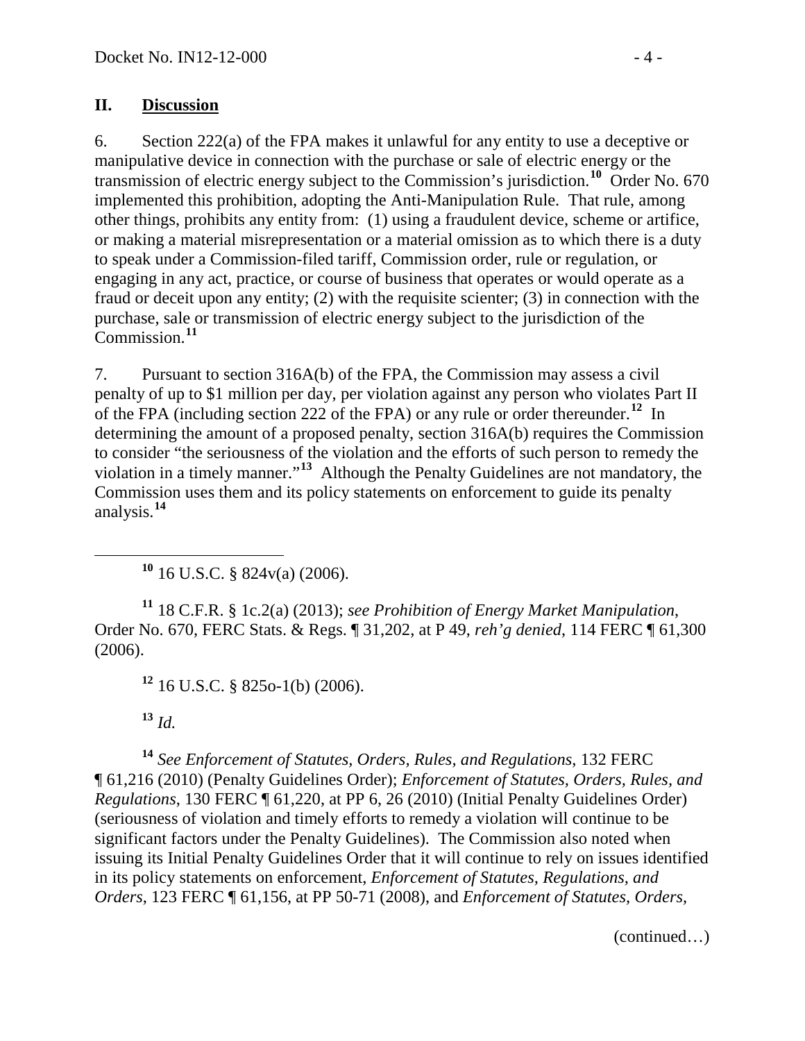## II. Discussion

6. Section 222(a) of the FPA makes it unlawful for any entity to use a deceptive or manipulative device in connection with the purchase or sale of electric energy or the transmission of electric energy subject to the Commission's jurisdiction.[10] Order No. 670 implemented this prohibition, adopting the Anti-Manipulation Rule. That rule, among other things, prohibits any entity from: (1) using a fraudulent device, scheme or artifice, or making a material misrepresentation or a material omission as to which there is a duty to speak under a Commission-filed tariff, Commission order, rule or regulation, or engaging in any act, practice, or course of business that operates or would operate as a fraud or deceit upon any entity; (2) with the requisite scienter; (3) in connection with the purchase, sale or transmission of electric energy subject to the jurisdiction of the Commission.[11]

7. Pursuant to section 316A(b) of the FPA, the Commission may assess a civil penalty of up to $1 million per day, per violation against any person who violates Part II of the FPA (including section 222 of the FPA) or any rule or order thereunder.[12] In determining the amount of a proposed penalty, section 316A(b) requires the Commission to consider "the seriousness of the violation and the efforts of such person to remedy the violation in a timely manner."[13] Although the Penalty Guidelines are not mandatory, the Commission uses them and its policy statements on enforcement to guide its penalty analysis.[14]

---

[10] 16 U.S.C. § 824v(a) (2006).

[11] 18 C.F.R. § 1c.2(a) (2013); *see Prohibition of Energy Market Manipulation*, Order No. 670, FERC Stats. & Regs. ¶ 31,202, at P 49, *reh'g denied*, 114 FERC ¶ 61,300 (2006).

[12] 16 U.S.C. § 825o-1(b) (2006).

[13] *Id.*

[14] *See Enforcement of Statutes, Orders, Rules, and Regulations*, 132 FERC ¶ 61,216 (2010) (Penalty Guidelines Order); *Enforcement of Statutes, Orders, Rules, and Regulations*, 130 FERC ¶ 61,220, at PP 6, 26 (2010) (Initial Penalty Guidelines Order) (seriousness of violation and timely efforts to remedy a violation will continue to be significant factors under the Penalty Guidelines). The Commission also noted when issuing its Initial Penalty Guidelines Order that it will continue to rely on issues identified in its policy statements on enforcement, *Enforcement of Statutes, Regulations, and Orders*, 123 FERC ¶ 61,156, at PP 50-71 (2008), and *Enforcement of Statutes, Orders,*

(continued…)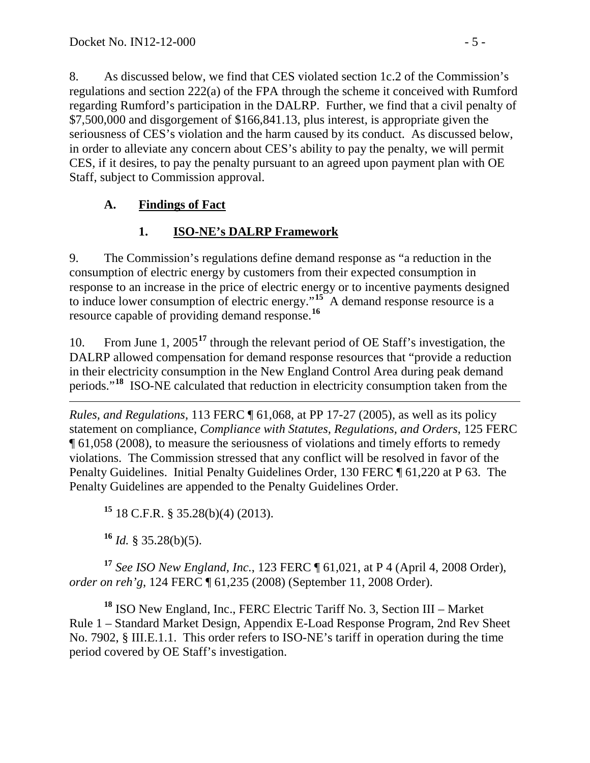8. As discussed below, we find that CES violated section 1c.2 of the Commission's regulations and section 222(a) of the FPA through the scheme it conceived with Rumford regarding Rumford's participation in the DALRP. Further, we find that a civil penalty of $7,500,000 and disgorgement of $166,841.13, plus interest, is appropriate given the seriousness of CES's violation and the harm caused by its conduct. As discussed below, in order to alleviate any concern about CES's ability to pay the penalty, we will permit CES, if it desires, to pay the penalty pursuant to an agreed upon payment plan with OE Staff, subject to Commission approval.

## A. Findings of Fact

### 1. ISO-NE's DALRP Framework

9. The Commission's regulations define demand response as "a reduction in the consumption of electric energy by customers from their expected consumption in response to an increase in the price of electric energy or to incentive payments designed to induce lower consumption of electric energy."[15] A demand response resource is a resource capable of providing demand response.[16]

10. From June 1, 2005[17] through the relevant period of OE Staff's investigation, the DALRP allowed compensation for demand response resources that "provide a reduction in their electricity consumption in the New England Control Area during peak demand periods."[18] ISO-NE calculated that reduction in electricity consumption taken from the

---

*Rules, and Regulations*, 113 FERC ¶ 61,068, at PP 17-27 (2005), as well as its policy statement on compliance, *Compliance with Statutes, Regulations, and Orders*, 125 FERC ¶ 61,058 (2008), to measure the seriousness of violations and timely efforts to remedy violations. The Commission stressed that any conflict will be resolved in favor of the Penalty Guidelines. Initial Penalty Guidelines Order, 130 FERC ¶ 61,220 at P 63. The Penalty Guidelines are appended to the Penalty Guidelines Order.

[15] 18 C.F.R. § 35.28(b)(4) (2013).

[16] *Id.* § 35.28(b)(5).

[17] *See ISO New England, Inc.*, 123 FERC ¶ 61,021, at P 4 (April 4, 2008 Order), *order on reh'g*, 124 FERC ¶ 61,235 (2008) (September 11, 2008 Order).

[18] ISO New England, Inc., FERC Electric Tariff No. 3, Section III – Market Rule 1 – Standard Market Design, Appendix E-Load Response Program, 2nd Rev Sheet No. 7902, § III.E.1.1. This order refers to ISO-NE's tariff in operation during the time period covered by OE Staff's investigation.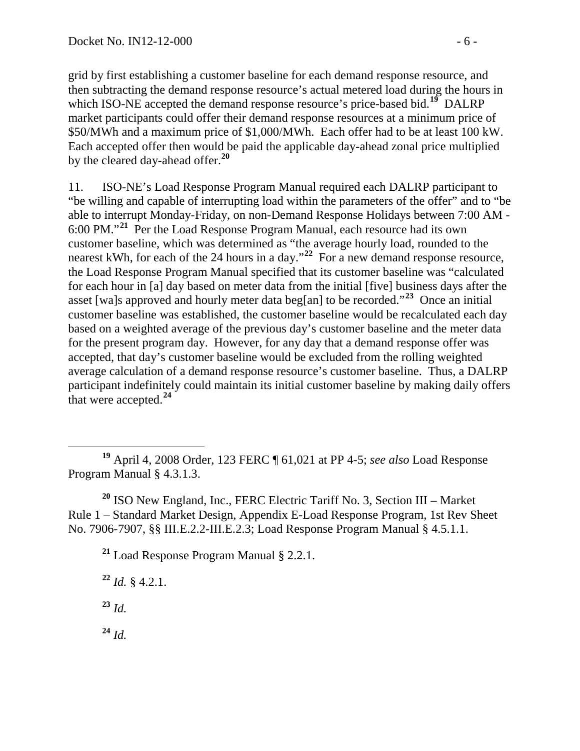grid by first establishing a customer baseline for each demand response resource, and then subtracting the demand response resource's actual metered load during the hours in which ISO-NE accepted the demand response resource's price-based bid.[19] DALRP market participants could offer their demand response resources at a minimum price of \$50/MWh and a maximum price of \$1,000/MWh. Each offer had to be at least 100 kW. Each accepted offer then would be paid the applicable day-ahead zonal price multiplied by the cleared day-ahead offer.[20]

11. ISO-NE's Load Response Program Manual required each DALRP participant to "be willing and capable of interrupting load within the parameters of the offer" and to "be able to interrupt Monday-Friday, on non-Demand Response Holidays between 7:00 AM - 6:00 PM."[21] Per the Load Response Program Manual, each resource had its own customer baseline, which was determined as "the average hourly load, rounded to the nearest kWh, for each of the 24 hours in a day."[22] For a new demand response resource, the Load Response Program Manual specified that its customer baseline was "calculated for each hour in [a] day based on meter data from the initial [five] business days after the asset [wa]s approved and hourly meter data beg[an] to be recorded."[23] Once an initial customer baseline was established, the customer baseline would be recalculated each day based on a weighted average of the previous day's customer baseline and the meter data for the present program day. However, for any day that a demand response offer was accepted, that day's customer baseline would be excluded from the rolling weighted average calculation of a demand response resource's customer baseline. Thus, a DALRP participant indefinitely could maintain its initial customer baseline by making daily offers that were accepted.[24]

---

[19] April 4, 2008 Order, 123 FERC ¶ 61,021 at PP 4-5; *see also* Load Response Program Manual § 4.3.1.3.

[20] ISO New England, Inc., FERC Electric Tariff No. 3, Section III – Market Rule 1 – Standard Market Design, Appendix E-Load Response Program, 1st Rev Sheet No. 7906-7907, §§ III.E.2.2-III.E.2.3; Load Response Program Manual § 4.5.1.1.

[21] Load Response Program Manual § 2.2.1.

[22] *Id.* § 4.2.1.

[23] *Id.*

[24] *Id.*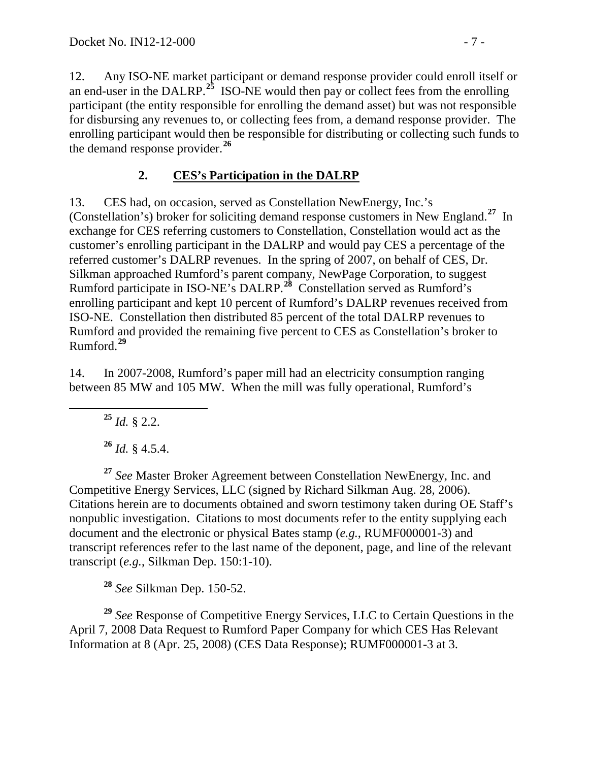12. Any ISO-NE market participant or demand response provider could enroll itself or an end-user in the DALRP.[25] ISO-NE would then pay or collect fees from the enrolling participant (the entity responsible for enrolling the demand asset) but was not responsible for disbursing any revenues to, or collecting fees from, a demand response provider. The enrolling participant would then be responsible for distributing or collecting such funds to the demand response provider.[26]

## 2. CES's Participation in the DALRP

13. CES had, on occasion, served as Constellation NewEnergy, Inc.'s (Constellation's) broker for soliciting demand response customers in New England.[27] In exchange for CES referring customers to Constellation, Constellation would act as the customer's enrolling participant in the DALRP and would pay CES a percentage of the referred customer's DALRP revenues. In the spring of 2007, on behalf of CES, Dr. Silkman approached Rumford's parent company, NewPage Corporation, to suggest Rumford participate in ISO-NE's DALRP.[28] Constellation served as Rumford's enrolling participant and kept 10 percent of Rumford's DALRP revenues received from ISO-NE. Constellation then distributed 85 percent of the total DALRP revenues to Rumford and provided the remaining five percent to CES as Constellation's broker to Rumford.[29]

14. In 2007-2008, Rumford's paper mill had an electricity consumption ranging between 85 MW and 105 MW. When the mill was fully operational, Rumford's

---

[25] *Id.* § 2.2.

[26] *Id.* § 4.5.4.

[27] *See* Master Broker Agreement between Constellation NewEnergy, Inc. and Competitive Energy Services, LLC (signed by Richard Silkman Aug. 28, 2006). Citations herein are to documents obtained and sworn testimony taken during OE Staff's nonpublic investigation. Citations to most documents refer to the entity supplying each document and the electronic or physical Bates stamp (*e.g.*, RUMF000001-3) and transcript references refer to the last name of the deponent, page, and line of the relevant transcript (*e.g.*, Silkman Dep. 150:1-10).

[28] *See* Silkman Dep. 150-52.

[29] *See* Response of Competitive Energy Services, LLC to Certain Questions in the April 7, 2008 Data Request to Rumford Paper Company for which CES Has Relevant Information at 8 (Apr. 25, 2008) (CES Data Response); RUMF000001-3 at 3.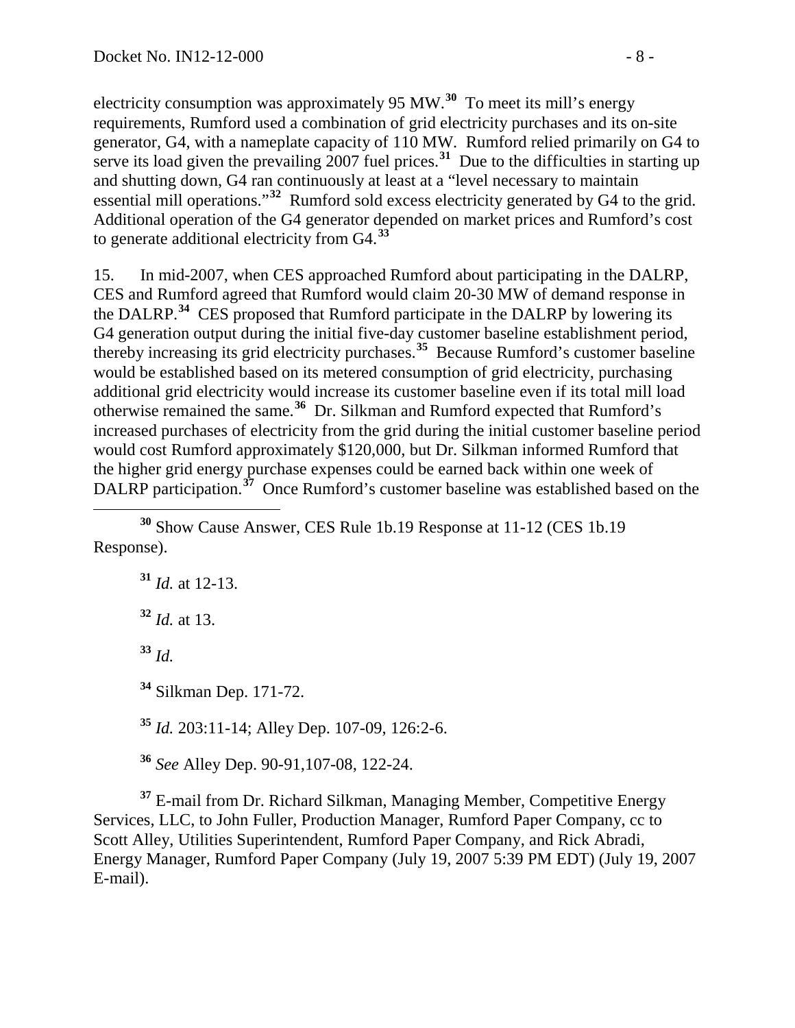electricity consumption was approximately 95 MW.[30] To meet its mill's energy requirements, Rumford used a combination of grid electricity purchases and its on-site generator, G4, with a nameplate capacity of 110 MW. Rumford relied primarily on G4 to serve its load given the prevailing 2007 fuel prices.[31] Due to the difficulties in starting up and shutting down, G4 ran continuously at least at a "level necessary to maintain essential mill operations."[32] Rumford sold excess electricity generated by G4 to the grid. Additional operation of the G4 generator depended on market prices and Rumford's cost to generate additional electricity from G4.[33]

15. In mid-2007, when CES approached Rumford about participating in the DALRP, CES and Rumford agreed that Rumford would claim 20-30 MW of demand response in the DALRP.[34] CES proposed that Rumford participate in the DALRP by lowering its G4 generation output during the initial five-day customer baseline establishment period, thereby increasing its grid electricity purchases.[35] Because Rumford's customer baseline would be established based on its metered consumption of grid electricity, purchasing additional grid electricity would increase its customer baseline even if its total mill load otherwise remained the same.[36] Dr. Silkman and Rumford expected that Rumford's increased purchases of electricity from the grid during the initial customer baseline period would cost Rumford approximately $120,000, but Dr. Silkman informed Rumford that the higher grid energy purchase expenses could be earned back within one week of DALRP participation.[37] Once Rumford's customer baseline was established based on the

---

[30] Show Cause Answer, CES Rule 1b.19 Response at 11-12 (CES 1b.19 Response).

[31] *Id.* at 12-13.

[32] *Id.* at 13.

[33] *Id.*

[34] Silkman Dep. 171-72.

[35] *Id.* 203:11-14; Alley Dep. 107-09, 126:2-6.

[36] *See* Alley Dep. 90-91,107-08, 122-24.

[37] E-mail from Dr. Richard Silkman, Managing Member, Competitive Energy Services, LLC, to John Fuller, Production Manager, Rumford Paper Company, cc to Scott Alley, Utilities Superintendent, Rumford Paper Company, and Rick Abradi, Energy Manager, Rumford Paper Company (July 19, 2007 5:39 PM EDT) (July 19, 2007 E-mail).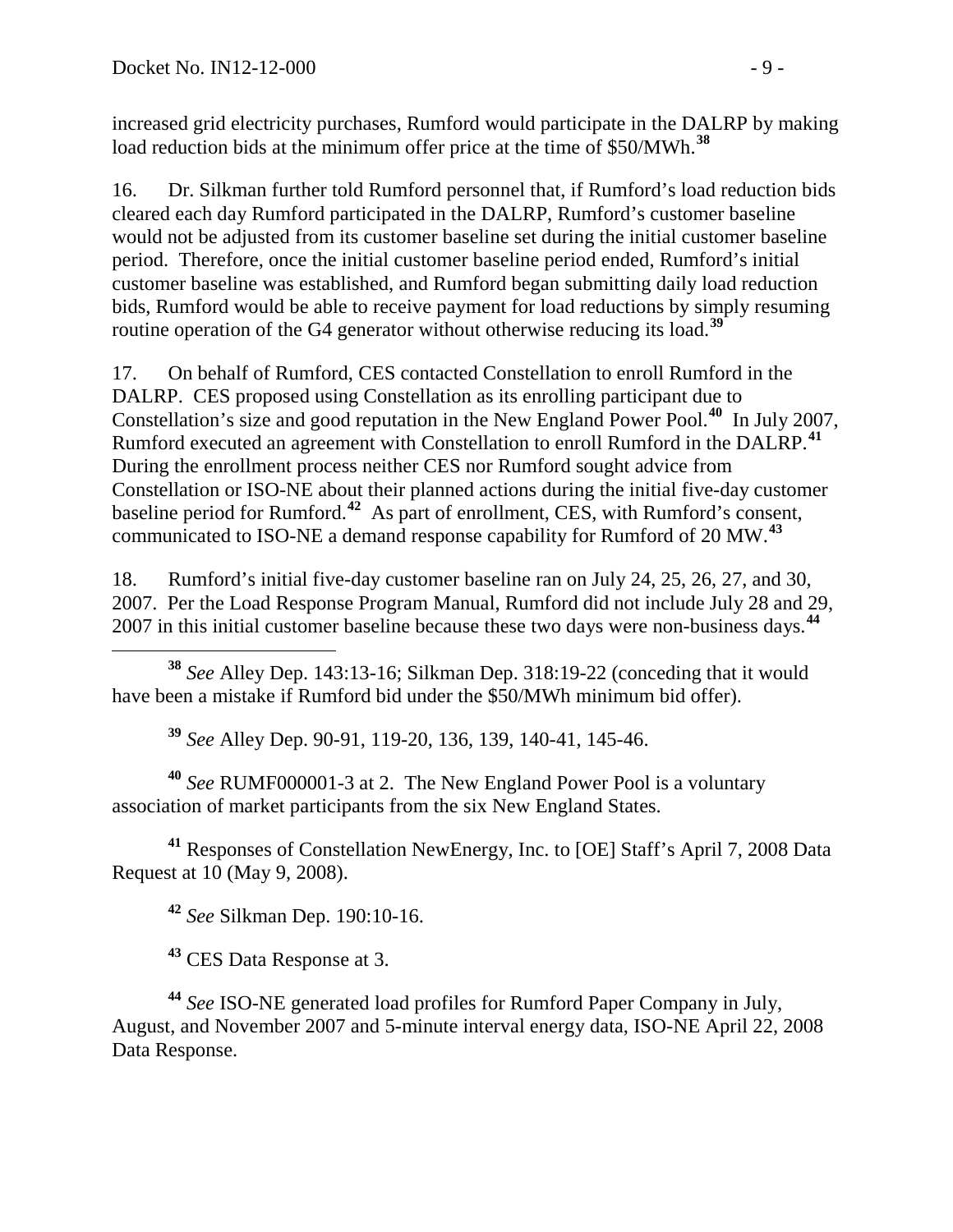increased grid electricity purchases, Rumford would participate in the DALRP by making load reduction bids at the minimum offer price at the time of $50/MWh.[38]

16. Dr. Silkman further told Rumford personnel that, if Rumford's load reduction bids cleared each day Rumford participated in the DALRP, Rumford's customer baseline would not be adjusted from its customer baseline set during the initial customer baseline period. Therefore, once the initial customer baseline period ended, Rumford's initial customer baseline was established, and Rumford began submitting daily load reduction bids, Rumford would be able to receive payment for load reductions by simply resuming routine operation of the G4 generator without otherwise reducing its load.[39]

17. On behalf of Rumford, CES contacted Constellation to enroll Rumford in the DALRP. CES proposed using Constellation as its enrolling participant due to Constellation's size and good reputation in the New England Power Pool.[40] In July 2007, Rumford executed an agreement with Constellation to enroll Rumford in the DALRP.[41] During the enrollment process neither CES nor Rumford sought advice from Constellation or ISO-NE about their planned actions during the initial five-day customer baseline period for Rumford.[42] As part of enrollment, CES, with Rumford's consent, communicated to ISO-NE a demand response capability for Rumford of 20 MW.[43]

18. Rumford's initial five-day customer baseline ran on July 24, 25, 26, 27, and 30, 2007. Per the Load Response Program Manual, Rumford did not include July 28 and 29, 2007 in this initial customer baseline because these two days were non-business days.[44]

---

[38] *See* Alley Dep. 143:13-16; Silkman Dep. 318:19-22 (conceding that it would have been a mistake if Rumford bid under the $50/MWh minimum bid offer).

[39] *See* Alley Dep. 90-91, 119-20, 136, 139, 140-41, 145-46.

[40] *See* RUMF000001-3 at 2. The New England Power Pool is a voluntary association of market participants from the six New England States.

[41] Responses of Constellation NewEnergy, Inc. to [OE] Staff's April 7, 2008 Data Request at 10 (May 9, 2008).

[42] *See* Silkman Dep. 190:10-16.

[43] CES Data Response at 3.

[44] *See* ISO-NE generated load profiles for Rumford Paper Company in July, August, and November 2007 and 5-minute interval energy data, ISO-NE April 22, 2008 Data Response.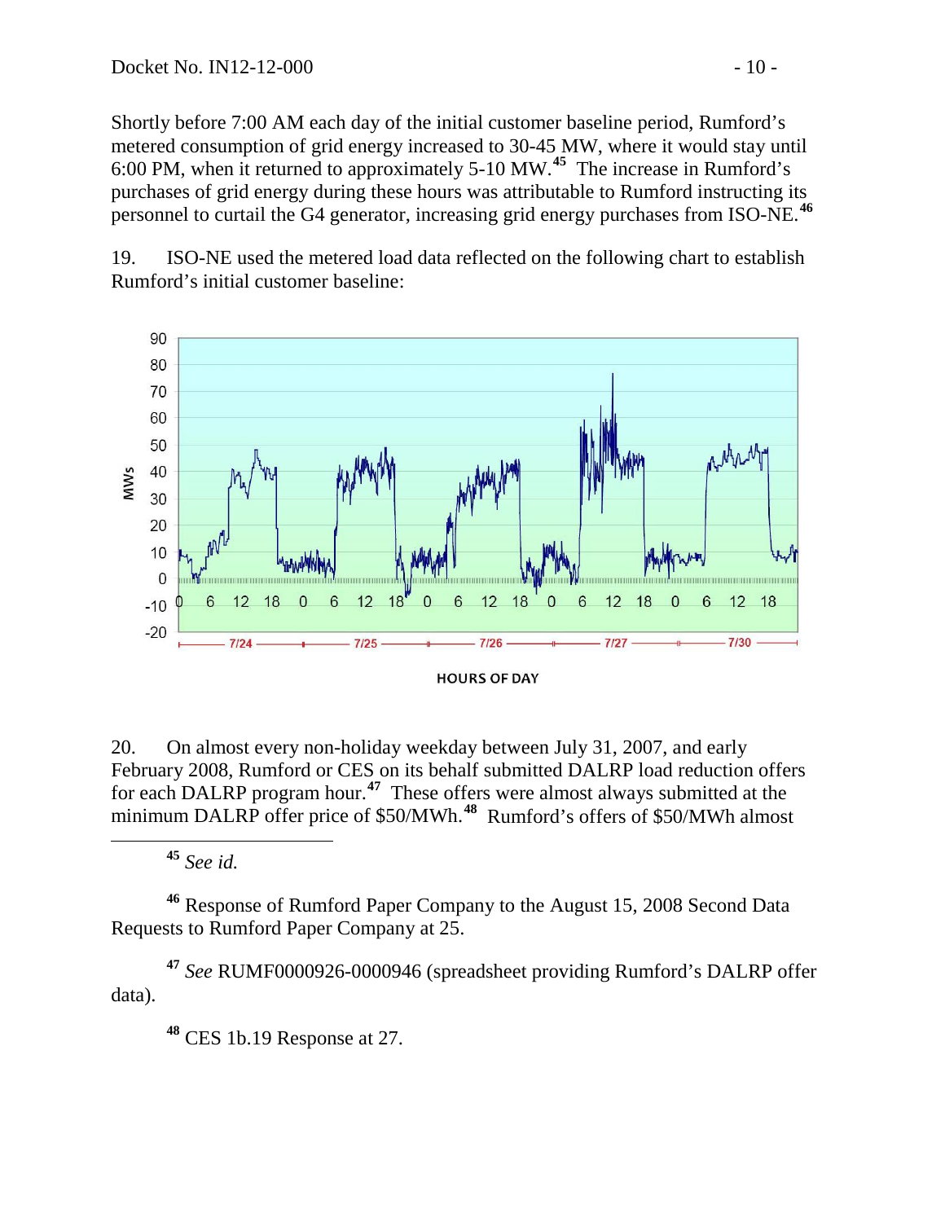Shortly before 7:00 AM each day of the initial customer baseline period, Rumford's metered consumption of grid energy increased to 30-45 MW, where it would stay until 6:00 PM, when it returned to approximately 5-10 MW.[45] The increase in Rumford's purchases of grid energy during these hours was attributable to Rumford instructing its personnel to curtail the G4 generator, increasing grid energy purchases from ISO-NE.[46]

19. ISO-NE used the metered load data reflected on the following chart to establish Rumford's initial customer baseline:

20. On almost every non-holiday weekday between July 31, 2007, and early February 2008, Rumford or CES on its behalf submitted DALRP load reduction offers for each DALRP program hour.[47] These offers were almost always submitted at the minimum DALRP offer price of $50/MWh.[48] Rumford's offers of $50/MWh almost

---

[45] *See id.*

[46] Response of Rumford Paper Company to the August 15, 2008 Second Data Requests to Rumford Paper Company at 25.

[47] *See* RUMF0000926-0000946 (spreadsheet providing Rumford's DALRP offer data).

[48] CES 1b.19 Response at 27.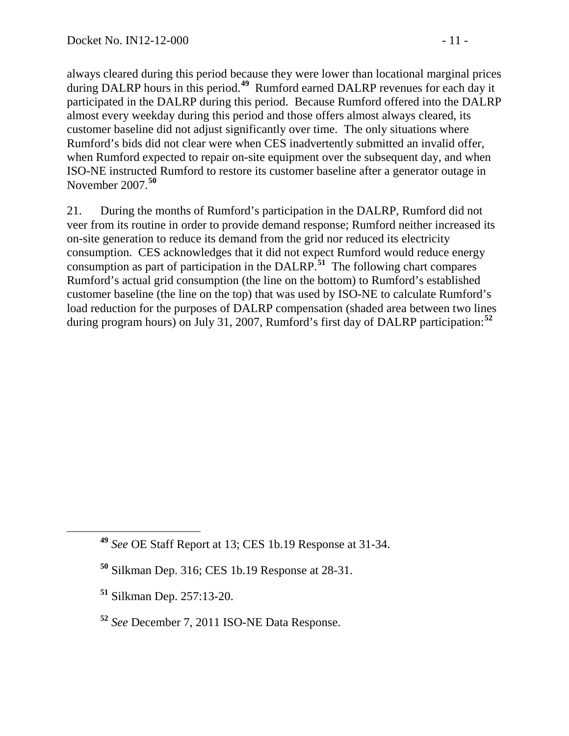always cleared during this period because they were lower than locational marginal prices during DALRP hours in this period.[49] Rumford earned DALRP revenues for each day it participated in the DALRP during this period. Because Rumford offered into the DALRP almost every weekday during this period and those offers almost always cleared, its customer baseline did not adjust significantly over time. The only situations where Rumford's bids did not clear were when CES inadvertently submitted an invalid offer, when Rumford expected to repair on-site equipment over the subsequent day, and when ISO-NE instructed Rumford to restore its customer baseline after a generator outage in November 2007.[50]

21. During the months of Rumford's participation in the DALRP, Rumford did not veer from its routine in order to provide demand response; Rumford neither increased its on-site generation to reduce its demand from the grid nor reduced its electricity consumption. CES acknowledges that it did not expect Rumford would reduce energy consumption as part of participation in the DALRP.[51] The following chart compares Rumford's actual grid consumption (the line on the bottom) to Rumford's established customer baseline (the line on the top) that was used by ISO-NE to calculate Rumford's load reduction for the purposes of DALRP compensation (shaded area between two lines during program hours) on July 31, 2007, Rumford's first day of DALRP participation:[52]

---

[49] *See* OE Staff Report at 13; CES 1b.19 Response at 31-34.

[50] Silkman Dep. 316; CES 1b.19 Response at 28-31.

[51] Silkman Dep. 257:13-20.

[52] *See* December 7, 2011 ISO-NE Data Response.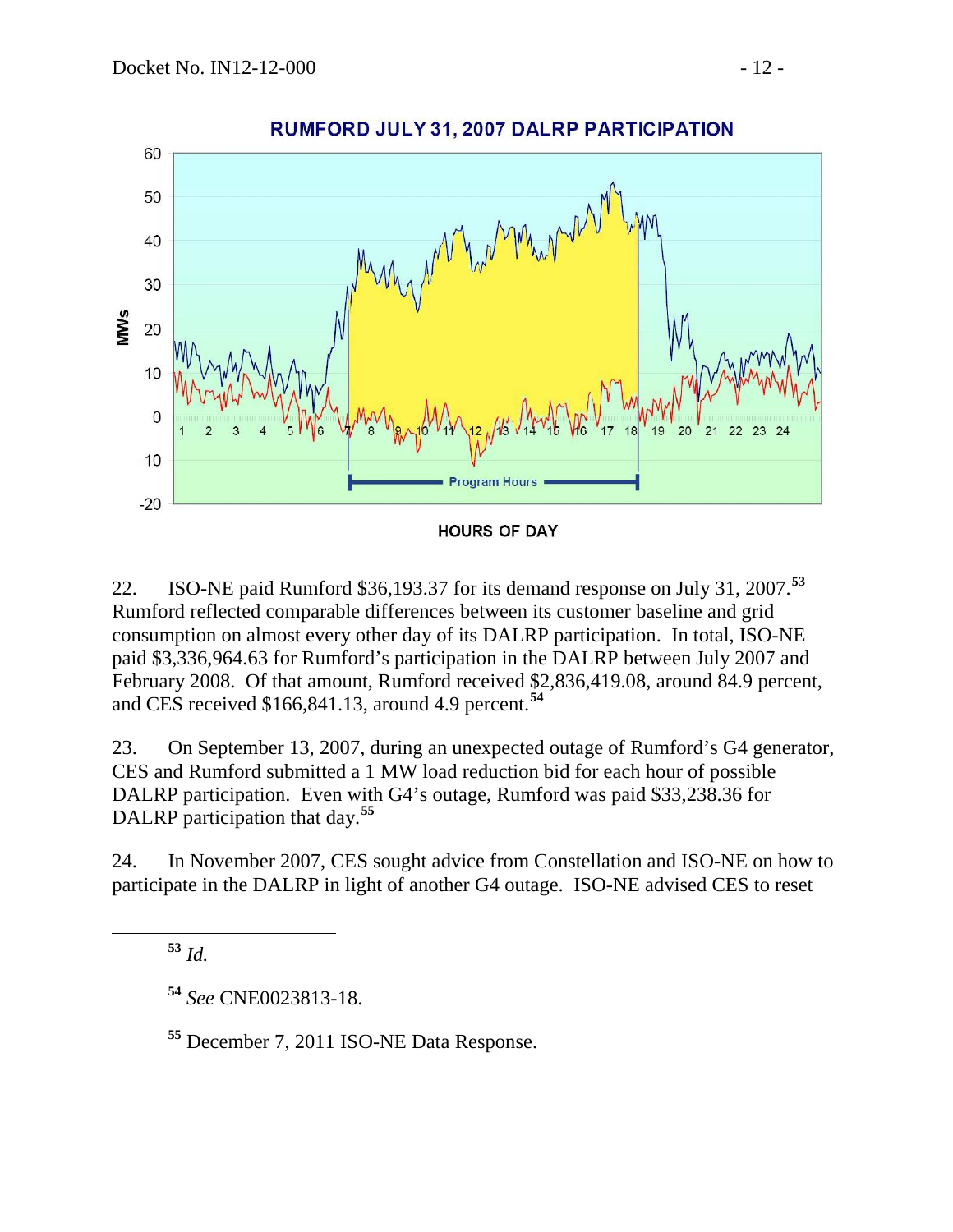22. ISO-NE paid Rumford $36,193.37 for its demand response on July 31, 2007.[53] Rumford reflected comparable differences between its customer baseline and grid consumption on almost every other day of its DALRP participation. In total, ISO-NE paid $3,336,964.63 for Rumford's participation in the DALRP between July 2007 and February 2008. Of that amount, Rumford received $2,836,419.08, around 84.9 percent, and CES received $166,841.13, around 4.9 percent.[54]

23. On September 13, 2007, during an unexpected outage of Rumford's G4 generator, CES and Rumford submitted a 1 MW load reduction bid for each hour of possible DALRP participation. Even with G4's outage, Rumford was paid $33,238.36 for DALRP participation that day.[55]

24. In November 2007, CES sought advice from Constellation and ISO-NE on how to participate in the DALRP in light of another G4 outage. ISO-NE advised CES to reset

---

[53] *Id.*

[54] *See* CNE0023813-18.

[55] December 7, 2011 ISO-NE Data Response.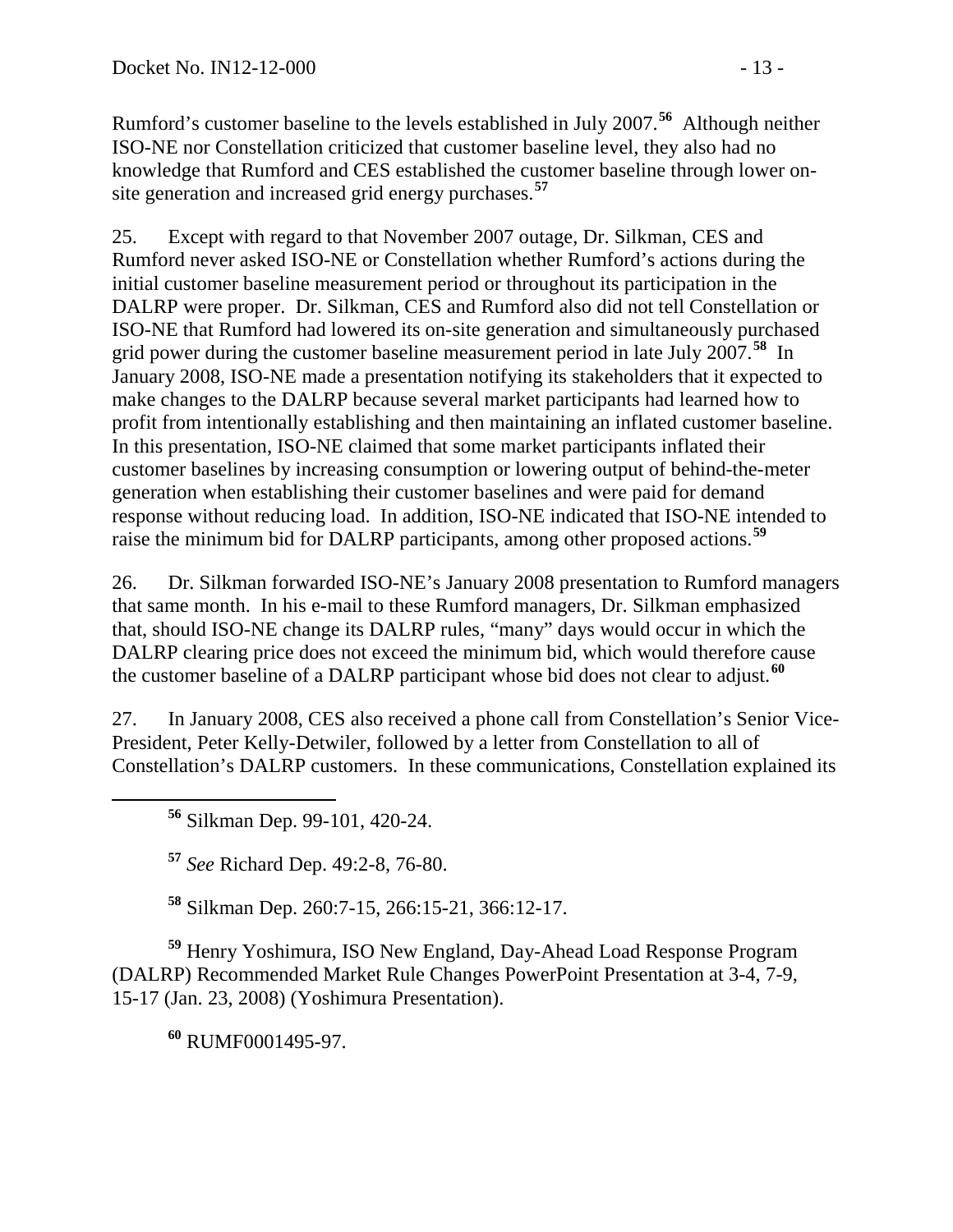Rumford's customer baseline to the levels established in July 2007.[56] Although neither ISO-NE nor Constellation criticized that customer baseline level, they also had no knowledge that Rumford and CES established the customer baseline through lower on-site generation and increased grid energy purchases.[57]

25. Except with regard to that November 2007 outage, Dr. Silkman, CES and Rumford never asked ISO-NE or Constellation whether Rumford's actions during the initial customer baseline measurement period or throughout its participation in the DALRP were proper. Dr. Silkman, CES and Rumford also did not tell Constellation or ISO-NE that Rumford had lowered its on-site generation and simultaneously purchased grid power during the customer baseline measurement period in late July 2007.[58] In January 2008, ISO-NE made a presentation notifying its stakeholders that it expected to make changes to the DALRP because several market participants had learned how to profit from intentionally establishing and then maintaining an inflated customer baseline. In this presentation, ISO-NE claimed that some market participants inflated their customer baselines by increasing consumption or lowering output of behind-the-meter generation when establishing their customer baselines and were paid for demand response without reducing load. In addition, ISO-NE indicated that ISO-NE intended to raise the minimum bid for DALRP participants, among other proposed actions.[59]

26. Dr. Silkman forwarded ISO-NE's January 2008 presentation to Rumford managers that same month. In his e-mail to these Rumford managers, Dr. Silkman emphasized that, should ISO-NE change its DALRP rules, "many" days would occur in which the DALRP clearing price does not exceed the minimum bid, which would therefore cause the customer baseline of a DALRP participant whose bid does not clear to adjust.[60]

27. In January 2008, CES also received a phone call from Constellation's Senior Vice-President, Peter Kelly-Detwiler, followed by a letter from Constellation to all of Constellation's DALRP customers. In these communications, Constellation explained its

---

[56] Silkman Dep. 99-101, 420-24.

[57] *See* Richard Dep. 49:2-8, 76-80.

[58] Silkman Dep. 260:7-15, 266:15-21, 366:12-17.

[59] Henry Yoshimura, ISO New England, Day-Ahead Load Response Program (DALRP) Recommended Market Rule Changes PowerPoint Presentation at 3-4, 7-9, 15-17 (Jan. 23, 2008) (Yoshimura Presentation).

[60] RUMF0001495-97.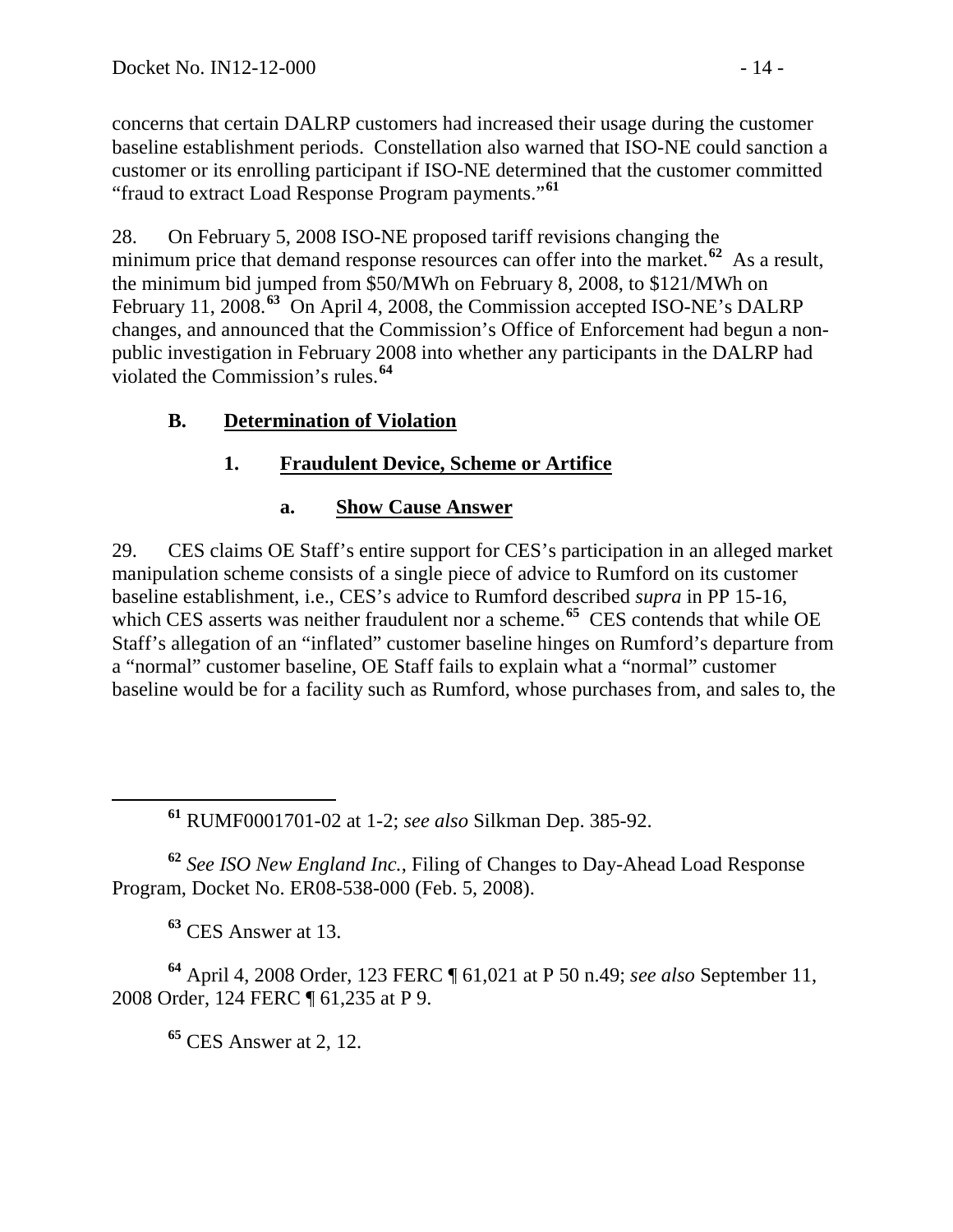concerns that certain DALRP customers had increased their usage during the customer baseline establishment periods. Constellation also warned that ISO-NE could sanction a customer or its enrolling participant if ISO-NE determined that the customer committed "fraud to extract Load Response Program payments."[61]

28. On February 5, 2008 ISO-NE proposed tariff revisions changing the minimum price that demand response resources can offer into the market.[62] As a result, the minimum bid jumped from $50/MWh on February 8, 2008, to $121/MWh on February 11, 2008.[63] On April 4, 2008, the Commission accepted ISO-NE's DALRP changes, and announced that the Commission's Office of Enforcement had begun a non-public investigation in February 2008 into whether any participants in the DALRP had violated the Commission's rules.[64]

## B. Determination of Violation

### 1. Fraudulent Device, Scheme or Artifice

#### a. Show Cause Answer

29. CES claims OE Staff's entire support for CES's participation in an alleged market manipulation scheme consists of a single piece of advice to Rumford on its customer baseline establishment, i.e., CES's advice to Rumford described *supra* in PP 15-16, which CES asserts was neither fraudulent nor a scheme.[65] CES contends that while OE Staff's allegation of an "inflated" customer baseline hinges on Rumford's departure from a "normal" customer baseline, OE Staff fails to explain what a "normal" customer baseline would be for a facility such as Rumford, whose purchases from, and sales to, the

---

[61] RUMF0001701-02 at 1-2; *see also* Silkman Dep. 385-92.

[62] *See ISO New England Inc.*, Filing of Changes to Day-Ahead Load Response Program, Docket No. ER08-538-000 (Feb. 5, 2008).

[63] CES Answer at 13.

[64] April 4, 2008 Order, 123 FERC ¶ 61,021 at P 50 n.49; *see also* September 11, 2008 Order, 124 FERC ¶ 61,235 at P 9.

[65] CES Answer at 2, 12.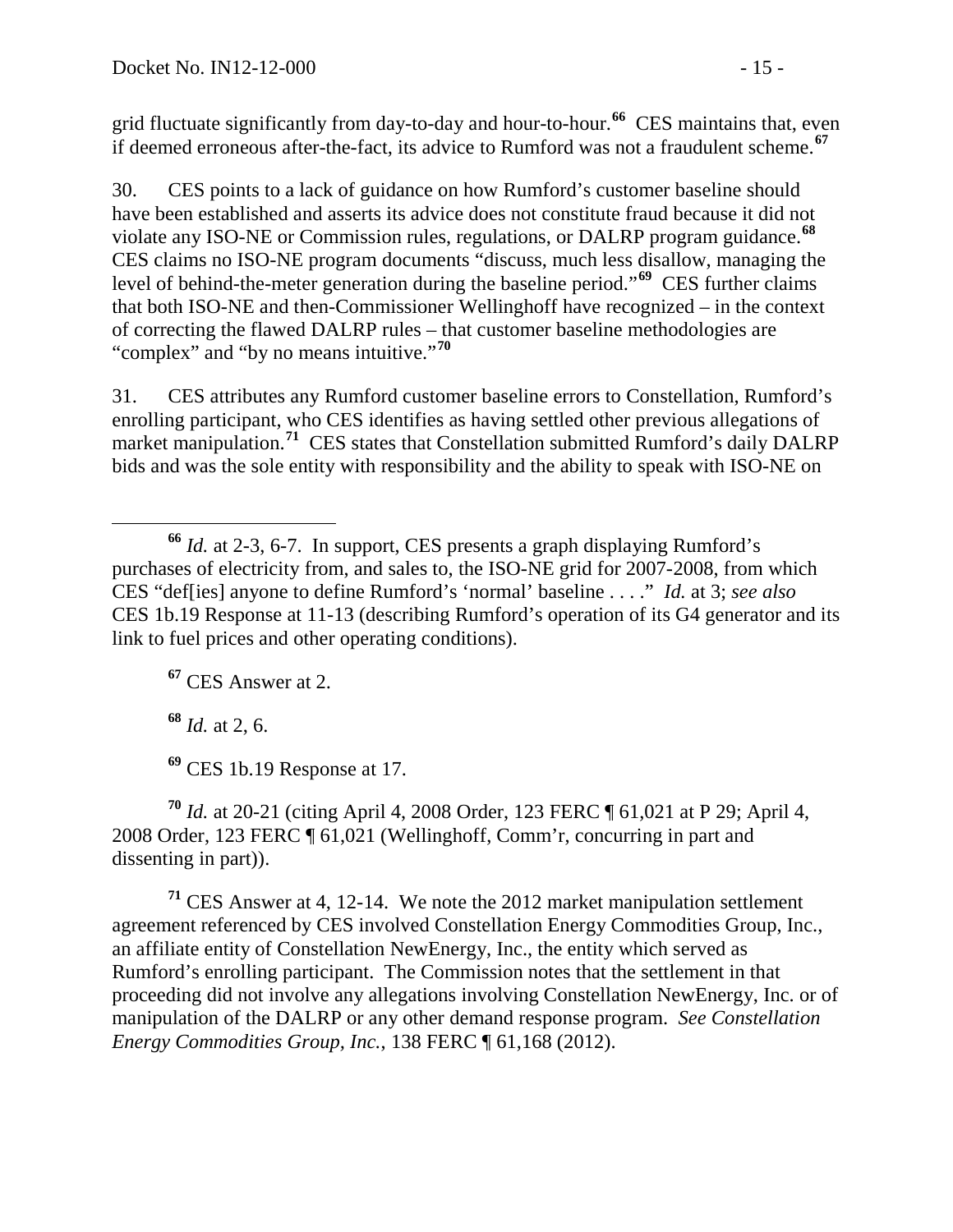grid fluctuate significantly from day-to-day and hour-to-hour.[66] CES maintains that, even if deemed erroneous after-the-fact, its advice to Rumford was not a fraudulent scheme.[67]

30. CES points to a lack of guidance on how Rumford's customer baseline should have been established and asserts its advice does not constitute fraud because it did not violate any ISO-NE or Commission rules, regulations, or DALRP program guidance.[68] CES claims no ISO-NE program documents "discuss, much less disallow, managing the level of behind-the-meter generation during the baseline period."[69] CES further claims that both ISO-NE and then-Commissioner Wellinghoff have recognized – in the context of correcting the flawed DALRP rules – that customer baseline methodologies are "complex" and "by no means intuitive."[70]

31. CES attributes any Rumford customer baseline errors to Constellation, Rumford's enrolling participant, who CES identifies as having settled other previous allegations of market manipulation.[71] CES states that Constellation submitted Rumford's daily DALRP bids and was the sole entity with responsibility and the ability to speak with ISO-NE on

---

[66] *Id.* at 2-3, 6-7. In support, CES presents a graph displaying Rumford's purchases of electricity from, and sales to, the ISO-NE grid for 2007-2008, from which CES "def[ies] anyone to define Rumford's 'normal' baseline . . . ." *Id.* at 3; *see also* CES 1b.19 Response at 11-13 (describing Rumford's operation of its G4 generator and its link to fuel prices and other operating conditions).

[67] CES Answer at 2.

[68] *Id.* at 2, 6.

[69] CES 1b.19 Response at 17.

[70] *Id.* at 20-21 (citing April 4, 2008 Order, 123 FERC ¶ 61,021 at P 29; April 4, 2008 Order, 123 FERC ¶ 61,021 (Wellinghoff, Comm'r, concurring in part and dissenting in part)).

[71] CES Answer at 4, 12-14. We note the 2012 market manipulation settlement agreement referenced by CES involved Constellation Energy Commodities Group, Inc., an affiliate entity of Constellation NewEnergy, Inc., the entity which served as Rumford's enrolling participant. The Commission notes that the settlement in that proceeding did not involve any allegations involving Constellation NewEnergy, Inc. or of manipulation of the DALRP or any other demand response program. *See Constellation Energy Commodities Group, Inc.*, 138 FERC ¶ 61,168 (2012).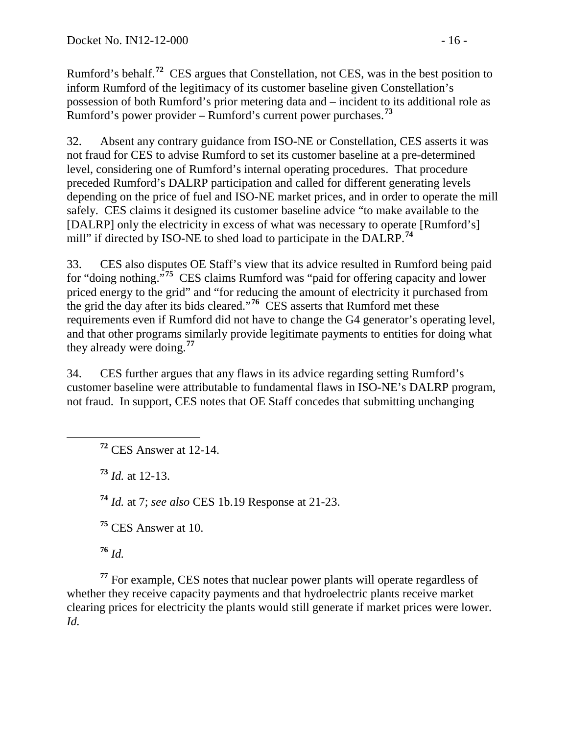Rumford's behalf.[72] CES argues that Constellation, not CES, was in the best position to inform Rumford of the legitimacy of its customer baseline given Constellation's possession of both Rumford's prior metering data and – incident to its additional role as Rumford's power provider – Rumford's current power purchases.[73]

32. Absent any contrary guidance from ISO-NE or Constellation, CES asserts it was not fraud for CES to advise Rumford to set its customer baseline at a pre-determined level, considering one of Rumford's internal operating procedures. That procedure preceded Rumford's DALRP participation and called for different generating levels depending on the price of fuel and ISO-NE market prices, and in order to operate the mill safely. CES claims it designed its customer baseline advice "to make available to the [DALRP] only the electricity in excess of what was necessary to operate [Rumford's] mill" if directed by ISO-NE to shed load to participate in the DALRP.[74]

33. CES also disputes OE Staff's view that its advice resulted in Rumford being paid for "doing nothing."[75] CES claims Rumford was "paid for offering capacity and lower priced energy to the grid" and "for reducing the amount of electricity it purchased from the grid the day after its bids cleared."[76] CES asserts that Rumford met these requirements even if Rumford did not have to change the G4 generator's operating level, and that other programs similarly provide legitimate payments to entities for doing what they already were doing.[77]

34. CES further argues that any flaws in its advice regarding setting Rumford's customer baseline were attributable to fundamental flaws in ISO-NE's DALRP program, not fraud. In support, CES notes that OE Staff concedes that submitting unchanging

---

[72] CES Answer at 12-14.

[73] *Id.* at 12-13.

[74] *Id.* at 7; *see also* CES 1b.19 Response at 21-23.

[75] CES Answer at 10.

[76] *Id.*

[77] For example, CES notes that nuclear power plants will operate regardless of whether they receive capacity payments and that hydroelectric plants receive market clearing prices for electricity the plants would still generate if market prices were lower. *Id.*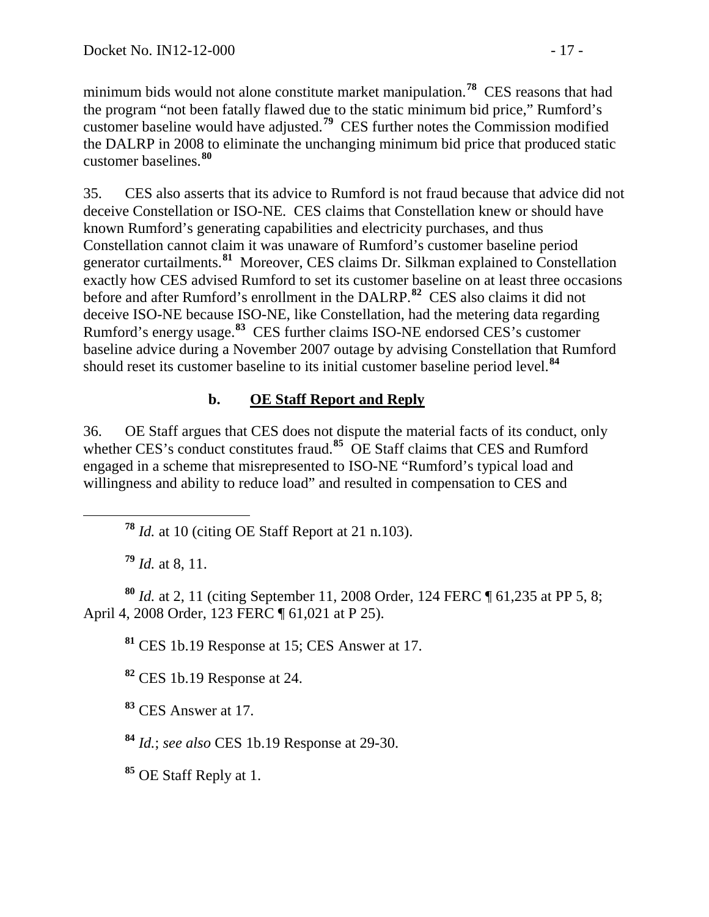minimum bids would not alone constitute market manipulation.[78] CES reasons that had the program "not been fatally flawed due to the static minimum bid price," Rumford's customer baseline would have adjusted.[79] CES further notes the Commission modified the DALRP in 2008 to eliminate the unchanging minimum bid price that produced static customer baselines.[80]

35. CES also asserts that its advice to Rumford is not fraud because that advice did not deceive Constellation or ISO-NE. CES claims that Constellation knew or should have known Rumford's generating capabilities and electricity purchases, and thus Constellation cannot claim it was unaware of Rumford's customer baseline period generator curtailments.[81] Moreover, CES claims Dr. Silkman explained to Constellation exactly how CES advised Rumford to set its customer baseline on at least three occasions before and after Rumford's enrollment in the DALRP.[82] CES also claims it did not deceive ISO-NE because ISO-NE, like Constellation, had the metering data regarding Rumford's energy usage.[83] CES further claims ISO-NE endorsed CES's customer baseline advice during a November 2007 outage by advising Constellation that Rumford should reset its customer baseline to its initial customer baseline period level.[84]

### b. OE Staff Report and Reply

36. OE Staff argues that CES does not dispute the material facts of its conduct, only whether CES's conduct constitutes fraud.[85] OE Staff claims that CES and Rumford engaged in a scheme that misrepresented to ISO-NE "Rumford's typical load and willingness and ability to reduce load" and resulted in compensation to CES and

---

[78] *Id.* at 10 (citing OE Staff Report at 21 n.103).

[79] *Id.* at 8, 11.

[80] *Id.* at 2, 11 (citing September 11, 2008 Order, 124 FERC ¶ 61,235 at PP 5, 8; April 4, 2008 Order, 123 FERC ¶ 61,021 at P 25).

[81] CES 1b.19 Response at 15; CES Answer at 17.

[82] CES 1b.19 Response at 24.

[83] CES Answer at 17.

[84] *Id.*; *see also* CES 1b.19 Response at 29-30.

[85] OE Staff Reply at 1.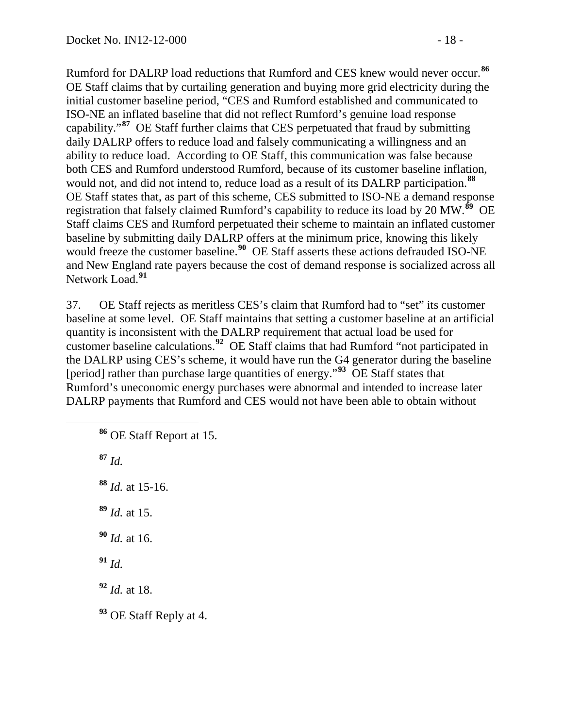Rumford for DALRP load reductions that Rumford and CES knew would never occur.[86] OE Staff claims that by curtailing generation and buying more grid electricity during the initial customer baseline period, "CES and Rumford established and communicated to ISO-NE an inflated baseline that did not reflect Rumford's genuine load response capability."[87] OE Staff further claims that CES perpetuated that fraud by submitting daily DALRP offers to reduce load and falsely communicating a willingness and an ability to reduce load. According to OE Staff, this communication was false because both CES and Rumford understood Rumford, because of its customer baseline inflation, would not, and did not intend to, reduce load as a result of its DALRP participation.[88] OE Staff states that, as part of this scheme, CES submitted to ISO-NE a demand response registration that falsely claimed Rumford's capability to reduce its load by 20 MW.[89] OE Staff claims CES and Rumford perpetuated their scheme to maintain an inflated customer baseline by submitting daily DALRP offers at the minimum price, knowing this likely would freeze the customer baseline.[90] OE Staff asserts these actions defrauded ISO-NE and New England rate payers because the cost of demand response is socialized across all Network Load.[91]

37. OE Staff rejects as meritless CES's claim that Rumford had to "set" its customer baseline at some level. OE Staff maintains that setting a customer baseline at an artificial quantity is inconsistent with the DALRP requirement that actual load be used for customer baseline calculations.[92] OE Staff claims that had Rumford "not participated in the DALRP using CES's scheme, it would have run the G4 generator during the baseline [period] rather than purchase large quantities of energy."[93] OE Staff states that Rumford's uneconomic energy purchases were abnormal and intended to increase later DALRP payments that Rumford and CES would not have been able to obtain without

---

[86] OE Staff Report at 15.

[87] *Id.*

[88] *Id.* at 15-16.

[89] *Id.* at 15.

[90] *Id.* at 16.

[91] *Id.*

[92] *Id.* at 18.

[93] OE Staff Reply at 4.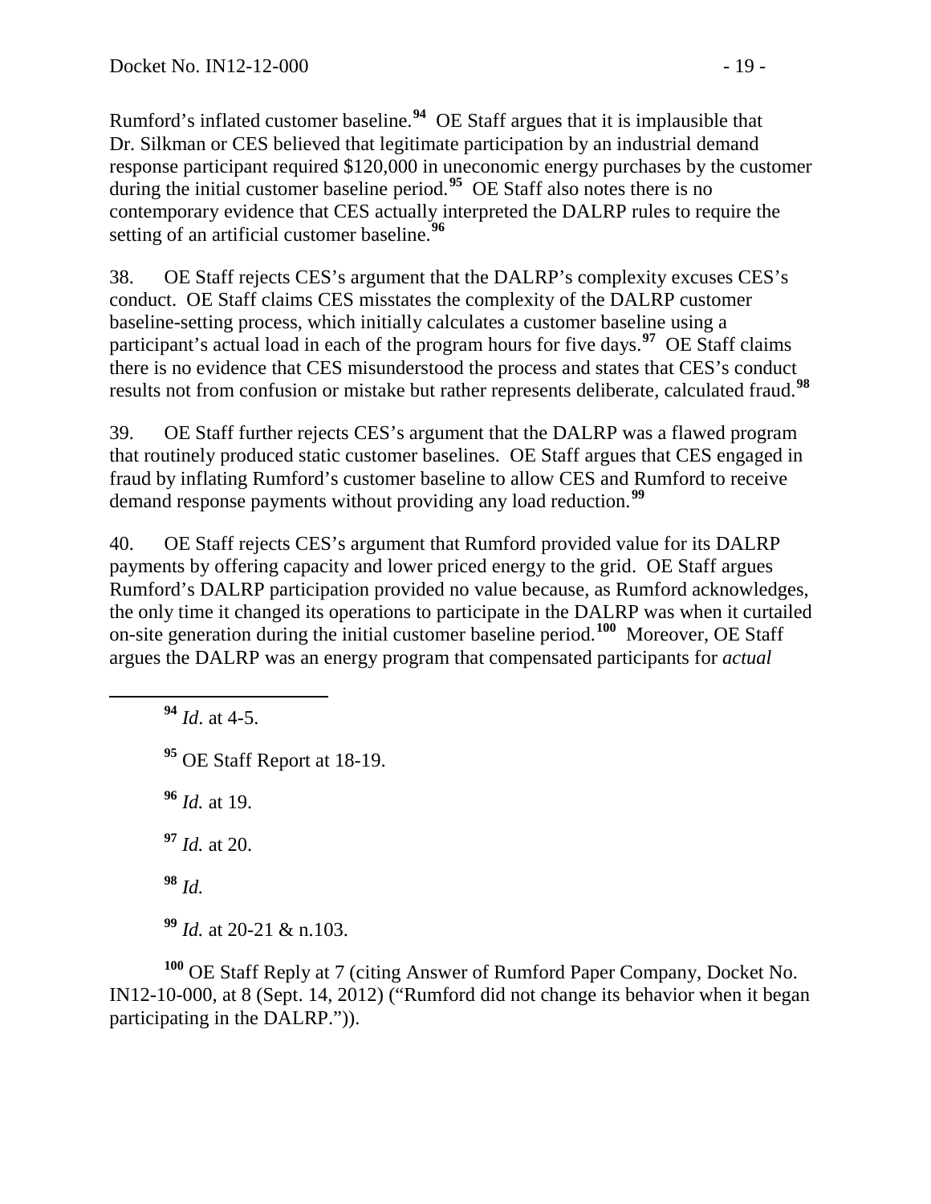Rumford's inflated customer baseline.[94] OE Staff argues that it is implausible that Dr. Silkman or CES believed that legitimate participation by an industrial demand response participant required $120,000 in uneconomic energy purchases by the customer during the initial customer baseline period.[95] OE Staff also notes there is no contemporary evidence that CES actually interpreted the DALRP rules to require the setting of an artificial customer baseline.[96]

38. OE Staff rejects CES's argument that the DALRP's complexity excuses CES's conduct. OE Staff claims CES misstates the complexity of the DALRP customer baseline-setting process, which initially calculates a customer baseline using a participant's actual load in each of the program hours for five days.[97] OE Staff claims there is no evidence that CES misunderstood the process and states that CES's conduct results not from confusion or mistake but rather represents deliberate, calculated fraud.[98]

39. OE Staff further rejects CES's argument that the DALRP was a flawed program that routinely produced static customer baselines. OE Staff argues that CES engaged in fraud by inflating Rumford's customer baseline to allow CES and Rumford to receive demand response payments without providing any load reduction.[99]

40. OE Staff rejects CES's argument that Rumford provided value for its DALRP payments by offering capacity and lower priced energy to the grid. OE Staff argues Rumford's DALRP participation provided no value because, as Rumford acknowledges, the only time it changed its operations to participate in the DALRP was when it curtailed on-site generation during the initial customer baseline period.[100] Moreover, OE Staff argues the DALRP was an energy program that compensated participants for *actual*

---

[94] *Id*. at 4-5.

[95] OE Staff Report at 18-19.

[96] *Id.* at 19.

[97] *Id.* at 20.

[98] *Id.*

[99] *Id.* at 20-21 & n.103.

[100] OE Staff Reply at 7 (citing Answer of Rumford Paper Company, Docket No. IN12-10-000, at 8 (Sept. 14, 2012) ("Rumford did not change its behavior when it began participating in the DALRP.")).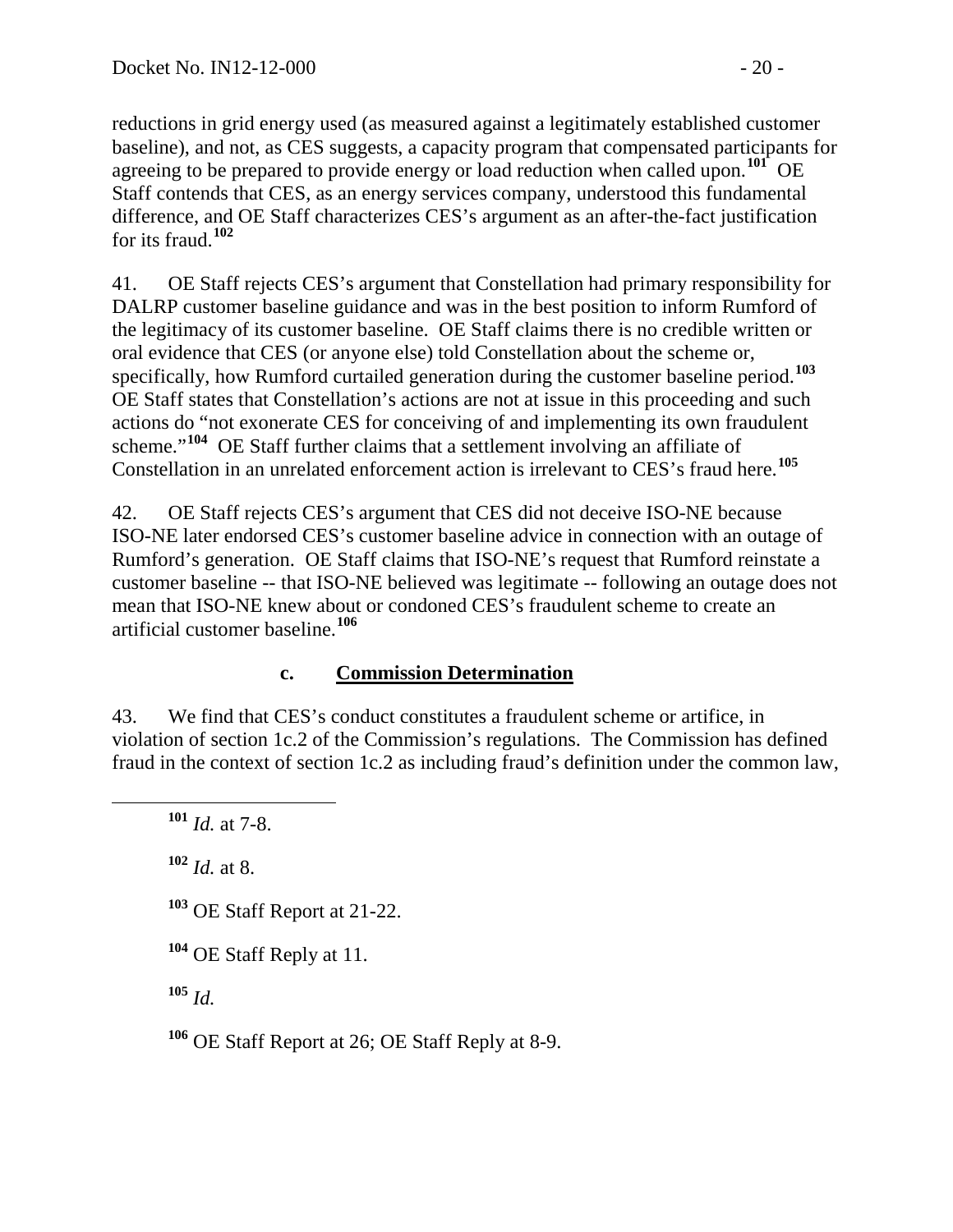reductions in grid energy used (as measured against a legitimately established customer baseline), and not, as CES suggests, a capacity program that compensated participants for agreeing to be prepared to provide energy or load reduction when called upon.[101] OE Staff contends that CES, as an energy services company, understood this fundamental difference, and OE Staff characterizes CES's argument as an after-the-fact justification for its fraud.[102]

41. OE Staff rejects CES's argument that Constellation had primary responsibility for DALRP customer baseline guidance and was in the best position to inform Rumford of the legitimacy of its customer baseline. OE Staff claims there is no credible written or oral evidence that CES (or anyone else) told Constellation about the scheme or, specifically, how Rumford curtailed generation during the customer baseline period.[103] OE Staff states that Constellation's actions are not at issue in this proceeding and such actions do "not exonerate CES for conceiving of and implementing its own fraudulent scheme."[104] OE Staff further claims that a settlement involving an affiliate of Constellation in an unrelated enforcement action is irrelevant to CES's fraud here.[105]

42. OE Staff rejects CES's argument that CES did not deceive ISO-NE because ISO-NE later endorsed CES's customer baseline advice in connection with an outage of Rumford's generation. OE Staff claims that ISO-NE's request that Rumford reinstate a customer baseline -- that ISO-NE believed was legitimate -- following an outage does not mean that ISO-NE knew about or condoned CES's fraudulent scheme to create an artificial customer baseline.[106]

### c. Commission Determination

43. We find that CES's conduct constitutes a fraudulent scheme or artifice, in violation of section 1c.2 of the Commission's regulations. The Commission has defined fraud in the context of section 1c.2 as including fraud's definition under the common law,

---

[101] *Id.* at 7-8.

[102] *Id.* at 8.

[103] OE Staff Report at 21-22.

[104] OE Staff Reply at 11.

[105] *Id.*

[106] OE Staff Report at 26; OE Staff Reply at 8-9.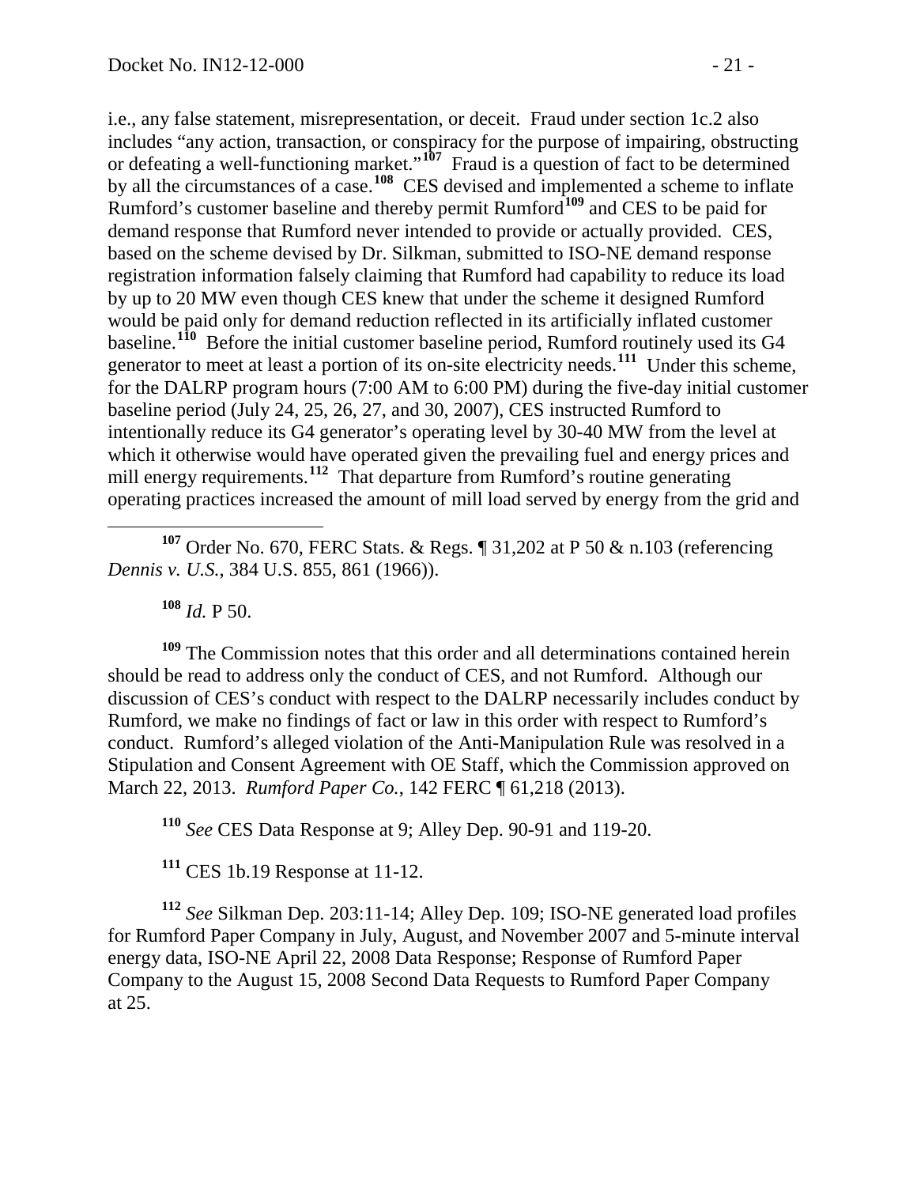i.e., any false statement, misrepresentation, or deceit. Fraud under section 1c.2 also includes "any action, transaction, or conspiracy for the purpose of impairing, obstructing or defeating a well-functioning market."[107] Fraud is a question of fact to be determined by all the circumstances of a case.[108] CES devised and implemented a scheme to inflate Rumford's customer baseline and thereby permit Rumford[109] and CES to be paid for demand response that Rumford never intended to provide or actually provided. CES, based on the scheme devised by Dr. Silkman, submitted to ISO-NE demand response registration information falsely claiming that Rumford had capability to reduce its load by up to 20 MW even though CES knew that under the scheme it designed Rumford would be paid only for demand reduction reflected in its artificially inflated customer baseline.[110] Before the initial customer baseline period, Rumford routinely used its G4 generator to meet at least a portion of its on-site electricity needs.[111] Under this scheme, for the DALRP program hours (7:00 AM to 6:00 PM) during the five-day initial customer baseline period (July 24, 25, 26, 27, and 30, 2007), CES instructed Rumford to intentionally reduce its G4 generator's operating level by 30-40 MW from the level at which it otherwise would have operated given the prevailing fuel and energy prices and mill energy requirements.[112] That departure from Rumford's routine generating operating practices increased the amount of mill load served by energy from the grid and

[107] Order No. 670, FERC Stats. & Regs. ¶ 31,202 at P 50 & n.103 (referencing *Dennis v. U.S.*, 384 U.S. 855, 861 (1966)).

[108] *Id.* P 50.

[109] The Commission notes that this order and all determinations contained herein should be read to address only the conduct of CES, and not Rumford. Although our discussion of CES's conduct with respect to the DALRP necessarily includes conduct by Rumford, we make no findings of fact or law in this order with respect to Rumford's conduct. Rumford's alleged violation of the Anti-Manipulation Rule was resolved in a Stipulation and Consent Agreement with OE Staff, which the Commission approved on March 22, 2013. *Rumford Paper Co.*, 142 FERC ¶ 61,218 (2013).

[110] *See* CES Data Response at 9; Alley Dep. 90-91 and 119-20.

[111] CES 1b.19 Response at 11-12.

[112] *See* Silkman Dep. 203:11-14; Alley Dep. 109; ISO-NE generated load profiles for Rumford Paper Company in July, August, and November 2007 and 5-minute interval energy data, ISO-NE April 22, 2008 Data Response; Response of Rumford Paper Company to the August 15, 2008 Second Data Requests to Rumford Paper Company at 25.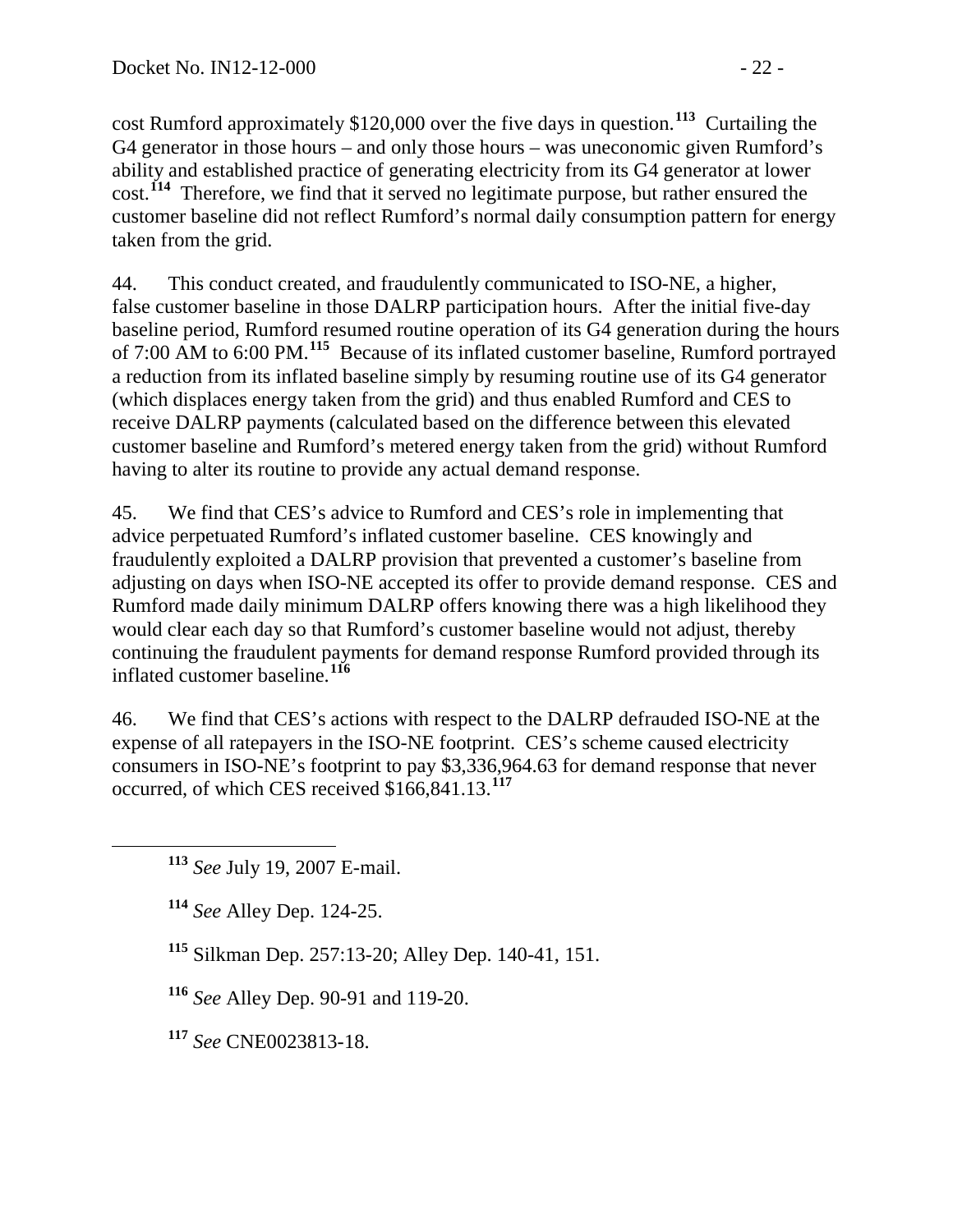cost Rumford approximately $120,000 over the five days in question.[113] Curtailing the G4 generator in those hours – and only those hours – was uneconomic given Rumford's ability and established practice of generating electricity from its G4 generator at lower cost.[114] Therefore, we find that it served no legitimate purpose, but rather ensured the customer baseline did not reflect Rumford's normal daily consumption pattern for energy taken from the grid.

44. This conduct created, and fraudulently communicated to ISO-NE, a higher, false customer baseline in those DALRP participation hours. After the initial five-day baseline period, Rumford resumed routine operation of its G4 generation during the hours of 7:00 AM to 6:00 PM.[115] Because of its inflated customer baseline, Rumford portrayed a reduction from its inflated baseline simply by resuming routine use of its G4 generator (which displaces energy taken from the grid) and thus enabled Rumford and CES to receive DALRP payments (calculated based on the difference between this elevated customer baseline and Rumford's metered energy taken from the grid) without Rumford having to alter its routine to provide any actual demand response.

45. We find that CES's advice to Rumford and CES's role in implementing that advice perpetuated Rumford's inflated customer baseline. CES knowingly and fraudulently exploited a DALRP provision that prevented a customer's baseline from adjusting on days when ISO-NE accepted its offer to provide demand response. CES and Rumford made daily minimum DALRP offers knowing there was a high likelihood they would clear each day so that Rumford's customer baseline would not adjust, thereby continuing the fraudulent payments for demand response Rumford provided through its inflated customer baseline.[116]

46. We find that CES's actions with respect to the DALRP defrauded ISO-NE at the expense of all ratepayers in the ISO-NE footprint. CES's scheme caused electricity consumers in ISO-NE's footprint to pay $3,336,964.63 for demand response that never occurred, of which CES received $166,841.13.[117]

---

[113] *See* July 19, 2007 E-mail.

[114] *See* Alley Dep. 124-25.

[115] Silkman Dep. 257:13-20; Alley Dep. 140-41, 151.

[116] *See* Alley Dep. 90-91 and 119-20.

[117] *See* CNE0023813-18.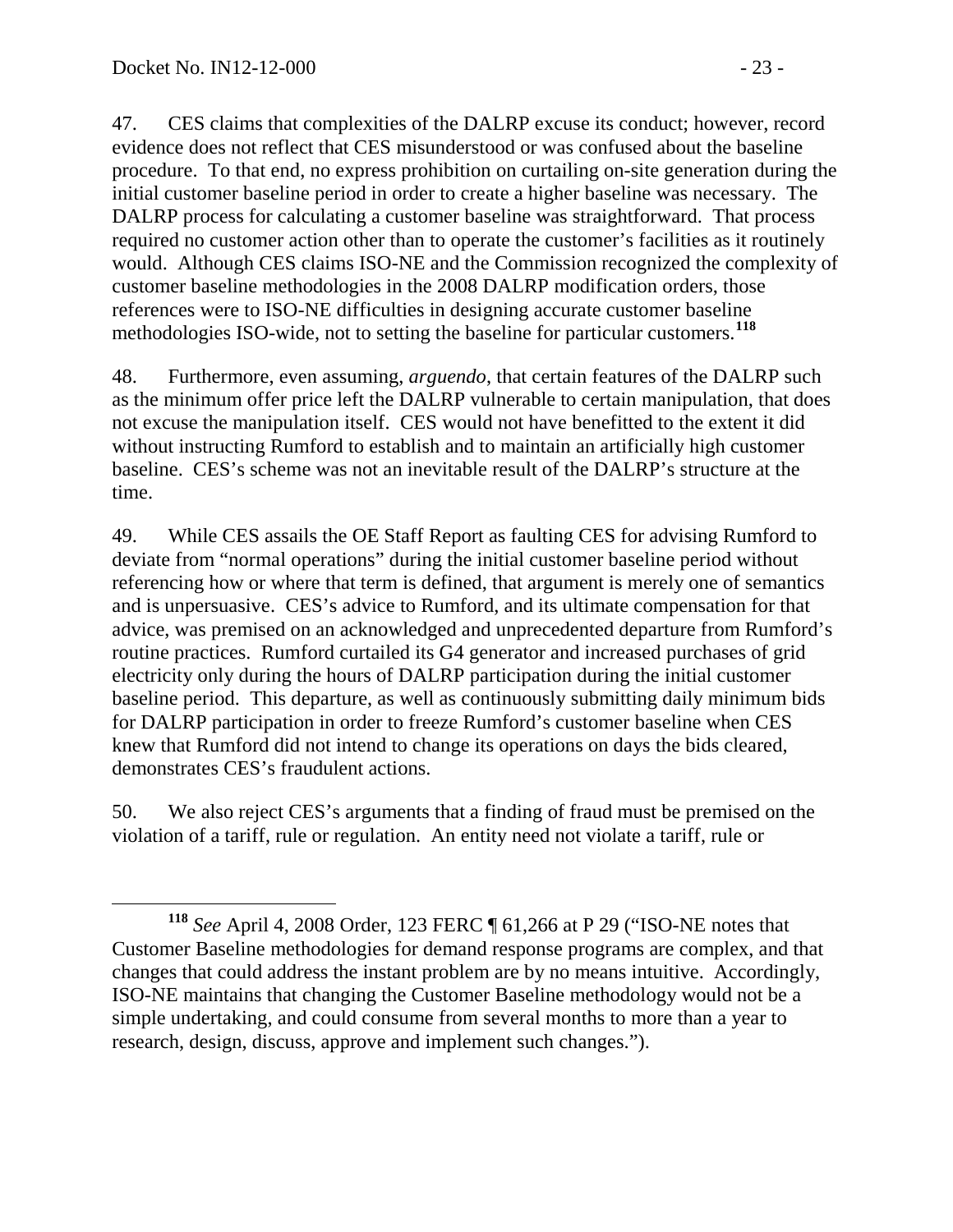47. CES claims that complexities of the DALRP excuse its conduct; however, record evidence does not reflect that CES misunderstood or was confused about the baseline procedure. To that end, no express prohibition on curtailing on-site generation during the initial customer baseline period in order to create a higher baseline was necessary. The DALRP process for calculating a customer baseline was straightforward. That process required no customer action other than to operate the customer's facilities as it routinely would. Although CES claims ISO-NE and the Commission recognized the complexity of customer baseline methodologies in the 2008 DALRP modification orders, those references were to ISO-NE difficulties in designing accurate customer baseline methodologies ISO-wide, not to setting the baseline for particular customers.[118]

48. Furthermore, even assuming, *arguendo*, that certain features of the DALRP such as the minimum offer price left the DALRP vulnerable to certain manipulation, that does not excuse the manipulation itself. CES would not have benefitted to the extent it did without instructing Rumford to establish and to maintain an artificially high customer baseline. CES's scheme was not an inevitable result of the DALRP's structure at the time.

49. While CES assails the OE Staff Report as faulting CES for advising Rumford to deviate from "normal operations" during the initial customer baseline period without referencing how or where that term is defined, that argument is merely one of semantics and is unpersuasive. CES's advice to Rumford, and its ultimate compensation for that advice, was premised on an acknowledged and unprecedented departure from Rumford's routine practices. Rumford curtailed its G4 generator and increased purchases of grid electricity only during the hours of DALRP participation during the initial customer baseline period. This departure, as well as continuously submitting daily minimum bids for DALRP participation in order to freeze Rumford's customer baseline when CES knew that Rumford did not intend to change its operations on days the bids cleared, demonstrates CES's fraudulent actions.

50. We also reject CES's arguments that a finding of fraud must be premised on the violation of a tariff, rule or regulation. An entity need not violate a tariff, rule or

---

[118] *See* April 4, 2008 Order, 123 FERC ¶ 61,266 at P 29 ("ISO-NE notes that Customer Baseline methodologies for demand response programs are complex, and that changes that could address the instant problem are by no means intuitive. Accordingly, ISO-NE maintains that changing the Customer Baseline methodology would not be a simple undertaking, and could consume from several months to more than a year to research, design, discuss, approve and implement such changes.").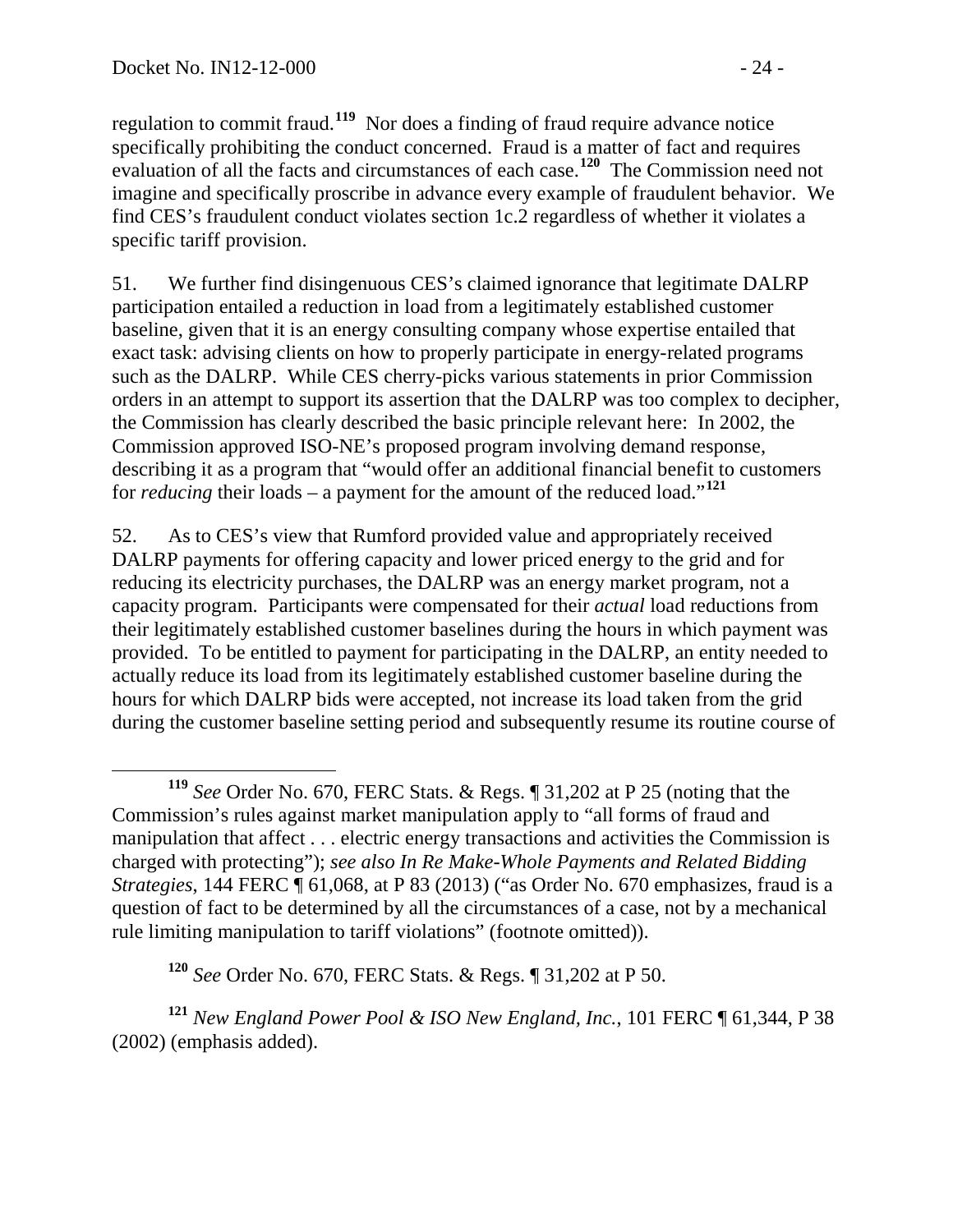regulation to commit fraud.[119] Nor does a finding of fraud require advance notice specifically prohibiting the conduct concerned. Fraud is a matter of fact and requires evaluation of all the facts and circumstances of each case.[120] The Commission need not imagine and specifically proscribe in advance every example of fraudulent behavior. We find CES's fraudulent conduct violates section 1c.2 regardless of whether it violates a specific tariff provision.

51. We further find disingenuous CES's claimed ignorance that legitimate DALRP participation entailed a reduction in load from a legitimately established customer baseline, given that it is an energy consulting company whose expertise entailed that exact task: advising clients on how to properly participate in energy-related programs such as the DALRP. While CES cherry-picks various statements in prior Commission orders in an attempt to support its assertion that the DALRP was too complex to decipher, the Commission has clearly described the basic principle relevant here: In 2002, the Commission approved ISO-NE's proposed program involving demand response, describing it as a program that "would offer an additional financial benefit to customers for *reducing* their loads – a payment for the amount of the reduced load."[121]

52. As to CES's view that Rumford provided value and appropriately received DALRP payments for offering capacity and lower priced energy to the grid and for reducing its electricity purchases, the DALRP was an energy market program, not a capacity program. Participants were compensated for their *actual* load reductions from their legitimately established customer baselines during the hours in which payment was provided. To be entitled to payment for participating in the DALRP, an entity needed to actually reduce its load from its legitimately established customer baseline during the hours for which DALRP bids were accepted, not increase its load taken from the grid during the customer baseline setting period and subsequently resume its routine course of

---

[119] *See* Order No. 670, FERC Stats. & Regs. ¶ 31,202 at P 25 (noting that the Commission's rules against market manipulation apply to "all forms of fraud and manipulation that affect . . . electric energy transactions and activities the Commission is charged with protecting"); *see also In Re Make-Whole Payments and Related Bidding Strategies*, 144 FERC ¶ 61,068, at P 83 (2013) ("as Order No. 670 emphasizes, fraud is a question of fact to be determined by all the circumstances of a case, not by a mechanical rule limiting manipulation to tariff violations" (footnote omitted)).

[120] *See* Order No. 670, FERC Stats. & Regs. ¶ 31,202 at P 50.

[121] *New England Power Pool & ISO New England, Inc.*, 101 FERC ¶ 61,344, P 38 (2002) (emphasis added).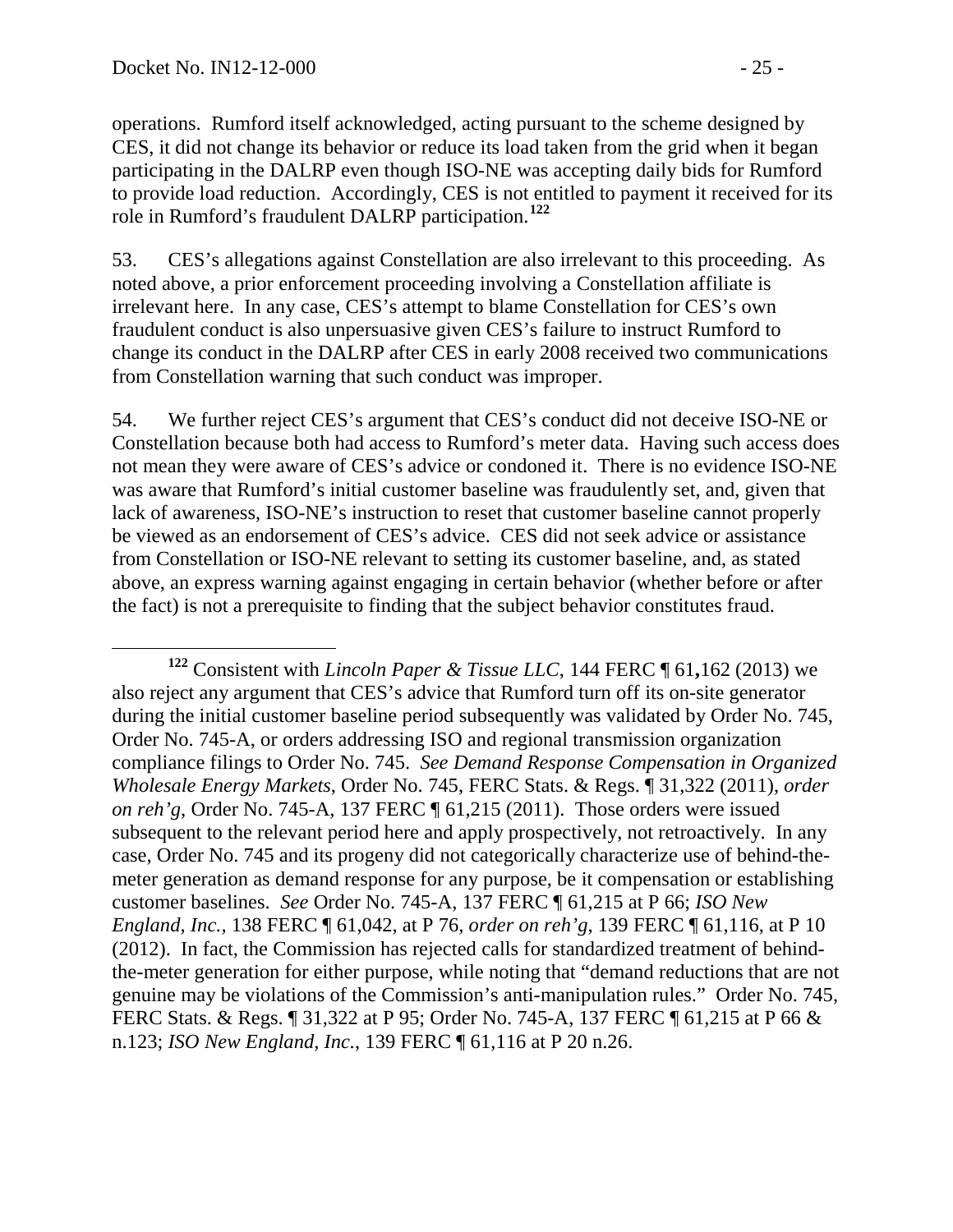operations. Rumford itself acknowledged, acting pursuant to the scheme designed by CES, it did not change its behavior or reduce its load taken from the grid when it began participating in the DALRP even though ISO-NE was accepting daily bids for Rumford to provide load reduction. Accordingly, CES is not entitled to payment it received for its role in Rumford's fraudulent DALRP participation.[122]

53. CES's allegations against Constellation are also irrelevant to this proceeding. As noted above, a prior enforcement proceeding involving a Constellation affiliate is irrelevant here. In any case, CES's attempt to blame Constellation for CES's own fraudulent conduct is also unpersuasive given CES's failure to instruct Rumford to change its conduct in the DALRP after CES in early 2008 received two communications from Constellation warning that such conduct was improper.

54. We further reject CES's argument that CES's conduct did not deceive ISO-NE or Constellation because both had access to Rumford's meter data. Having such access does not mean they were aware of CES's advice or condoned it. There is no evidence ISO-NE was aware that Rumford's initial customer baseline was fraudulently set, and, given that lack of awareness, ISO-NE's instruction to reset that customer baseline cannot properly be viewed as an endorsement of CES's advice. CES did not seek advice or assistance from Constellation or ISO-NE relevant to setting its customer baseline, and, as stated above, an express warning against engaging in certain behavior (whether before or after the fact) is not a prerequisite to finding that the subject behavior constitutes fraud.

---

[122] Consistent with *Lincoln Paper & Tissue LLC*, 144 FERC ¶ 61,162 (2013) we also reject any argument that CES's advice that Rumford turn off its on-site generator during the initial customer baseline period subsequently was validated by Order No. 745, Order No. 745-A, or orders addressing ISO and regional transmission organization compliance filings to Order No. 745. *See Demand Response Compensation in Organized Wholesale Energy Markets*, Order No. 745, FERC Stats. & Regs. ¶ 31,322 (2011), *order on reh'g*, Order No. 745-A, 137 FERC ¶ 61,215 (2011). Those orders were issued subsequent to the relevant period here and apply prospectively, not retroactively. In any case, Order No. 745 and its progeny did not categorically characterize use of behind-the-meter generation as demand response for any purpose, be it compensation or establishing customer baselines. *See* Order No. 745-A, 137 FERC ¶ 61,215 at P 66; *ISO New England, Inc.*, 138 FERC ¶ 61,042, at P 76, *order on reh'g*, 139 FERC ¶ 61,116, at P 10 (2012). In fact, the Commission has rejected calls for standardized treatment of behind-the-meter generation for either purpose, while noting that "demand reductions that are not genuine may be violations of the Commission's anti-manipulation rules." Order No. 745, FERC Stats. & Regs. ¶ 31,322 at P 95; Order No. 745-A, 137 FERC ¶ 61,215 at P 66 & n.123; *ISO New England, Inc.*, 139 FERC ¶ 61,116 at P 20 n.26.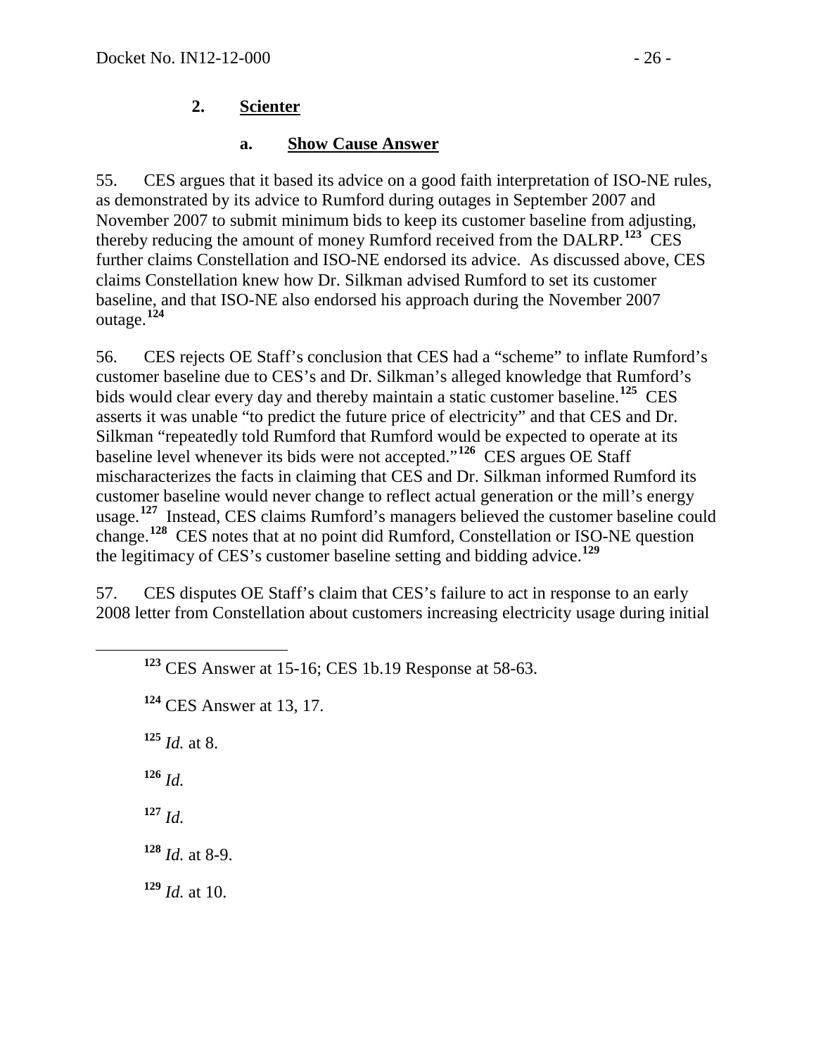### 2. Scienter

#### a. Show Cause Answer

55. CES argues that it based its advice on a good faith interpretation of ISO-NE rules, as demonstrated by its advice to Rumford during outages in September 2007 and November 2007 to submit minimum bids to keep its customer baseline from adjusting, thereby reducing the amount of money Rumford received from the DALRP.[123] CES further claims Constellation and ISO-NE endorsed its advice. As discussed above, CES claims Constellation knew how Dr. Silkman advised Rumford to set its customer baseline, and that ISO-NE also endorsed his approach during the November 2007 outage.[124]

56. CES rejects OE Staff's conclusion that CES had a "scheme" to inflate Rumford's customer baseline due to CES's and Dr. Silkman's alleged knowledge that Rumford's bids would clear every day and thereby maintain a static customer baseline.[125] CES asserts it was unable "to predict the future price of electricity" and that CES and Dr. Silkman "repeatedly told Rumford that Rumford would be expected to operate at its baseline level whenever its bids were not accepted."[126] CES argues OE Staff mischaracterizes the facts in claiming that CES and Dr. Silkman informed Rumford its customer baseline would never change to reflect actual generation or the mill's energy usage.[127] Instead, CES claims Rumford's managers believed the customer baseline could change.[128] CES notes that at no point did Rumford, Constellation or ISO-NE question the legitimacy of CES's customer baseline setting and bidding advice.[129]

57. CES disputes OE Staff's claim that CES's failure to act in response to an early 2008 letter from Constellation about customers increasing electricity usage during initial

---

[123] CES Answer at 15-16; CES 1b.19 Response at 58-63.

[124] CES Answer at 13, 17.

[125] *Id.* at 8.

[126] *Id.*

[127] *Id.*

[128] *Id.* at 8-9.

[129] *Id.* at 10.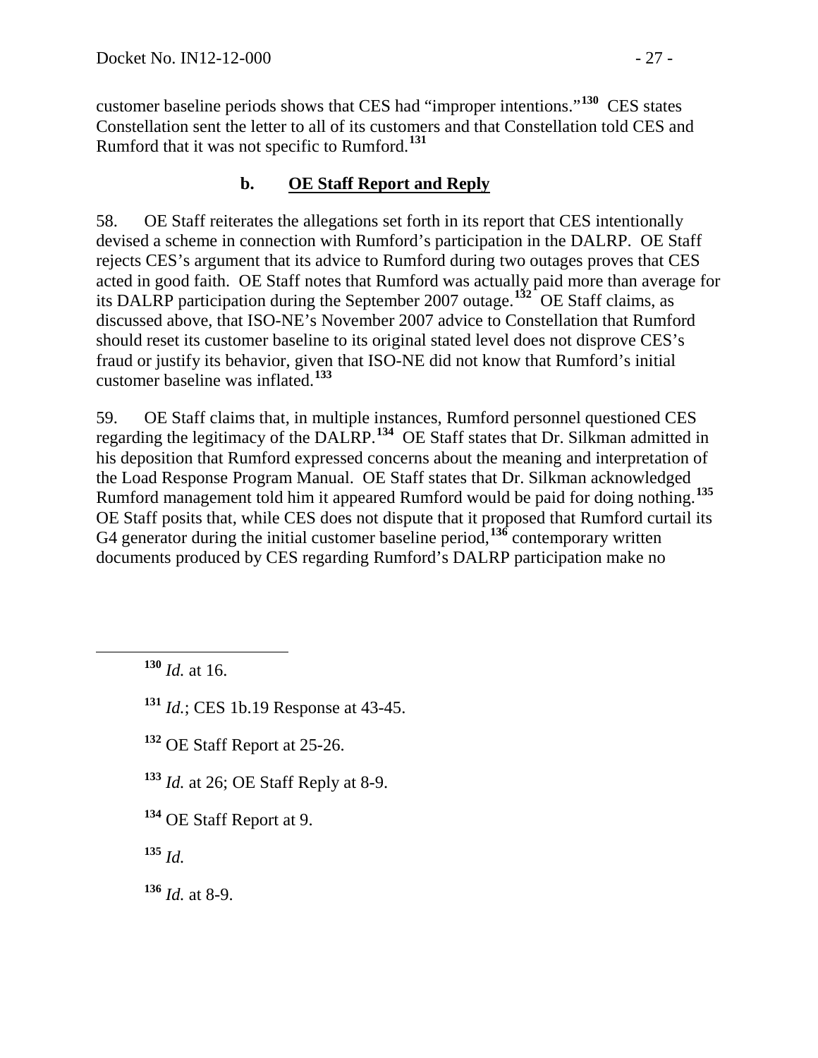customer baseline periods shows that CES had "improper intentions."[130] CES states Constellation sent the letter to all of its customers and that Constellation told CES and Rumford that it was not specific to Rumford.[131]

### b. OE Staff Report and Reply

58. OE Staff reiterates the allegations set forth in its report that CES intentionally devised a scheme in connection with Rumford's participation in the DALRP. OE Staff rejects CES's argument that its advice to Rumford during two outages proves that CES acted in good faith. OE Staff notes that Rumford was actually paid more than average for its DALRP participation during the September 2007 outage.[132] OE Staff claims, as discussed above, that ISO-NE's November 2007 advice to Constellation that Rumford should reset its customer baseline to its original stated level does not disprove CES's fraud or justify its behavior, given that ISO-NE did not know that Rumford's initial customer baseline was inflated.[133]

59. OE Staff claims that, in multiple instances, Rumford personnel questioned CES regarding the legitimacy of the DALRP.[134] OE Staff states that Dr. Silkman admitted in his deposition that Rumford expressed concerns about the meaning and interpretation of the Load Response Program Manual. OE Staff states that Dr. Silkman acknowledged Rumford management told him it appeared Rumford would be paid for doing nothing.[135] OE Staff posits that, while CES does not dispute that it proposed that Rumford curtail its G4 generator during the initial customer baseline period,[136] contemporary written documents produced by CES regarding Rumford's DALRP participation make no

---

[130] *Id.* at 16.

[131] *Id.*; CES 1b.19 Response at 43-45.

[132] OE Staff Report at 25-26.

[133] *Id.* at 26; OE Staff Reply at 8-9.

[134] OE Staff Report at 9.

[135] *Id.*

[136] *Id.* at 8-9.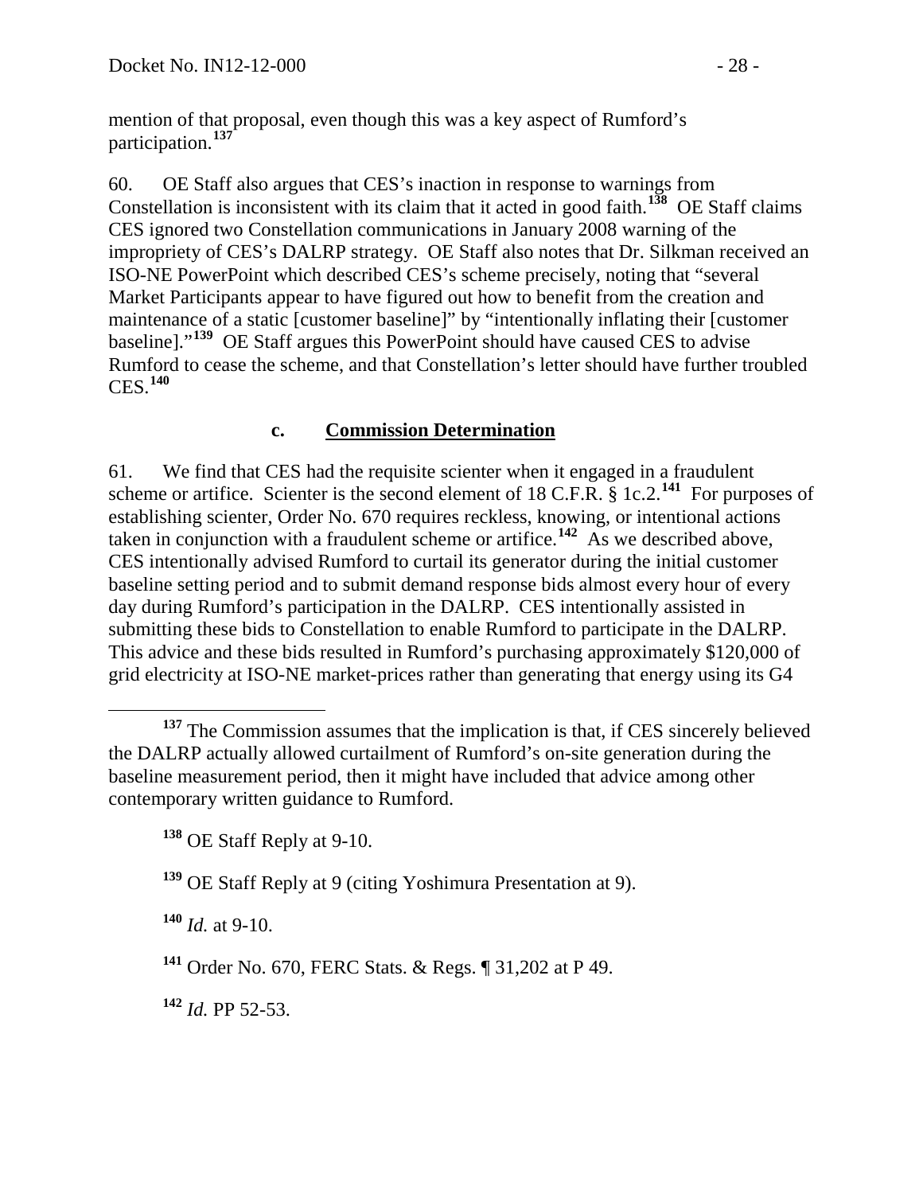mention of that proposal, even though this was a key aspect of Rumford's participation.[137]

60. OE Staff also argues that CES's inaction in response to warnings from Constellation is inconsistent with its claim that it acted in good faith.[138] OE Staff claims CES ignored two Constellation communications in January 2008 warning of the impropriety of CES's DALRP strategy. OE Staff also notes that Dr. Silkman received an ISO-NE PowerPoint which described CES's scheme precisely, noting that "several Market Participants appear to have figured out how to benefit from the creation and maintenance of a static [customer baseline]" by "intentionally inflating their [customer baseline]."[139] OE Staff argues this PowerPoint should have caused CES to advise Rumford to cease the scheme, and that Constellation's letter should have further troubled CES.[140]

### c. **Commission Determination**

61. We find that CES had the requisite scienter when it engaged in a fraudulent scheme or artifice. Scienter is the second element of 18 C.F.R. § 1c.2.[141] For purposes of establishing scienter, Order No. 670 requires reckless, knowing, or intentional actions taken in conjunction with a fraudulent scheme or artifice.[142] As we described above, CES intentionally advised Rumford to curtail its generator during the initial customer baseline setting period and to submit demand response bids almost every hour of every day during Rumford's participation in the DALRP. CES intentionally assisted in submitting these bids to Constellation to enable Rumford to participate in the DALRP. This advice and these bids resulted in Rumford's purchasing approximately $120,000 of grid electricity at ISO-NE market-prices rather than generating that energy using its G4

---

[137] The Commission assumes that the implication is that, if CES sincerely believed the DALRP actually allowed curtailment of Rumford's on-site generation during the baseline measurement period, then it might have included that advice among other contemporary written guidance to Rumford.

[138] OE Staff Reply at 9-10.

[139] OE Staff Reply at 9 (citing Yoshimura Presentation at 9).

[140] *Id.* at 9-10.

[141] Order No. 670, FERC Stats. & Regs. ¶ 31,202 at P 49.

[142] *Id.* PP 52-53.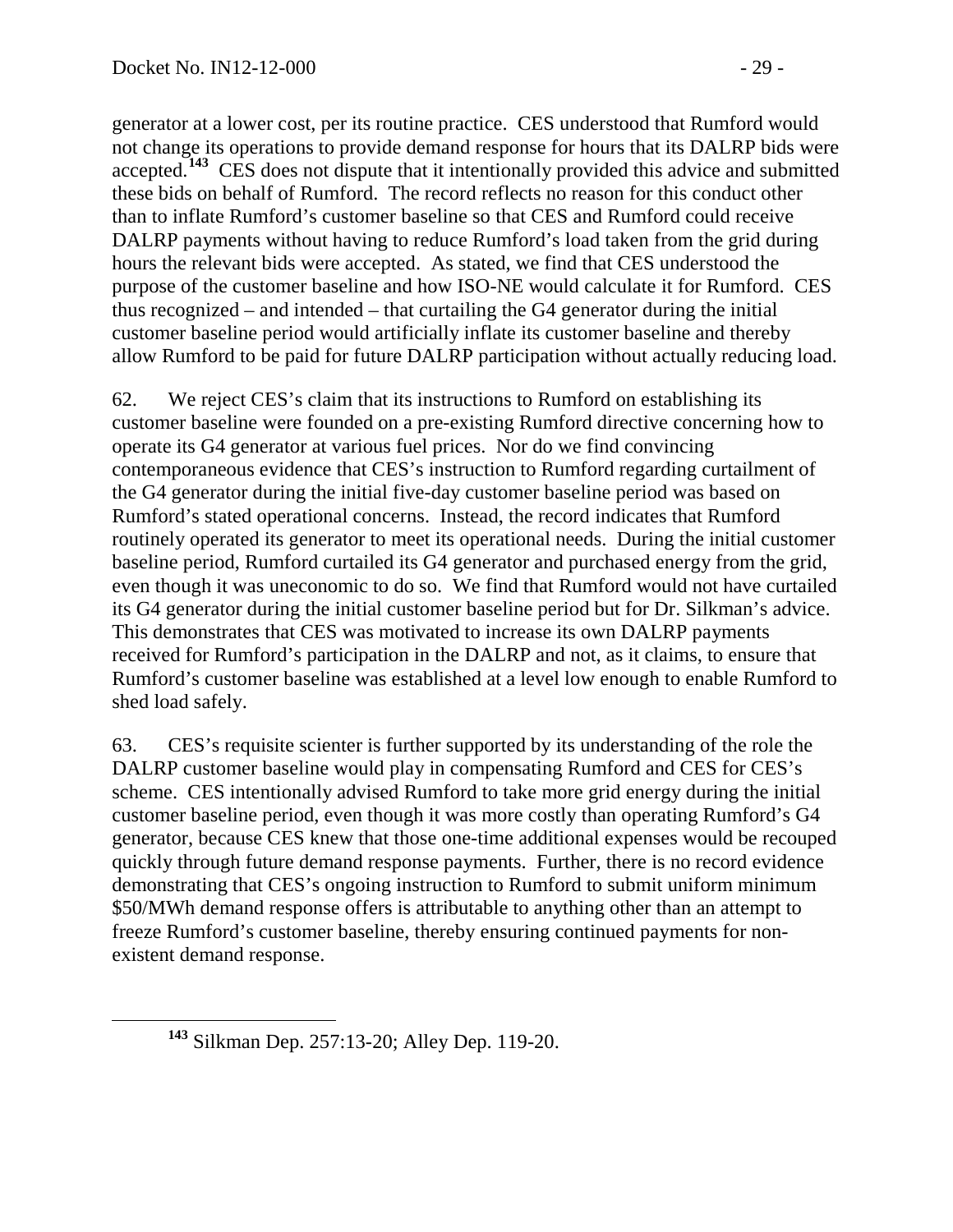generator at a lower cost, per its routine practice. CES understood that Rumford would not change its operations to provide demand response for hours that its DALRP bids were accepted.[143] CES does not dispute that it intentionally provided this advice and submitted these bids on behalf of Rumford. The record reflects no reason for this conduct other than to inflate Rumford's customer baseline so that CES and Rumford could receive DALRP payments without having to reduce Rumford's load taken from the grid during hours the relevant bids were accepted. As stated, we find that CES understood the purpose of the customer baseline and how ISO-NE would calculate it for Rumford. CES thus recognized – and intended – that curtailing the G4 generator during the initial customer baseline period would artificially inflate its customer baseline and thereby allow Rumford to be paid for future DALRP participation without actually reducing load.

62. We reject CES's claim that its instructions to Rumford on establishing its customer baseline were founded on a pre-existing Rumford directive concerning how to operate its G4 generator at various fuel prices. Nor do we find convincing contemporaneous evidence that CES's instruction to Rumford regarding curtailment of the G4 generator during the initial five-day customer baseline period was based on Rumford's stated operational concerns. Instead, the record indicates that Rumford routinely operated its generator to meet its operational needs. During the initial customer baseline period, Rumford curtailed its G4 generator and purchased energy from the grid, even though it was uneconomic to do so. We find that Rumford would not have curtailed its G4 generator during the initial customer baseline period but for Dr. Silkman's advice. This demonstrates that CES was motivated to increase its own DALRP payments received for Rumford's participation in the DALRP and not, as it claims, to ensure that Rumford's customer baseline was established at a level low enough to enable Rumford to shed load safely.

63. CES's requisite scienter is further supported by its understanding of the role the DALRP customer baseline would play in compensating Rumford and CES for CES's scheme. CES intentionally advised Rumford to take more grid energy during the initial customer baseline period, even though it was more costly than operating Rumford's G4 generator, because CES knew that those one-time additional expenses would be recouped quickly through future demand response payments. Further, there is no record evidence demonstrating that CES's ongoing instruction to Rumford to submit uniform minimum $50/MWh demand response offers is attributable to anything other than an attempt to freeze Rumford's customer baseline, thereby ensuring continued payments for non-existent demand response.

[143] Silkman Dep. 257:13-20; Alley Dep. 119-20.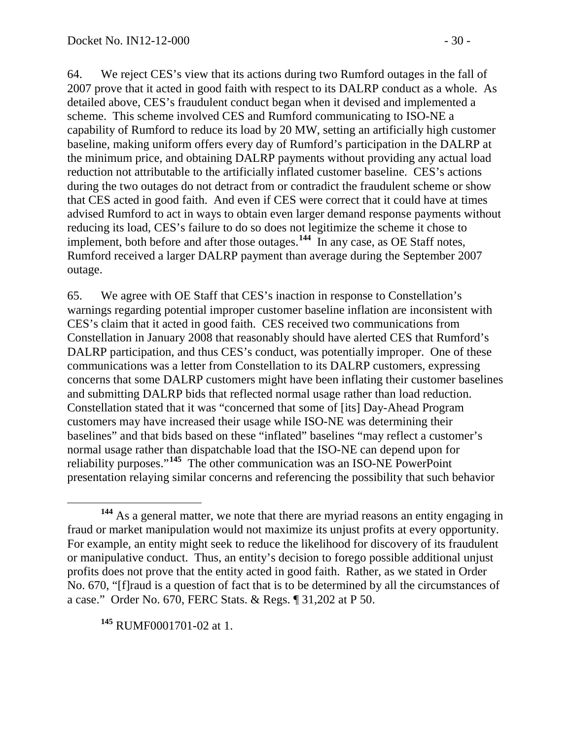64. We reject CES's view that its actions during two Rumford outages in the fall of 2007 prove that it acted in good faith with respect to its DALRP conduct as a whole. As detailed above, CES's fraudulent conduct began when it devised and implemented a scheme. This scheme involved CES and Rumford communicating to ISO-NE a capability of Rumford to reduce its load by 20 MW, setting an artificially high customer baseline, making uniform offers every day of Rumford's participation in the DALRP at the minimum price, and obtaining DALRP payments without providing any actual load reduction not attributable to the artificially inflated customer baseline. CES's actions during the two outages do not detract from or contradict the fraudulent scheme or show that CES acted in good faith. And even if CES were correct that it could have at times advised Rumford to act in ways to obtain even larger demand response payments without reducing its load, CES's failure to do so does not legitimize the scheme it chose to implement, both before and after those outages.[144] In any case, as OE Staff notes, Rumford received a larger DALRP payment than average during the September 2007 outage.

65. We agree with OE Staff that CES's inaction in response to Constellation's warnings regarding potential improper customer baseline inflation are inconsistent with CES's claim that it acted in good faith. CES received two communications from Constellation in January 2008 that reasonably should have alerted CES that Rumford's DALRP participation, and thus CES's conduct, was potentially improper. One of these communications was a letter from Constellation to its DALRP customers, expressing concerns that some DALRP customers might have been inflating their customer baselines and submitting DALRP bids that reflected normal usage rather than load reduction. Constellation stated that it was "concerned that some of [its] Day-Ahead Program customers may have increased their usage while ISO-NE was determining their baselines" and that bids based on these "inflated" baselines "may reflect a customer's normal usage rather than dispatchable load that the ISO-NE can depend upon for reliability purposes."[145] The other communication was an ISO-NE PowerPoint presentation relaying similar concerns and referencing the possibility that such behavior

---

[144] As a general matter, we note that there are myriad reasons an entity engaging in fraud or market manipulation would not maximize its unjust profits at every opportunity. For example, an entity might seek to reduce the likelihood for discovery of its fraudulent or manipulative conduct. Thus, an entity's decision to forego possible additional unjust profits does not prove that the entity acted in good faith. Rather, as we stated in Order No. 670, "[f]raud is a question of fact that is to be determined by all the circumstances of a case." Order No. 670, FERC Stats. & Regs. ¶ 31,202 at P 50.

[145] RUMF0001701-02 at 1.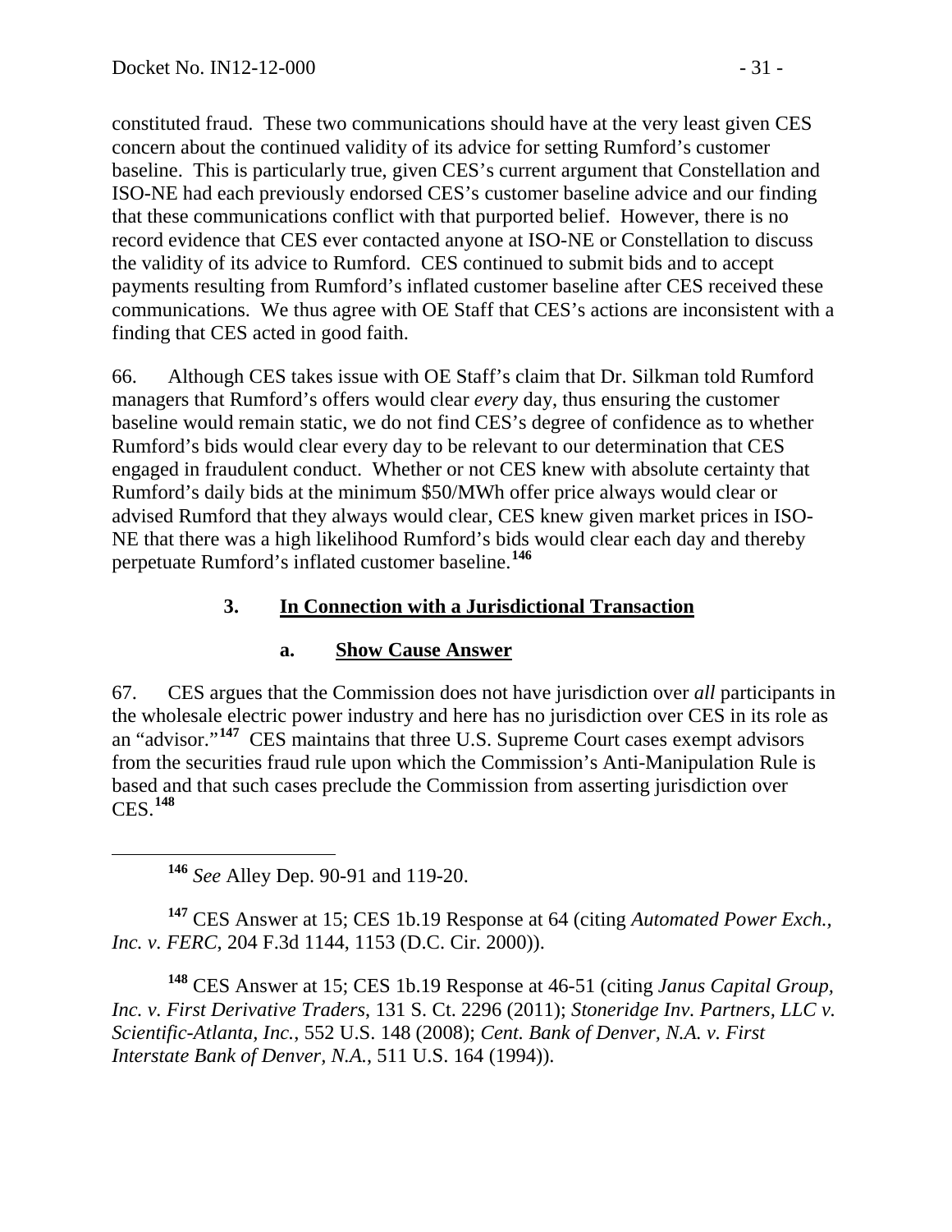constituted fraud. These two communications should have at the very least given CES concern about the continued validity of its advice for setting Rumford's customer baseline. This is particularly true, given CES's current argument that Constellation and ISO-NE had each previously endorsed CES's customer baseline advice and our finding that these communications conflict with that purported belief. However, there is no record evidence that CES ever contacted anyone at ISO-NE or Constellation to discuss the validity of its advice to Rumford. CES continued to submit bids and to accept payments resulting from Rumford's inflated customer baseline after CES received these communications. We thus agree with OE Staff that CES's actions are inconsistent with a finding that CES acted in good faith.

66. Although CES takes issue with OE Staff's claim that Dr. Silkman told Rumford managers that Rumford's offers would clear *every* day, thus ensuring the customer baseline would remain static, we do not find CES's degree of confidence as to whether Rumford's bids would clear every day to be relevant to our determination that CES engaged in fraudulent conduct. Whether or not CES knew with absolute certainty that Rumford's daily bids at the minimum \$50/MWh offer price always would clear or advised Rumford that they always would clear, CES knew given market prices in ISO-NE that there was a high likelihood Rumford's bids would clear each day and thereby perpetuate Rumford's inflated customer baseline.[146]

### 3. In Connection with a Jurisdictional Transaction

#### a. Show Cause Answer

67. CES argues that the Commission does not have jurisdiction over *all* participants in the wholesale electric power industry and here has no jurisdiction over CES in its role as an "advisor."[147] CES maintains that three U.S. Supreme Court cases exempt advisors from the securities fraud rule upon which the Commission's Anti-Manipulation Rule is based and that such cases preclude the Commission from asserting jurisdiction over CES.[148]

---

[146] *See* Alley Dep. 90-91 and 119-20.

[147] CES Answer at 15; CES 1b.19 Response at 64 (citing *Automated Power Exch., Inc. v. FERC*, 204 F.3d 1144, 1153 (D.C. Cir. 2000)).

[148] CES Answer at 15; CES 1b.19 Response at 46-51 (citing *Janus Capital Group, Inc. v. First Derivative Traders*, 131 S. Ct. 2296 (2011); *Stoneridge Inv. Partners, LLC v. Scientific-Atlanta, Inc.*, 552 U.S. 148 (2008); *Cent. Bank of Denver, N.A. v. First Interstate Bank of Denver, N.A.*, 511 U.S. 164 (1994)).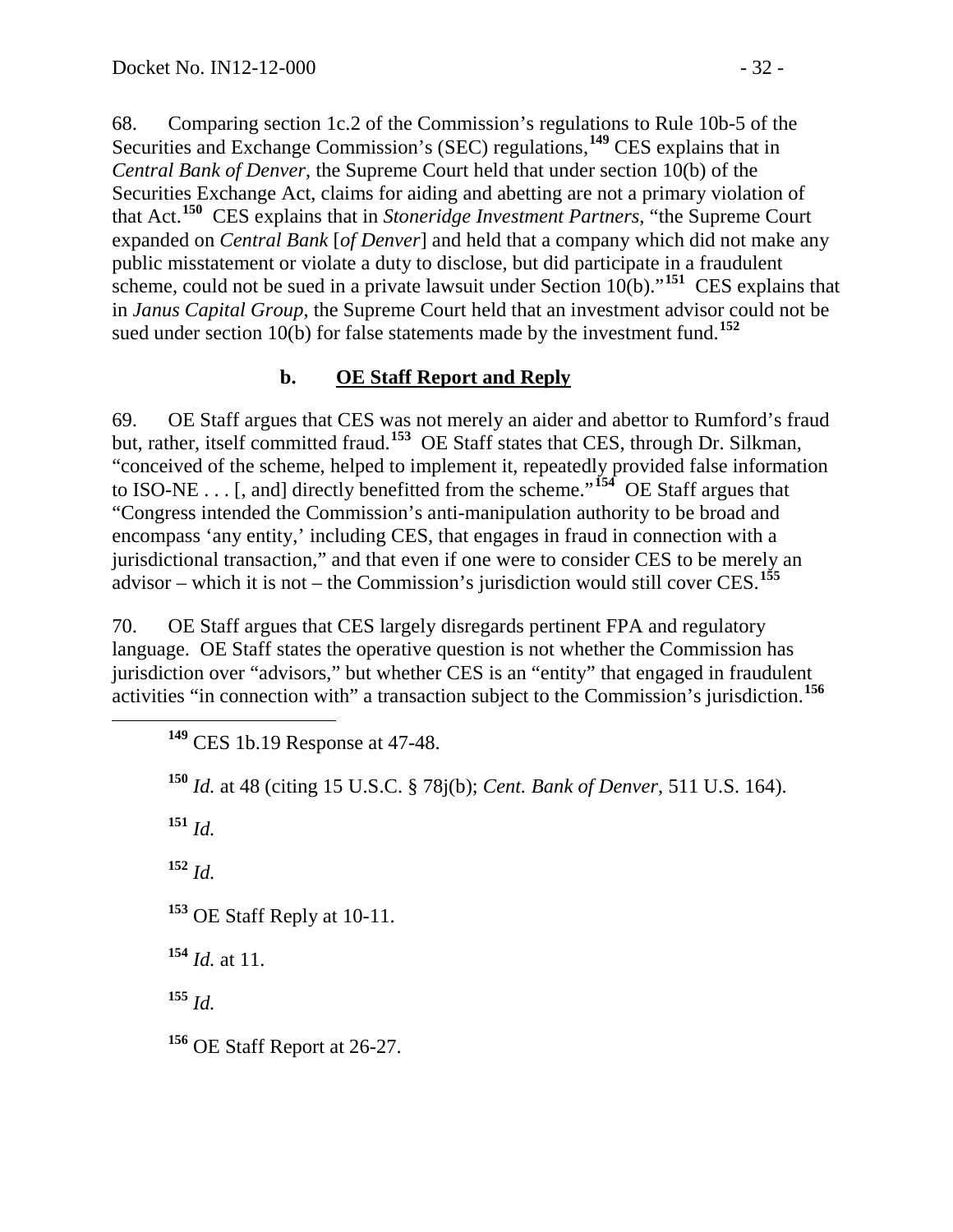68. Comparing section 1c.2 of the Commission's regulations to Rule 10b-5 of the Securities and Exchange Commission's (SEC) regulations,[149] CES explains that in *Central Bank of Denver*, the Supreme Court held that under section 10(b) of the Securities Exchange Act, claims for aiding and abetting are not a primary violation of that Act.[150] CES explains that in *Stoneridge Investment Partners*, "the Supreme Court expanded on *Central Bank* [*of Denver*] and held that a company which did not make any public misstatement or violate a duty to disclose, but did participate in a fraudulent scheme, could not be sued in a private lawsuit under Section 10(b)."[151] CES explains that in *Janus Capital Group*, the Supreme Court held that an investment advisor could not be sued under section 10(b) for false statements made by the investment fund.[152]

**b. <u>OE Staff Report and Reply</u>**

69. OE Staff argues that CES was not merely an aider and abettor to Rumford's fraud but, rather, itself committed fraud.[153] OE Staff states that CES, through Dr. Silkman, "conceived of the scheme, helped to implement it, repeatedly provided false information to ISO-NE . . . [, and] directly benefitted from the scheme."[154] OE Staff argues that "Congress intended the Commission's anti-manipulation authority to be broad and encompass 'any entity,' including CES, that engages in fraud in connection with a jurisdictional transaction," and that even if one were to consider CES to be merely an advisor – which it is not – the Commission's jurisdiction would still cover CES.[155]

70. OE Staff argues that CES largely disregards pertinent FPA and regulatory language. OE Staff states the operative question is not whether the Commission has jurisdiction over "advisors," but whether CES is an "entity" that engaged in fraudulent activities "in connection with" a transaction subject to the Commission's jurisdiction.[156]

---

[149] CES 1b.19 Response at 47-48.

[150] *Id.* at 48 (citing 15 U.S.C. § 78j(b); *Cent. Bank of Denver*, 511 U.S. 164).

[151] *Id.*

[152] *Id.*

[153] OE Staff Reply at 10-11.

[154] *Id.* at 11.

[155] *Id.*

[156] OE Staff Report at 26-27.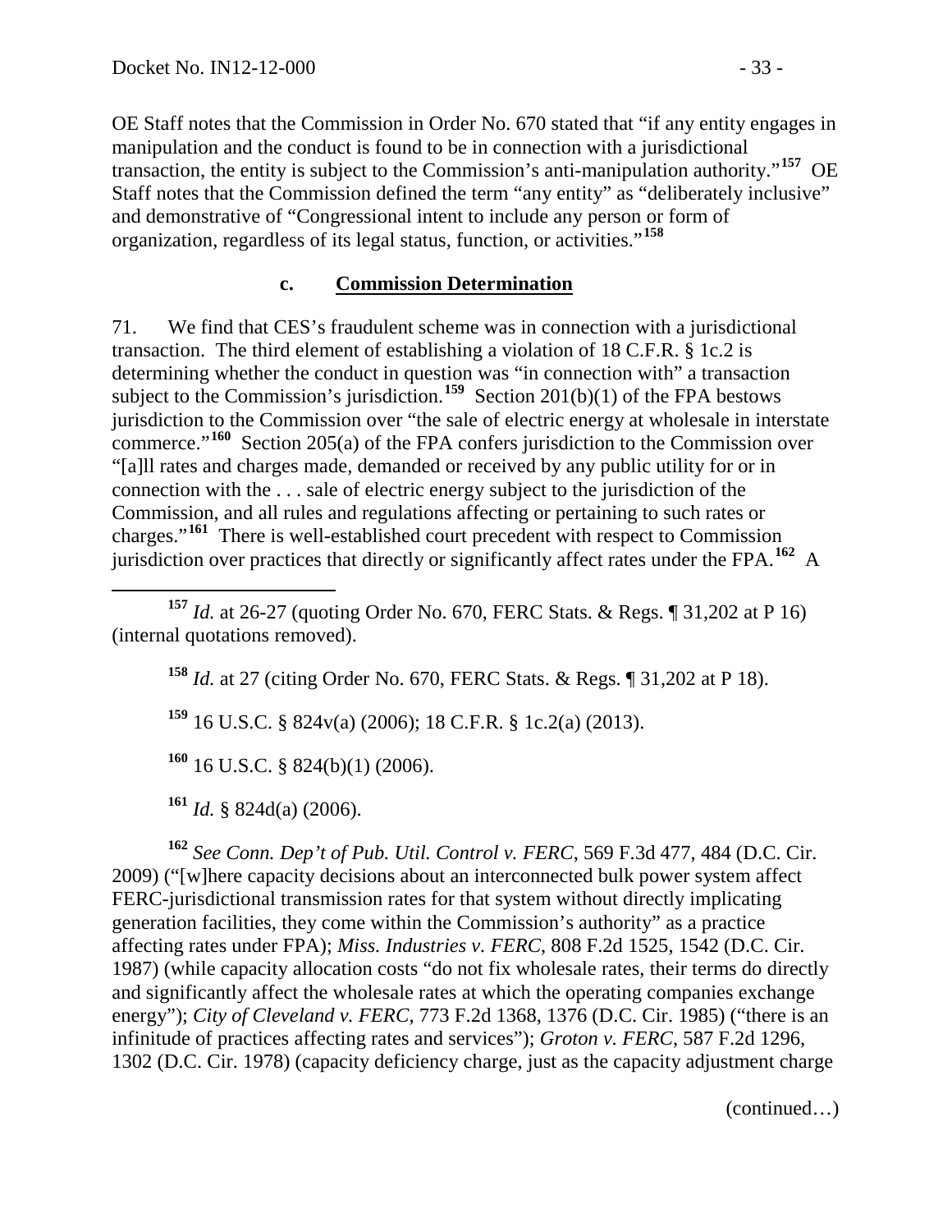OE Staff notes that the Commission in Order No. 670 stated that "if any entity engages in manipulation and the conduct is found to be in connection with a jurisdictional transaction, the entity is subject to the Commission's anti-manipulation authority."[157] OE Staff notes that the Commission defined the term "any entity" as "deliberately inclusive" and demonstrative of "Congressional intent to include any person or form of organization, regardless of its legal status, function, or activities."[158]

### c. Commission Determination

71. We find that CES's fraudulent scheme was in connection with a jurisdictional transaction. The third element of establishing a violation of 18 C.F.R. § 1c.2 is determining whether the conduct in question was "in connection with" a transaction subject to the Commission's jurisdiction.[159] Section 201(b)(1) of the FPA bestows jurisdiction to the Commission over "the sale of electric energy at wholesale in interstate commerce."[160] Section 205(a) of the FPA confers jurisdiction to the Commission over "[a]ll rates and charges made, demanded or received by any public utility for or in connection with the . . . sale of electric energy subject to the jurisdiction of the Commission, and all rules and regulations affecting or pertaining to such rates or charges."[161] There is well-established court precedent with respect to Commission jurisdiction over practices that directly or significantly affect rates under the FPA.[162] A

---

[157] *Id.* at 26-27 (quoting Order No. 670, FERC Stats. & Regs. ¶ 31,202 at P 16) (internal quotations removed).

[158] *Id.* at 27 (citing Order No. 670, FERC Stats. & Regs. ¶ 31,202 at P 18).

[159] 16 U.S.C. § 824v(a) (2006); 18 C.F.R. § 1c.2(a) (2013).

[160] 16 U.S.C. § 824(b)(1) (2006).

[161] *Id.* § 824d(a) (2006).

[162] *See Conn. Dep't of Pub. Util. Control v. FERC*, 569 F.3d 477, 484 (D.C. Cir. 2009) ("[w]here capacity decisions about an interconnected bulk power system affect FERC-jurisdictional transmission rates for that system without directly implicating generation facilities, they come within the Commission's authority" as a practice affecting rates under FPA); *Miss. Industries v. FERC*, 808 F.2d 1525, 1542 (D.C. Cir. 1987) (while capacity allocation costs "do not fix wholesale rates, their terms do directly and significantly affect the wholesale rates at which the operating companies exchange energy"); *City of Cleveland v. FERC*, 773 F.2d 1368, 1376 (D.C. Cir. 1985) ("there is an infinitude of practices affecting rates and services"); *Groton v. FERC*, 587 F.2d 1296, 1302 (D.C. Cir. 1978) (capacity deficiency charge, just as the capacity adjustment charge

(continued…)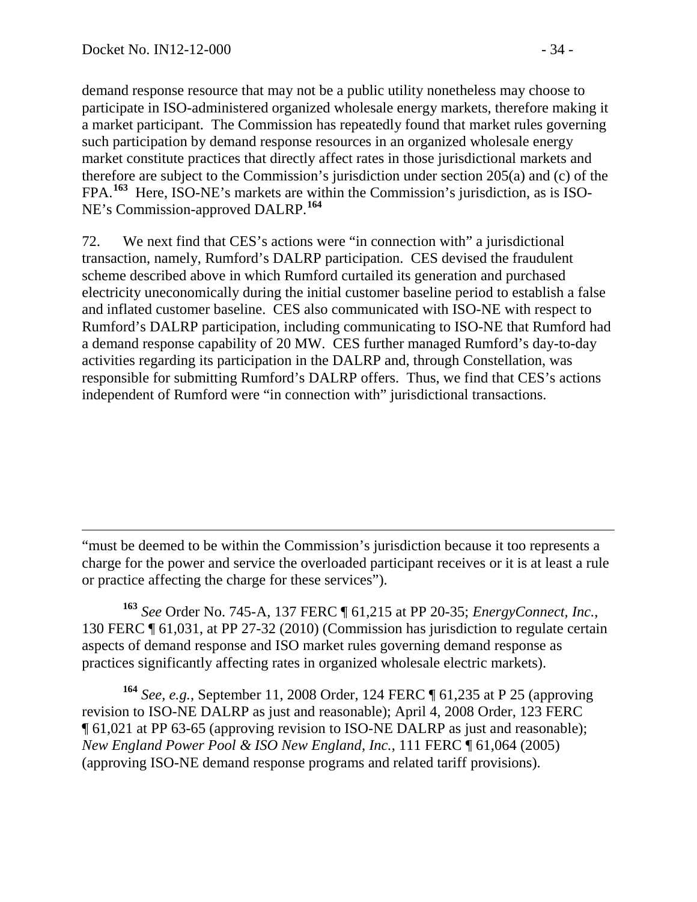demand response resource that may not be a public utility nonetheless may choose to participate in ISO-administered organized wholesale energy markets, therefore making it a market participant. The Commission has repeatedly found that market rules governing such participation by demand response resources in an organized wholesale energy market constitute practices that directly affect rates in those jurisdictional markets and therefore are subject to the Commission's jurisdiction under section 205(a) and (c) of the FPA.[163] Here, ISO-NE's markets are within the Commission's jurisdiction, as is ISO-NE's Commission-approved DALRP.[164]

72. We next find that CES's actions were "in connection with" a jurisdictional transaction, namely, Rumford's DALRP participation. CES devised the fraudulent scheme described above in which Rumford curtailed its generation and purchased electricity uneconomically during the initial customer baseline period to establish a false and inflated customer baseline. CES also communicated with ISO-NE with respect to Rumford's DALRP participation, including communicating to ISO-NE that Rumford had a demand response capability of 20 MW. CES further managed Rumford's day-to-day activities regarding its participation in the DALRP and, through Constellation, was responsible for submitting Rumford's DALRP offers. Thus, we find that CES's actions independent of Rumford were "in connection with" jurisdictional transactions.

---

"must be deemed to be within the Commission's jurisdiction because it too represents a charge for the power and service the overloaded participant receives or it is at least a rule or practice affecting the charge for these services").

[163] *See* Order No. 745-A, 137 FERC ¶ 61,215 at PP 20-35; *EnergyConnect, Inc.*, 130 FERC ¶ 61,031, at PP 27-32 (2010) (Commission has jurisdiction to regulate certain aspects of demand response and ISO market rules governing demand response as practices significantly affecting rates in organized wholesale electric markets).

[164] *See, e.g.*, September 11, 2008 Order, 124 FERC ¶ 61,235 at P 25 (approving revision to ISO-NE DALRP as just and reasonable); April 4, 2008 Order, 123 FERC ¶ 61,021 at PP 63-65 (approving revision to ISO-NE DALRP as just and reasonable); *New England Power Pool & ISO New England, Inc.*, 111 FERC ¶ 61,064 (2005) (approving ISO-NE demand response programs and related tariff provisions).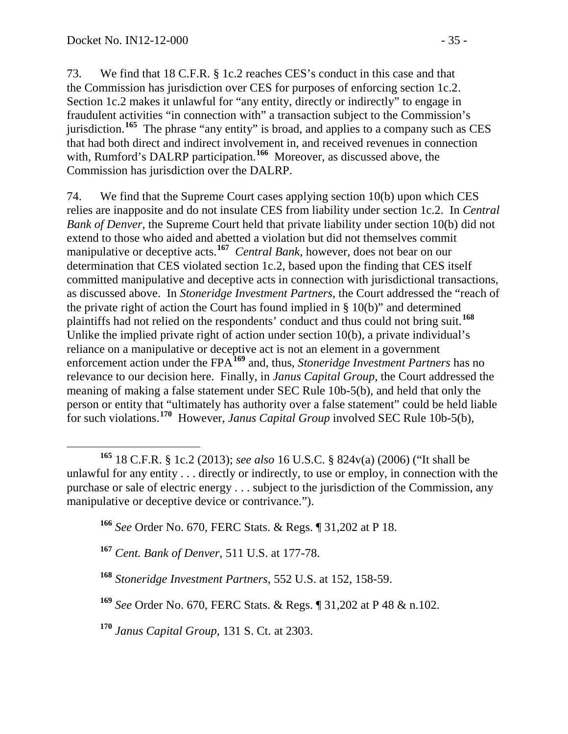73. We find that 18 C.F.R. § 1c.2 reaches CES's conduct in this case and that the Commission has jurisdiction over CES for purposes of enforcing section 1c.2. Section 1c.2 makes it unlawful for "any entity, directly or indirectly" to engage in fraudulent activities "in connection with" a transaction subject to the Commission's jurisdiction.[165] The phrase "any entity" is broad, and applies to a company such as CES that had both direct and indirect involvement in, and received revenues in connection with, Rumford's DALRP participation.[166] Moreover, as discussed above, the Commission has jurisdiction over the DALRP.

74. We find that the Supreme Court cases applying section 10(b) upon which CES relies are inapposite and do not insulate CES from liability under section 1c.2. In *Central Bank of Denver*, the Supreme Court held that private liability under section 10(b) did not extend to those who aided and abetted a violation but did not themselves commit manipulative or deceptive acts.[167] *Central Bank*, however, does not bear on our determination that CES violated section 1c.2, based upon the finding that CES itself committed manipulative and deceptive acts in connection with jurisdictional transactions, as discussed above. In *Stoneridge Investment Partners*, the Court addressed the "reach of the private right of action the Court has found implied in § 10(b)" and determined plaintiffs had not relied on the respondents' conduct and thus could not bring suit.[168] Unlike the implied private right of action under section 10(b), a private individual's reliance on a manipulative or deceptive act is not an element in a government enforcement action under the FPA[169] and, thus, *Stoneridge Investment Partners* has no relevance to our decision here. Finally, in *Janus Capital Group*, the Court addressed the meaning of making a false statement under SEC Rule 10b-5(b), and held that only the person or entity that "ultimately has authority over a false statement" could be held liable for such violations.[170] However, *Janus Capital Group* involved SEC Rule 10b-5(b),

---

[165] 18 C.F.R. § 1c.2 (2013); *see also* 16 U.S.C. § 824v(a) (2006) ("It shall be unlawful for any entity . . . directly or indirectly, to use or employ, in connection with the purchase or sale of electric energy . . . subject to the jurisdiction of the Commission, any manipulative or deceptive device or contrivance.").

[166] *See* Order No. 670, FERC Stats. & Regs. ¶ 31,202 at P 18.

[167] *Cent. Bank of Denver*, 511 U.S. at 177-78.

[168] *Stoneridge Investment Partners*, 552 U.S. at 152, 158-59.

[169] *See* Order No. 670, FERC Stats. & Regs. ¶ 31,202 at P 48 & n.102.

[170] *Janus Capital Group*, 131 S. Ct. at 2303.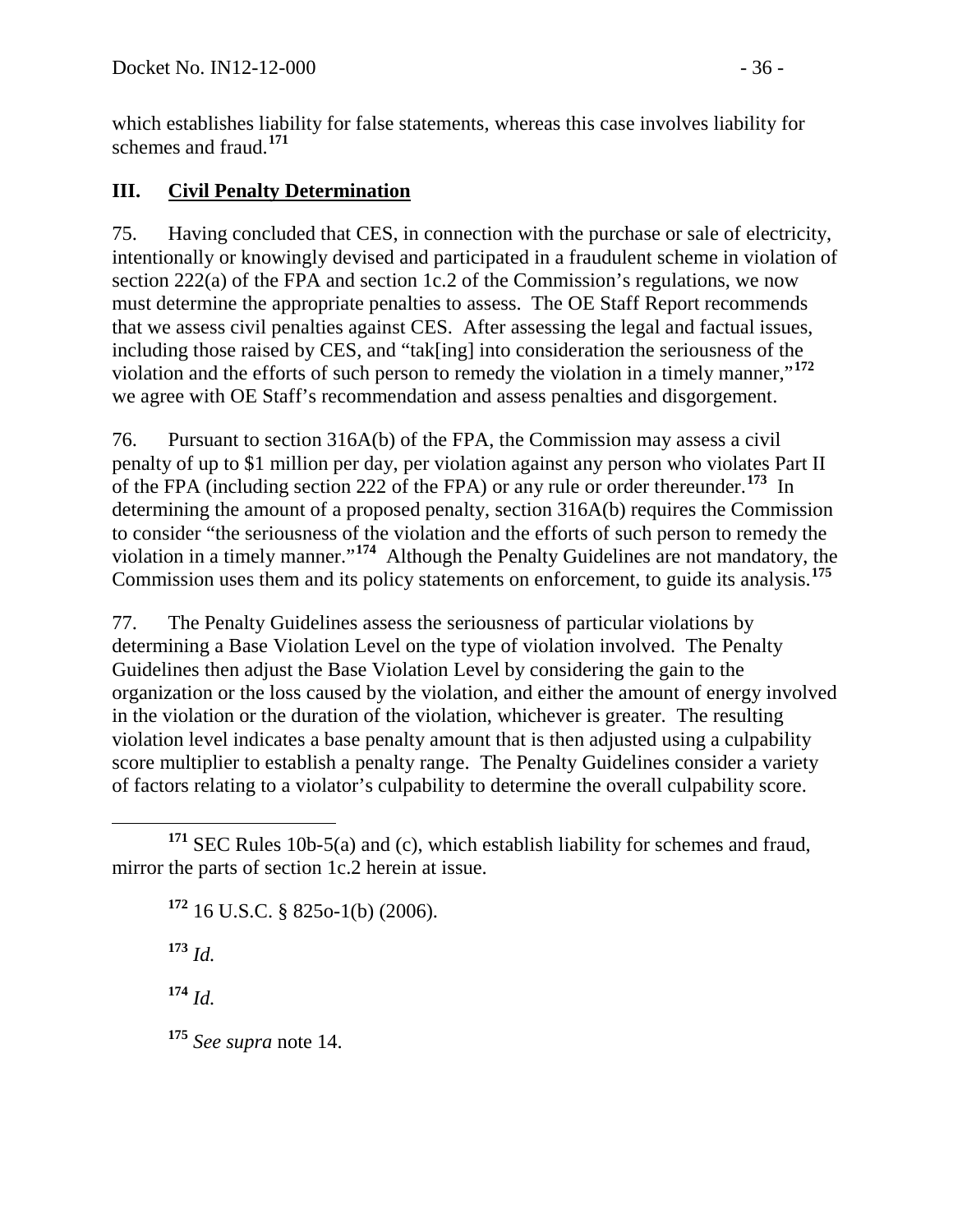which establishes liability for false statements, whereas this case involves liability for schemes and fraud.[171]

## III. Civil Penalty Determination

75. Having concluded that CES, in connection with the purchase or sale of electricity, intentionally or knowingly devised and participated in a fraudulent scheme in violation of section 222(a) of the FPA and section 1c.2 of the Commission's regulations, we now must determine the appropriate penalties to assess. The OE Staff Report recommends that we assess civil penalties against CES. After assessing the legal and factual issues, including those raised by CES, and "tak[ing] into consideration the seriousness of the violation and the efforts of such person to remedy the violation in a timely manner,"[172] we agree with OE Staff's recommendation and assess penalties and disgorgement.

76. Pursuant to section 316A(b) of the FPA, the Commission may assess a civil penalty of up to $1 million per day, per violation against any person who violates Part II of the FPA (including section 222 of the FPA) or any rule or order thereunder.[173] In determining the amount of a proposed penalty, section 316A(b) requires the Commission to consider "the seriousness of the violation and the efforts of such person to remedy the violation in a timely manner."[174] Although the Penalty Guidelines are not mandatory, the Commission uses them and its policy statements on enforcement, to guide its analysis.[175]

77. The Penalty Guidelines assess the seriousness of particular violations by determining a Base Violation Level on the type of violation involved. The Penalty Guidelines then adjust the Base Violation Level by considering the gain to the organization or the loss caused by the violation, and either the amount of energy involved in the violation or the duration of the violation, whichever is greater. The resulting violation level indicates a base penalty amount that is then adjusted using a culpability score multiplier to establish a penalty range. The Penalty Guidelines consider a variety of factors relating to a violator's culpability to determine the overall culpability score.

---

[171] SEC Rules 10b-5(a) and (c), which establish liability for schemes and fraud, mirror the parts of section 1c.2 herein at issue.

[172] 16 U.S.C. § 825o-1(b) (2006).

[173] *Id.*

[174] *Id.*

[175] *See supra* note 14.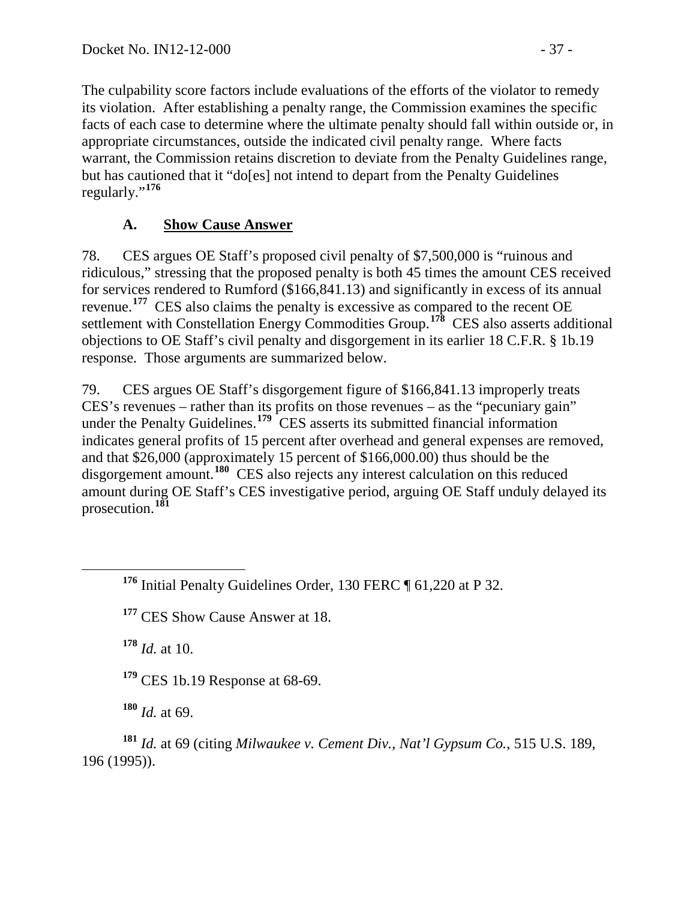The culpability score factors include evaluations of the efforts of the violator to remedy its violation. After establishing a penalty range, the Commission examines the specific facts of each case to determine where the ultimate penalty should fall within outside or, in appropriate circumstances, outside the indicated civil penalty range. Where facts warrant, the Commission retains discretion to deviate from the Penalty Guidelines range, but has cautioned that it "do[es] not intend to depart from the Penalty Guidelines regularly."[176]

## A. Show Cause Answer

78. CES argues OE Staff's proposed civil penalty of $7,500,000 is "ruinous and ridiculous," stressing that the proposed penalty is both 45 times the amount CES received for services rendered to Rumford ($166,841.13) and significantly in excess of its annual revenue.[177] CES also claims the penalty is excessive as compared to the recent OE settlement with Constellation Energy Commodities Group.[178] CES also asserts additional objections to OE Staff's civil penalty and disgorgement in its earlier 18 C.F.R. § 1b.19 response. Those arguments are summarized below.

79. CES argues OE Staff's disgorgement figure of $166,841.13 improperly treats CES's revenues – rather than its profits on those revenues – as the "pecuniary gain" under the Penalty Guidelines.[179] CES asserts its submitted financial information indicates general profits of 15 percent after overhead and general expenses are removed, and that $26,000 (approximately 15 percent of $166,000.00) thus should be the disgorgement amount.[180] CES also rejects any interest calculation on this reduced amount during OE Staff's CES investigative period, arguing OE Staff unduly delayed its prosecution.[181]

---

[176] Initial Penalty Guidelines Order, 130 FERC ¶ 61,220 at P 32.

[177] CES Show Cause Answer at 18.

[178] *Id.* at 10.

[179] CES 1b.19 Response at 68-69.

[180] *Id.* at 69.

[181] *Id.* at 69 (citing *Milwaukee v. Cement Div., Nat'l Gypsum Co.*, 515 U.S. 189, 196 (1995)).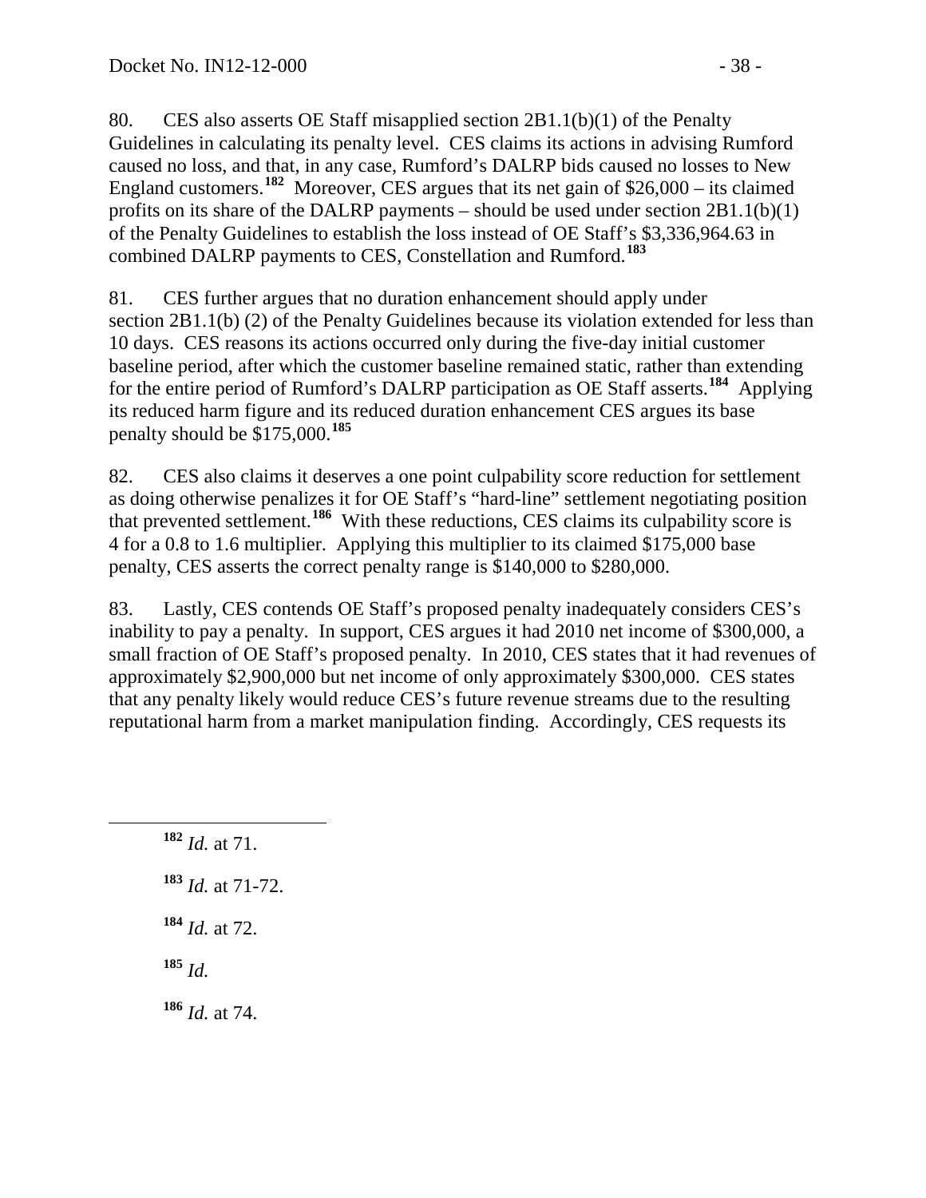80. CES also asserts OE Staff misapplied section 2B1.1(b)(1) of the Penalty Guidelines in calculating its penalty level. CES claims its actions in advising Rumford caused no loss, and that, in any case, Rumford's DALRP bids caused no losses to New England customers.[182] Moreover, CES argues that its net gain of $26,000 – its claimed profits on its share of the DALRP payments – should be used under section 2B1.1(b)(1) of the Penalty Guidelines to establish the loss instead of OE Staff's $3,336,964.63 in combined DALRP payments to CES, Constellation and Rumford.[183]

81. CES further argues that no duration enhancement should apply under section 2B1.1(b) (2) of the Penalty Guidelines because its violation extended for less than 10 days. CES reasons its actions occurred only during the five-day initial customer baseline period, after which the customer baseline remained static, rather than extending for the entire period of Rumford's DALRP participation as OE Staff asserts.[184] Applying its reduced harm figure and its reduced duration enhancement CES argues its base penalty should be $175,000.[185]

82. CES also claims it deserves a one point culpability score reduction for settlement as doing otherwise penalizes it for OE Staff's "hard-line" settlement negotiating position that prevented settlement.[186] With these reductions, CES claims its culpability score is 4 for a 0.8 to 1.6 multiplier. Applying this multiplier to its claimed $175,000 base penalty, CES asserts the correct penalty range is $140,000 to $280,000.

83. Lastly, CES contends OE Staff's proposed penalty inadequately considers CES's inability to pay a penalty. In support, CES argues it had 2010 net income of $300,000, a small fraction of OE Staff's proposed penalty. In 2010, CES states that it had revenues of approximately $2,900,000 but net income of only approximately $300,000. CES states that any penalty likely would reduce CES's future revenue streams due to the resulting reputational harm from a market manipulation finding. Accordingly, CES requests its

---

[182] *Id.* at 71.

[183] *Id.* at 71-72.

[184] *Id.* at 72.

[185] *Id.*

[186] *Id.* at 74.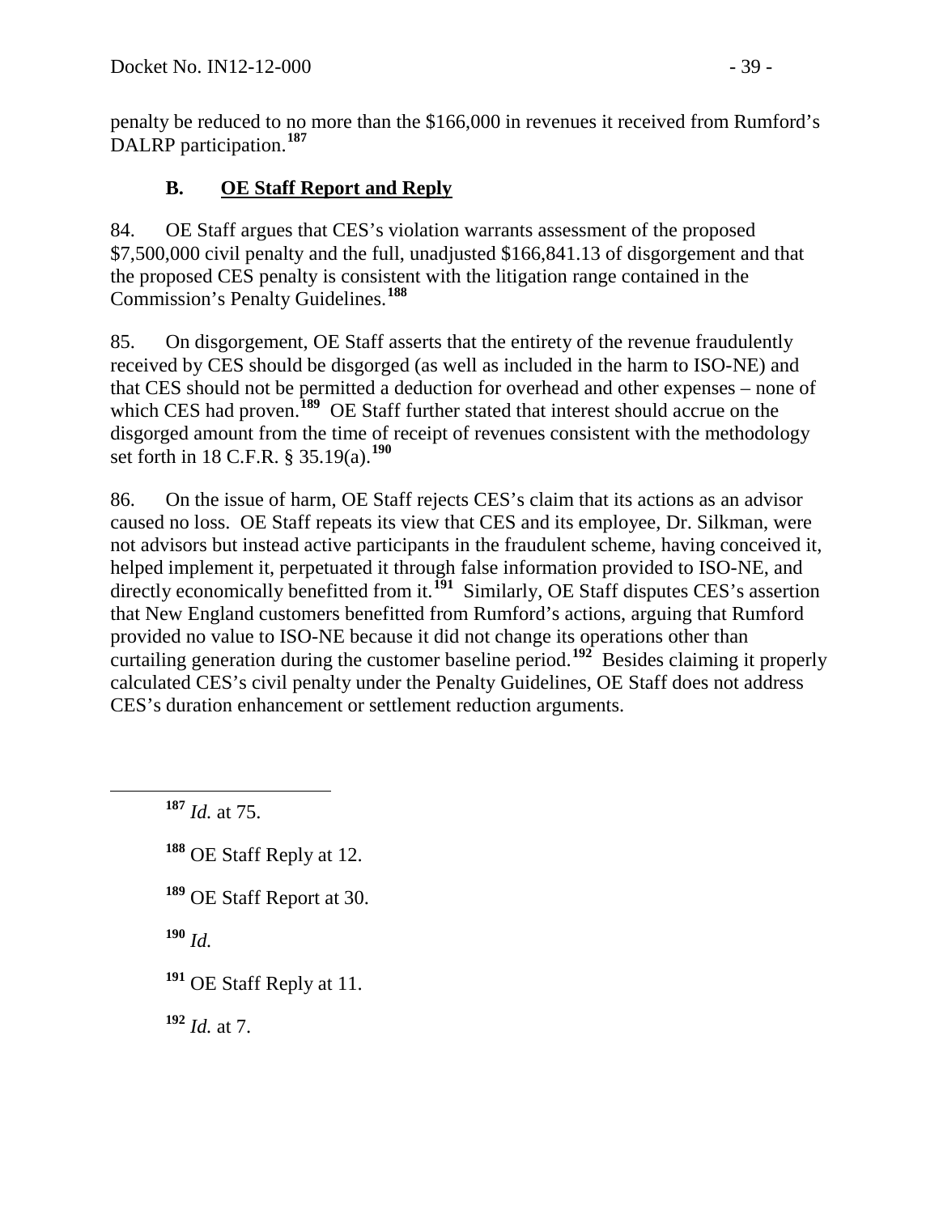penalty be reduced to no more than the $166,000 in revenues it received from Rumford's DALRP participation.[187]

### B. <u>OE Staff Report and Reply</u>

84. OE Staff argues that CES's violation warrants assessment of the proposed $7,500,000 civil penalty and the full, unadjusted $166,841.13 of disgorgement and that the proposed CES penalty is consistent with the litigation range contained in the Commission's Penalty Guidelines.[188]

85. On disgorgement, OE Staff asserts that the entirety of the revenue fraudulently received by CES should be disgorged (as well as included in the harm to ISO-NE) and that CES should not be permitted a deduction for overhead and other expenses – none of which CES had proven.[189] OE Staff further stated that interest should accrue on the disgorged amount from the time of receipt of revenues consistent with the methodology set forth in 18 C.F.R. § 35.19(a).[190]

86. On the issue of harm, OE Staff rejects CES's claim that its actions as an advisor caused no loss. OE Staff repeats its view that CES and its employee, Dr. Silkman, were not advisors but instead active participants in the fraudulent scheme, having conceived it, helped implement it, perpetuated it through false information provided to ISO-NE, and directly economically benefitted from it.[191] Similarly, OE Staff disputes CES's assertion that New England customers benefitted from Rumford's actions, arguing that Rumford provided no value to ISO-NE because it did not change its operations other than curtailing generation during the customer baseline period.[192] Besides claiming it properly calculated CES's civil penalty under the Penalty Guidelines, OE Staff does not address CES's duration enhancement or settlement reduction arguments.

---

[187] *Id.* at 75.

[188] OE Staff Reply at 12.

[189] OE Staff Report at 30.

[190] *Id.*

[191] OE Staff Reply at 11.

[192] *Id.* at 7.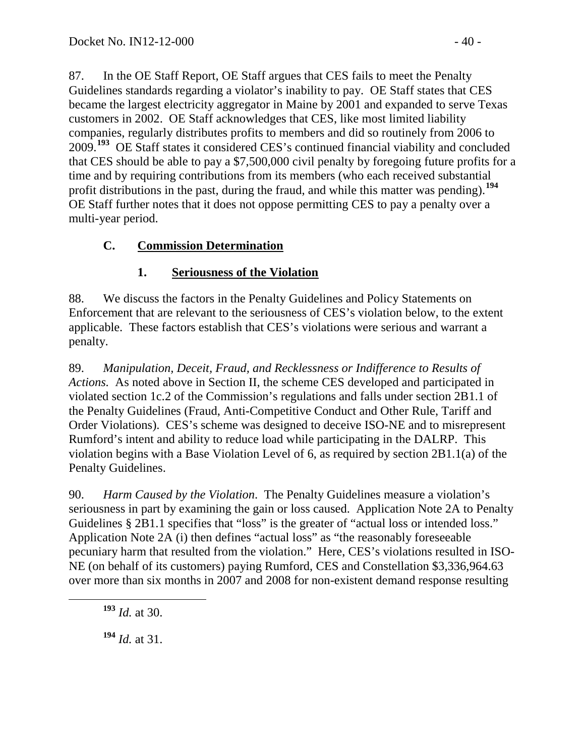87. In the OE Staff Report, OE Staff argues that CES fails to meet the Penalty Guidelines standards regarding a violator's inability to pay. OE Staff states that CES became the largest electricity aggregator in Maine by 2001 and expanded to serve Texas customers in 2002. OE Staff acknowledges that CES, like most limited liability companies, regularly distributes profits to members and did so routinely from 2006 to 2009.[193] OE Staff states it considered CES's continued financial viability and concluded that CES should be able to pay a $7,500,000 civil penalty by foregoing future profits for a time and by requiring contributions from its members (who each received substantial profit distributions in the past, during the fraud, and while this matter was pending).[194] OE Staff further notes that it does not oppose permitting CES to pay a penalty over a multi-year period.

## C. Commission Determination

### 1. Seriousness of the Violation

88. We discuss the factors in the Penalty Guidelines and Policy Statements on Enforcement that are relevant to the seriousness of CES's violation below, to the extent applicable. These factors establish that CES's violations were serious and warrant a penalty.

89. *Manipulation, Deceit, Fraud, and Recklessness or Indifference to Results of Actions.* As noted above in Section II, the scheme CES developed and participated in violated section 1c.2 of the Commission's regulations and falls under section 2B1.1 of the Penalty Guidelines (Fraud, Anti-Competitive Conduct and Other Rule, Tariff and Order Violations). CES's scheme was designed to deceive ISO-NE and to misrepresent Rumford's intent and ability to reduce load while participating in the DALRP. This violation begins with a Base Violation Level of 6, as required by section 2B1.1(a) of the Penalty Guidelines.

90. *Harm Caused by the Violation.* The Penalty Guidelines measure a violation's seriousness in part by examining the gain or loss caused. Application Note 2A to Penalty Guidelines § 2B1.1 specifies that "loss" is the greater of "actual loss or intended loss." Application Note 2A (i) then defines "actual loss" as "the reasonably foreseeable pecuniary harm that resulted from the violation." Here, CES's violations resulted in ISO-NE (on behalf of its customers) paying Rumford, CES and Constellation $3,336,964.63 over more than six months in 2007 and 2008 for non-existent demand response resulting

[193] *Id.* at 30.

[194] *Id.* at 31.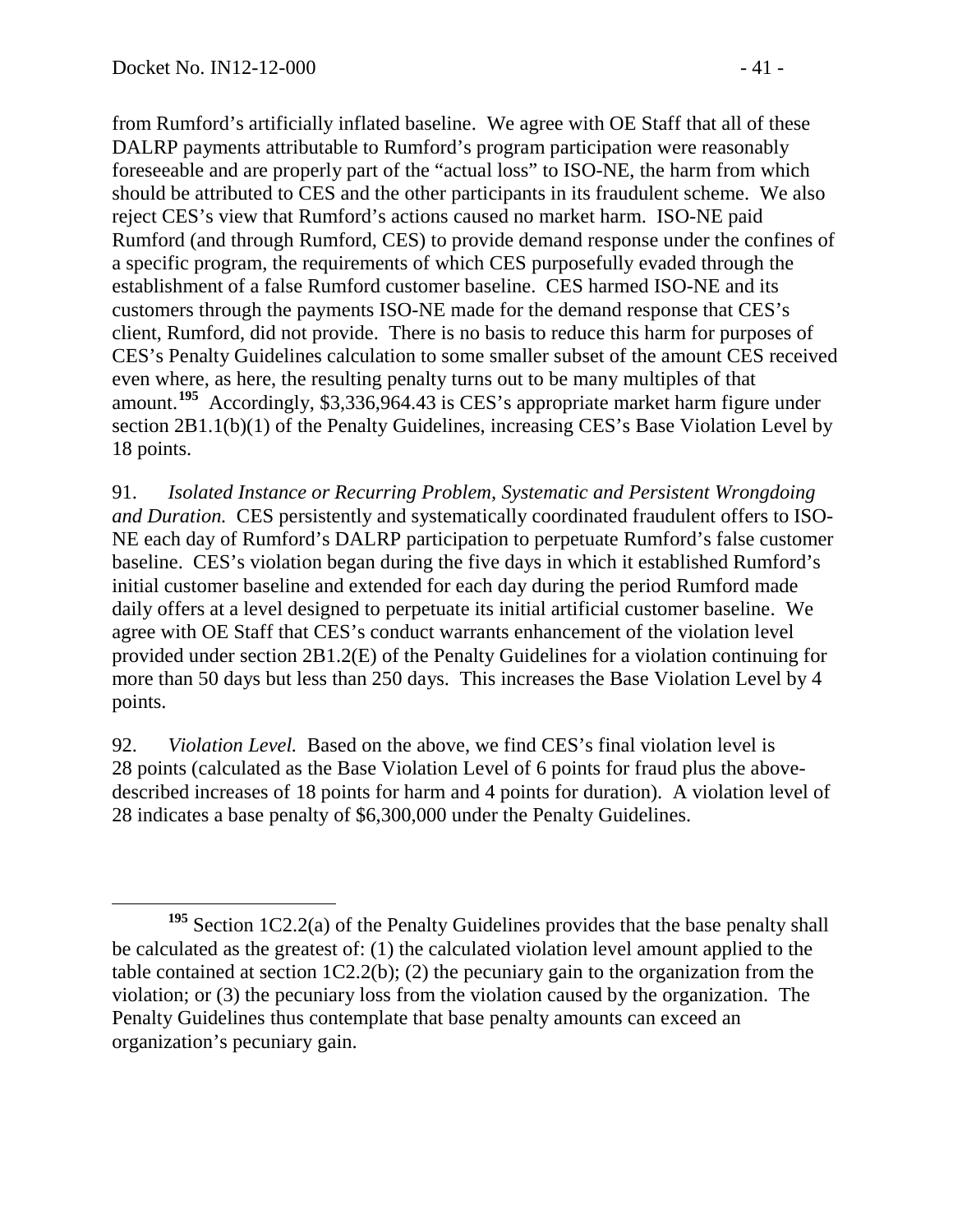from Rumford's artificially inflated baseline. We agree with OE Staff that all of these DALRP payments attributable to Rumford's program participation were reasonably foreseeable and are properly part of the "actual loss" to ISO-NE, the harm from which should be attributed to CES and the other participants in its fraudulent scheme. We also reject CES's view that Rumford's actions caused no market harm. ISO-NE paid Rumford (and through Rumford, CES) to provide demand response under the confines of a specific program, the requirements of which CES purposefully evaded through the establishment of a false Rumford customer baseline. CES harmed ISO-NE and its customers through the payments ISO-NE made for the demand response that CES's client, Rumford, did not provide. There is no basis to reduce this harm for purposes of CES's Penalty Guidelines calculation to some smaller subset of the amount CES received even where, as here, the resulting penalty turns out to be many multiples of that amount.[195] Accordingly, $3,336,964.43 is CES's appropriate market harm figure under section 2B1.1(b)(1) of the Penalty Guidelines, increasing CES's Base Violation Level by 18 points.

91. *Isolated Instance or Recurring Problem, Systematic and Persistent Wrongdoing and Duration.* CES persistently and systematically coordinated fraudulent offers to ISO-NE each day of Rumford's DALRP participation to perpetuate Rumford's false customer baseline. CES's violation began during the five days in which it established Rumford's initial customer baseline and extended for each day during the period Rumford made daily offers at a level designed to perpetuate its initial artificial customer baseline. We agree with OE Staff that CES's conduct warrants enhancement of the violation level provided under section 2B1.2(E) of the Penalty Guidelines for a violation continuing for more than 50 days but less than 250 days. This increases the Base Violation Level by 4 points.

92. *Violation Level.* Based on the above, we find CES's final violation level is 28 points (calculated as the Base Violation Level of 6 points for fraud plus the above-described increases of 18 points for harm and 4 points for duration). A violation level of 28 indicates a base penalty of $6,300,000 under the Penalty Guidelines.

---

[195] Section 1C2.2(a) of the Penalty Guidelines provides that the base penalty shall be calculated as the greatest of: (1) the calculated violation level amount applied to the table contained at section 1C2.2(b); (2) the pecuniary gain to the organization from the violation; or (3) the pecuniary loss from the violation caused by the organization. The Penalty Guidelines thus contemplate that base penalty amounts can exceed an organization's pecuniary gain.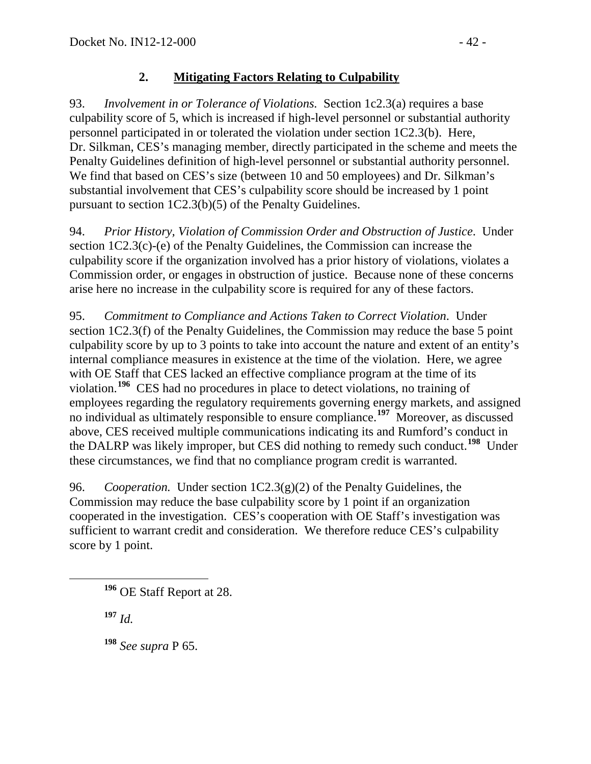## 2. **Mitigating Factors Relating to Culpability**

93. *Involvement in or Tolerance of Violations.* Section 1c2.3(a) requires a base culpability score of 5, which is increased if high-level personnel or substantial authority personnel participated in or tolerated the violation under section 1C2.3(b). Here, Dr. Silkman, CES's managing member, directly participated in the scheme and meets the Penalty Guidelines definition of high-level personnel or substantial authority personnel. We find that based on CES's size (between 10 and 50 employees) and Dr. Silkman's substantial involvement that CES's culpability score should be increased by 1 point pursuant to section 1C2.3(b)(5) of the Penalty Guidelines.

94. *Prior History, Violation of Commission Order and Obstruction of Justice*. Under section 1C2.3(c)-(e) of the Penalty Guidelines, the Commission can increase the culpability score if the organization involved has a prior history of violations, violates a Commission order, or engages in obstruction of justice. Because none of these concerns arise here no increase in the culpability score is required for any of these factors.

95. *Commitment to Compliance and Actions Taken to Correct Violation*. Under section 1C2.3(f) of the Penalty Guidelines, the Commission may reduce the base 5 point culpability score by up to 3 points to take into account the nature and extent of an entity's internal compliance measures in existence at the time of the violation. Here, we agree with OE Staff that CES lacked an effective compliance program at the time of its violation.[196] CES had no procedures in place to detect violations, no training of employees regarding the regulatory requirements governing energy markets, and assigned no individual as ultimately responsible to ensure compliance.[197] Moreover, as discussed above, CES received multiple communications indicating its and Rumford's conduct in the DALRP was likely improper, but CES did nothing to remedy such conduct.[198] Under these circumstances, we find that no compliance program credit is warranted.

96. *Cooperation.* Under section 1C2.3(g)(2) of the Penalty Guidelines, the Commission may reduce the base culpability score by 1 point if an organization cooperated in the investigation. CES's cooperation with OE Staff's investigation was sufficient to warrant credit and consideration. We therefore reduce CES's culpability score by 1 point.

---

[196] OE Staff Report at 28.

[197] *Id.*

[198] *See supra* P 65.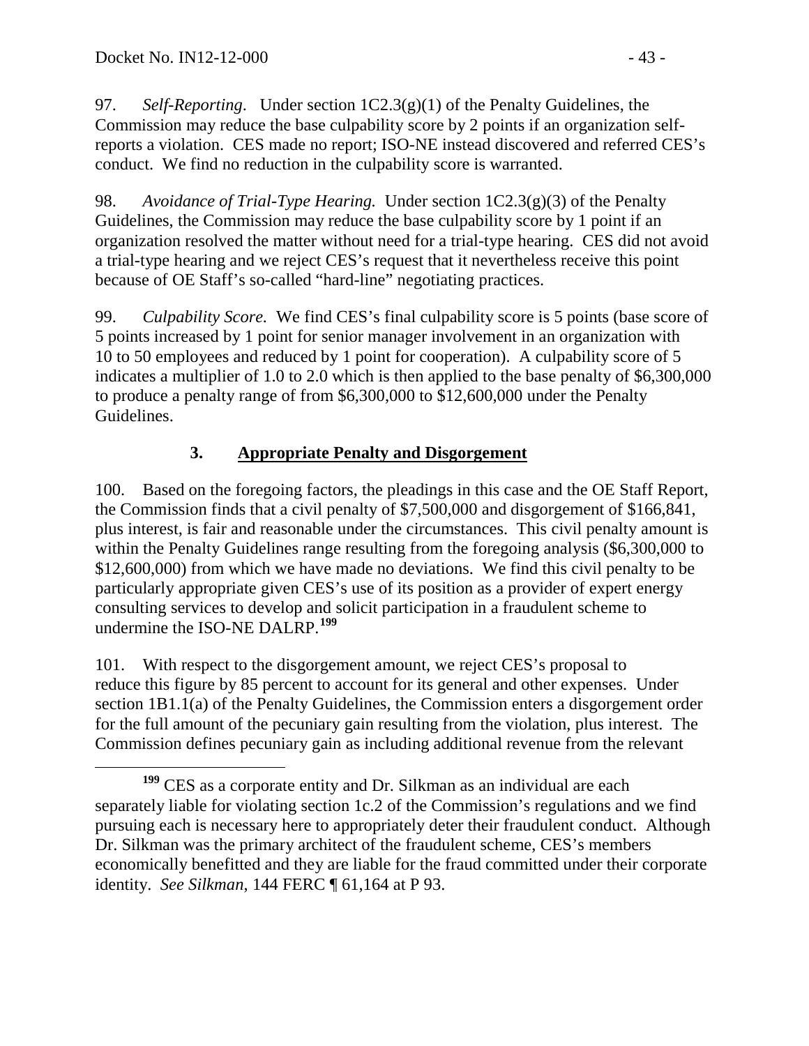97. *Self-Reporting*. Under section 1C2.3(g)(1) of the Penalty Guidelines, the Commission may reduce the base culpability score by 2 points if an organization self-reports a violation. CES made no report; ISO-NE instead discovered and referred CES's conduct. We find no reduction in the culpability score is warranted.

98. *Avoidance of Trial-Type Hearing.* Under section 1C2.3(g)(3) of the Penalty Guidelines, the Commission may reduce the base culpability score by 1 point if an organization resolved the matter without need for a trial-type hearing. CES did not avoid a trial-type hearing and we reject CES's request that it nevertheless receive this point because of OE Staff's so-called "hard-line" negotiating practices.

99. *Culpability Score.* We find CES's final culpability score is 5 points (base score of 5 points increased by 1 point for senior manager involvement in an organization with 10 to 50 employees and reduced by 1 point for cooperation). A culpability score of 5 indicates a multiplier of 1.0 to 2.0 which is then applied to the base penalty of $6,300,000 to produce a penalty range of from $6,300,000 to $12,600,000 under the Penalty Guidelines.

### 3. Appropriate Penalty and Disgorgement

100. Based on the foregoing factors, the pleadings in this case and the OE Staff Report, the Commission finds that a civil penalty of $7,500,000 and disgorgement of $166,841, plus interest, is fair and reasonable under the circumstances. This civil penalty amount is within the Penalty Guidelines range resulting from the foregoing analysis ($6,300,000 to $12,600,000) from which we have made no deviations. We find this civil penalty to be particularly appropriate given CES's use of its position as a provider of expert energy consulting services to develop and solicit participation in a fraudulent scheme to undermine the ISO-NE DALRP.[199]

101. With respect to the disgorgement amount, we reject CES's proposal to reduce this figure by 85 percent to account for its general and other expenses. Under section 1B1.1(a) of the Penalty Guidelines, the Commission enters a disgorgement order for the full amount of the pecuniary gain resulting from the violation, plus interest. The Commission defines pecuniary gain as including additional revenue from the relevant

---

[199] CES as a corporate entity and Dr. Silkman as an individual are each separately liable for violating section 1c.2 of the Commission's regulations and we find pursuing each is necessary here to appropriately deter their fraudulent conduct. Although Dr. Silkman was the primary architect of the fraudulent scheme, CES's members economically benefitted and they are liable for the fraud committed under their corporate identity. *See Silkman*, 144 FERC ¶ 61,164 at P 93.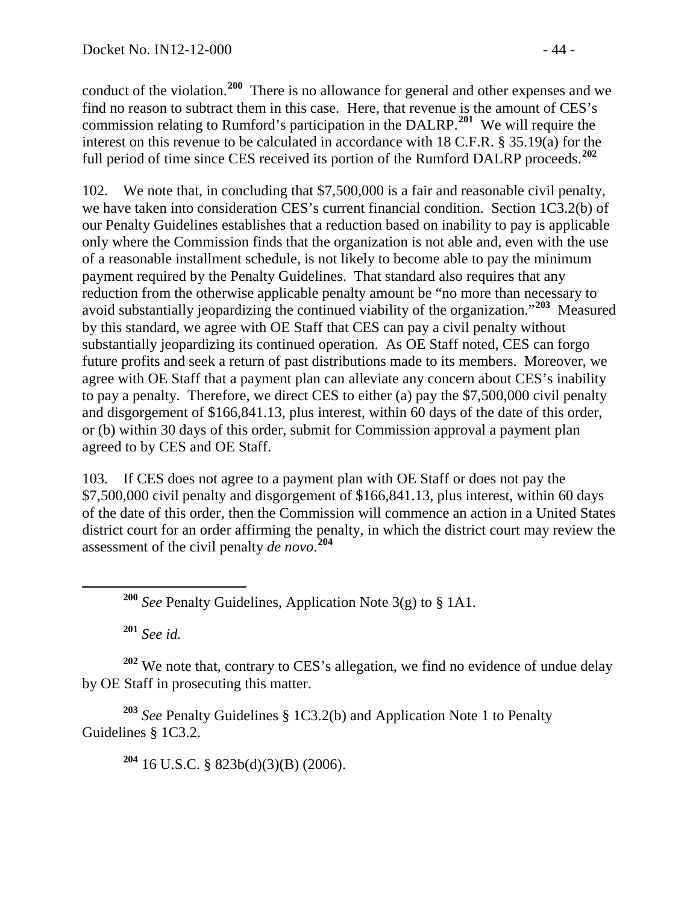conduct of the violation.[200] There is no allowance for general and other expenses and we find no reason to subtract them in this case. Here, that revenue is the amount of CES's commission relating to Rumford's participation in the DALRP.[201] We will require the interest on this revenue to be calculated in accordance with 18 C.F.R. § 35.19(a) for the full period of time since CES received its portion of the Rumford DALRP proceeds.[202]

102. We note that, in concluding that $7,500,000 is a fair and reasonable civil penalty, we have taken into consideration CES's current financial condition. Section 1C3.2(b) of our Penalty Guidelines establishes that a reduction based on inability to pay is applicable only where the Commission finds that the organization is not able and, even with the use of a reasonable installment schedule, is not likely to become able to pay the minimum payment required by the Penalty Guidelines. That standard also requires that any reduction from the otherwise applicable penalty amount be "no more than necessary to avoid substantially jeopardizing the continued viability of the organization."[203] Measured by this standard, we agree with OE Staff that CES can pay a civil penalty without substantially jeopardizing its continued operation. As OE Staff noted, CES can forgo future profits and seek a return of past distributions made to its members. Moreover, we agree with OE Staff that a payment plan can alleviate any concern about CES's inability to pay a penalty. Therefore, we direct CES to either (a) pay the $7,500,000 civil penalty and disgorgement of $166,841.13, plus interest, within 60 days of the date of this order, or (b) within 30 days of this order, submit for Commission approval a payment plan agreed to by CES and OE Staff.

103. If CES does not agree to a payment plan with OE Staff or does not pay the $7,500,000 civil penalty and disgorgement of $166,841.13, plus interest, within 60 days of the date of this order, then the Commission will commence an action in a United States district court for an order affirming the penalty, in which the district court may review the assessment of the civil penalty *de novo*.[204]

---

[200] *See* Penalty Guidelines, Application Note 3(g) to § 1A1.

[201] *See id.*

[202] We note that, contrary to CES's allegation, we find no evidence of undue delay by OE Staff in prosecuting this matter.

[203] *See* Penalty Guidelines § 1C3.2(b) and Application Note 1 to Penalty Guidelines § 1C3.2.

[204] 16 U.S.C. § 823b(d)(3)(B) (2006).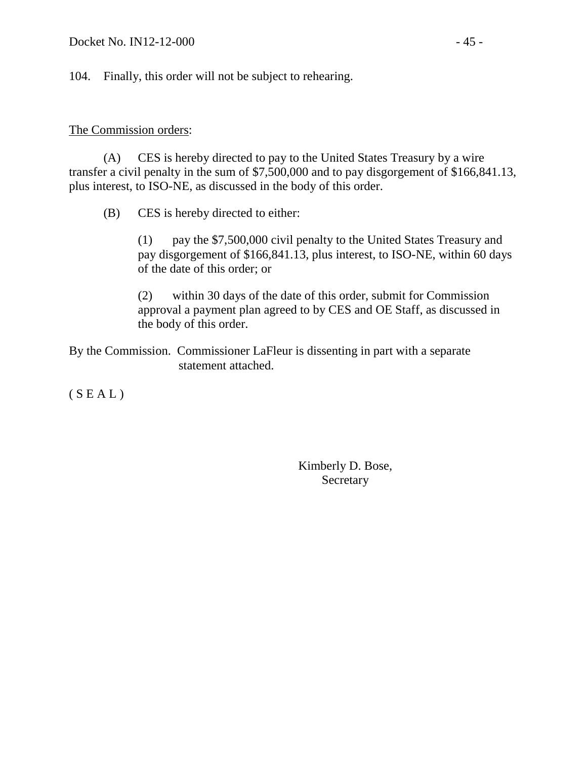104. Finally, this order will not be subject to rehearing.

The Commission orders:

(A) CES is hereby directed to pay to the United States Treasury by a wire transfer a civil penalty in the sum of $7,500,000 and to pay disgorgement of $166,841.13, plus interest, to ISO-NE, as discussed in the body of this order.

(B) CES is hereby directed to either:

(1) pay the $7,500,000 civil penalty to the United States Treasury and pay disgorgement of $166,841.13, plus interest, to ISO-NE, within 60 days of the date of this order; or

(2) within 30 days of the date of this order, submit for Commission approval a payment plan agreed to by CES and OE Staff, as discussed in the body of this order.

By the Commission. Commissioner LaFleur is dissenting in part with a separate statement attached.

( S E A L )

Kimberly D. Bose,
Secretary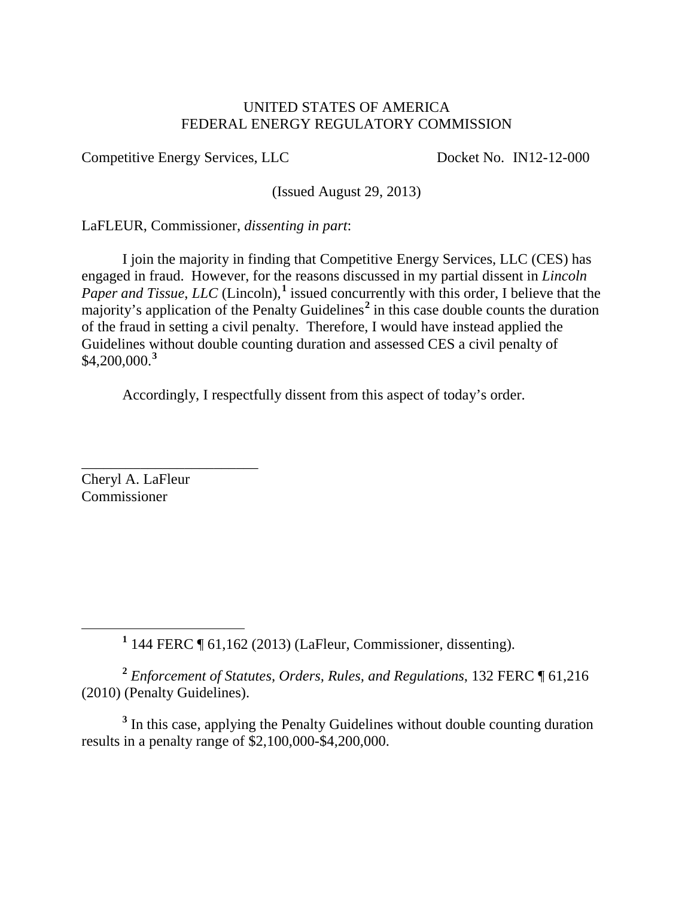UNITED STATES OF AMERICA
FEDERAL ENERGY REGULATORY COMMISSION

Competitive Energy Services, LLC Docket No. IN12-12-000

(Issued August 29, 2013)

LaFLEUR, Commissioner, *dissenting in part*:

I join the majority in finding that Competitive Energy Services, LLC (CES) has engaged in fraud. However, for the reasons discussed in my partial dissent in *Lincoln Paper and Tissue*, *LLC* (Lincoln),[1] issued concurrently with this order, I believe that the majority's application of the Penalty Guidelines[2] in this case double counts the duration of the fraud in setting a civil penalty. Therefore, I would have instead applied the Guidelines without double counting duration and assessed CES a civil penalty of $4,200,000.[3]

Accordingly, I respectfully dissent from this aspect of today's order.

\_\_\_\_\_\_\_\_\_\_\_\_\_\_\_\_\_\_\_\_\_\_\_\_\_
Cheryl A. LaFleur
Commissioner

---

[1] 144 FERC ¶ 61,162 (2013) (LaFleur, Commissioner, dissenting).

[2] *Enforcement of Statutes, Orders, Rules, and Regulations*, 132 FERC ¶ 61,216 (2010) (Penalty Guidelines).

[3] In this case, applying the Penalty Guidelines without double counting duration results in a penalty range of $2,100,000-$4,200,000.